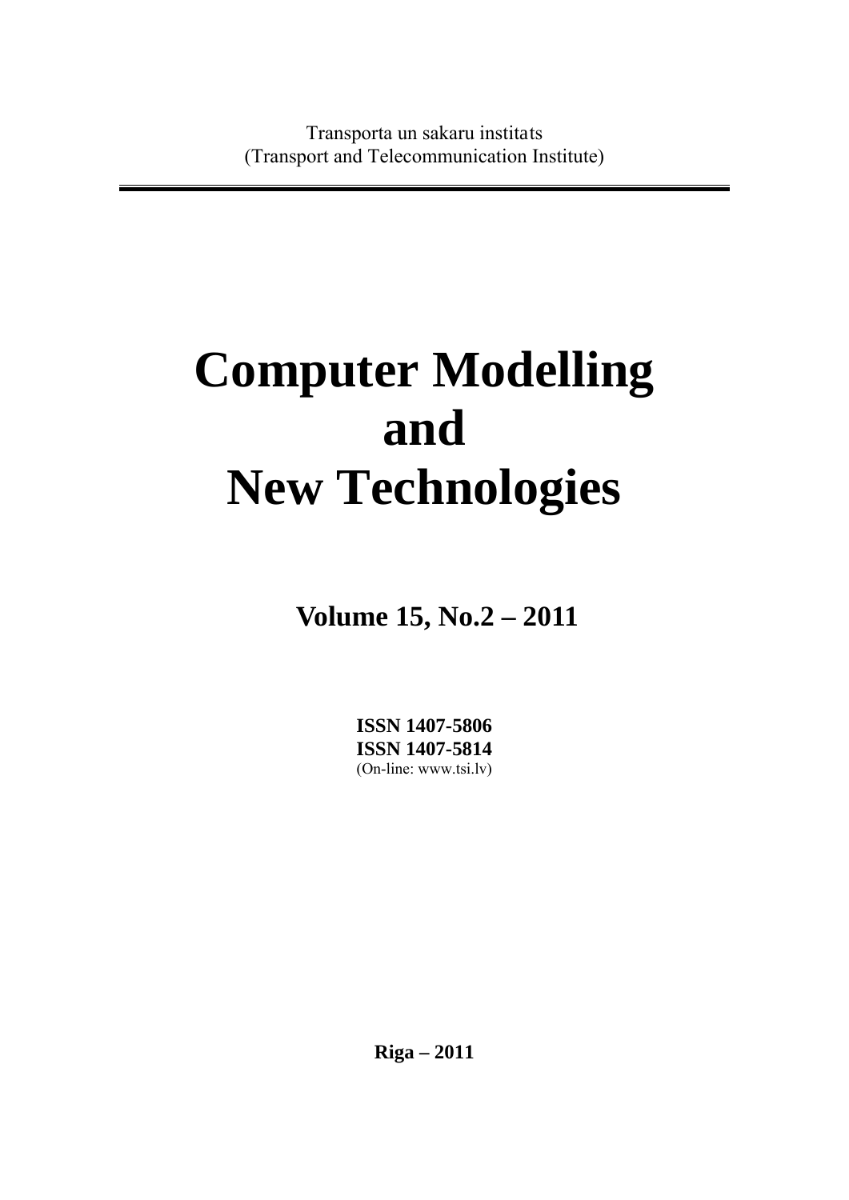Transporta un sakaru institats
(Transport and Telecommunication Institute)

# Computer Modelling and New Technologies

## Volume 15, No.2 – 2011

**ISSN 1407-5806**
**ISSN 1407-5814**
(On-line: www.tsi.lv)

**Riga – 2011**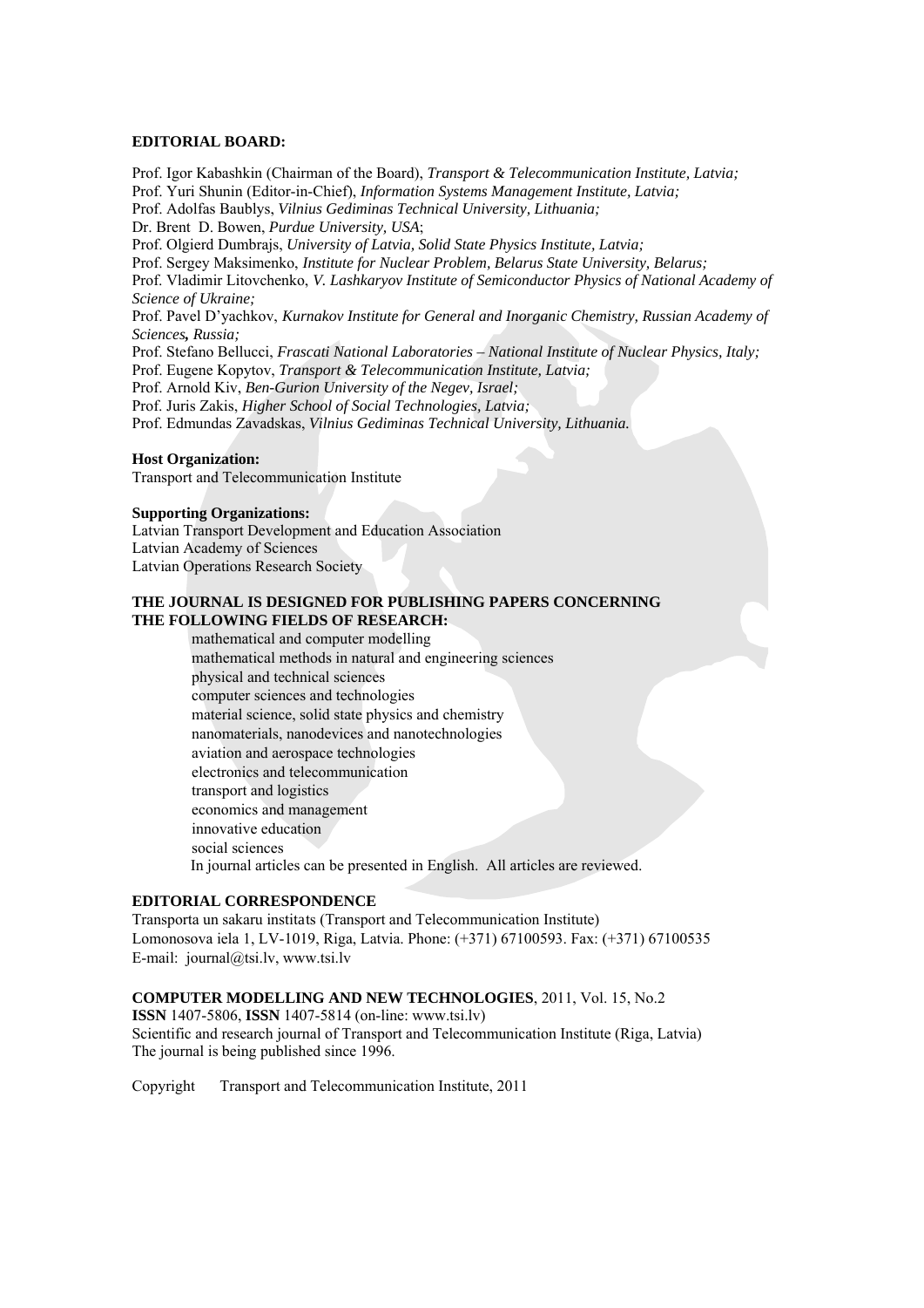**EDITORIAL BOARD:**

Prof. Igor Kabashkin (Chairman of the Board), *Transport & Telecommunication Institute, Latvia;*
Prof. Yuri Shunin (Editor-in-Chief), *Information Systems Management Institute, Latvia;*
Prof. Adolfas Baublys, *Vilnius Gediminas Technical University, Lithuania;*
Dr. Brent D. Bowen, *Purdue University, USA*;
Prof. Olgierd Dumbrajs, *University of Latvia, Solid State Physics Institute, Latvia;*
Prof. Sergey Maksimenko, *Institute for Nuclear Problem, Belarus State University, Belarus;*
Prof. Vladimir Litovchenko, *V. Lashkaryov Institute of Semiconductor Physics of National Academy of Science of Ukraine;*
Prof. Pavel D'yachkov, *Kurnakov Institute for General and Inorganic Chemistry, Russian Academy of Sciences, Russia;*
Prof. Stefano Bellucci, *Frascati National Laboratories – National Institute of Nuclear Physics, Italy;*
Prof. Eugene Kopytov, *Transport & Telecommunication Institute, Latvia;*
Prof. Arnold Kiv, *Ben-Gurion University of the Negev, Israel;*
Prof. Juris Zakis, *Higher School of Social Technologies, Latvia;*
Prof. Edmundas Zavadskas, *Vilnius Gediminas Technical University, Lithuania.*

**Host Organization:**
Transport and Telecommunication Institute

**Supporting Organizations:**
Latvian Transport Development and Education Association
Latvian Academy of Sciences
Latvian Operations Research Society

**THE JOURNAL IS DESIGNED FOR PUBLISHING PAPERS CONCERNING THE FOLLOWING FIELDS OF RESEARCH:**

- mathematical and computer modelling
- mathematical methods in natural and engineering sciences
- physical and technical sciences
- computer sciences and technologies
- material science, solid state physics and chemistry
- nanomaterials, nanodevices and nanotechnologies
- aviation and aerospace technologies
- electronics and telecommunication
- transport and logistics
- economics and management
- innovative education
- social sciences

In journal articles can be presented in English. All articles are reviewed.

**EDITORIAL CORRESPONDENCE**
Transporta un sakaru institats (Transport and Telecommunication Institute)
Lomonosova iela 1, LV-1019, Riga, Latvia. Phone: (+371) 67100593. Fax: (+371) 67100535
E-mail: journal@tsi.lv, www.tsi.lv

**COMPUTER MODELLING AND NEW TECHNOLOGIES**, 2011, Vol. 15, No.2
**ISSN** 1407-5806, **ISSN** 1407-5814 (on-line: www.tsi.lv)
Scientific and research journal of Transport and Telecommunication Institute (Riga, Latvia)
The journal is being published since 1996.

Copyright Transport and Telecommunication Institute, 2011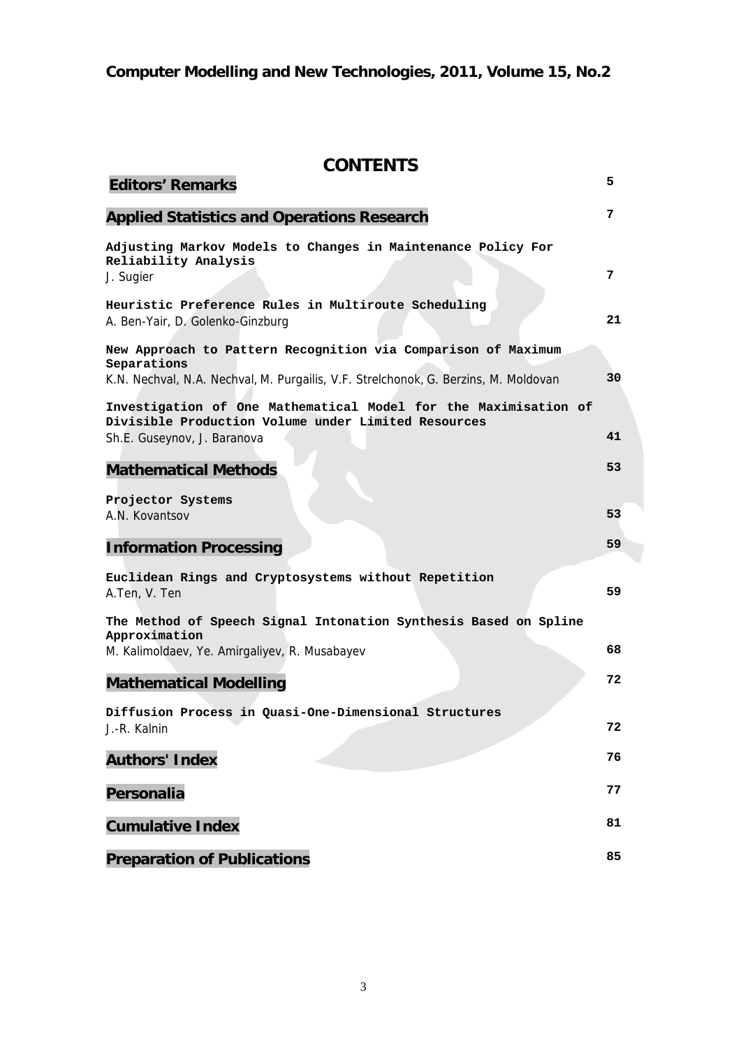Computer Modelling and New Technologies, 2011, Volume 15, No.2

# CONTENTS

| | |
|---|---|
| **Editors' Remarks** | 5 |
| **Applied Statistics and Operations Research** | 7 |
| **Adjusting Markov Models to Changes in Maintenance Policy For Reliability Analysis**<br>J. Sugier | 7 |
| **Heuristic Preference Rules in Multiroute Scheduling**<br>A. Ben-Yair, D. Golenko-Ginzburg | 21 |
| **New Approach to Pattern Recognition via Comparison of Maximum Separations**<br>K.N. Nechval, N.A. Nechval, M. Purgailis, V.F. Strelchonok, G. Berzins, M. Moldovan | 30 |
| **Investigation of One Mathematical Model for the Maximisation of Divisible Production Volume under Limited Resources**<br>Sh.E. Guseynov, J. Baranova | 41 |
| **Mathematical Methods** | 53 |
| **Projector Systems**<br>A.N. Kovantsov | 53 |
| **Information Processing** | 59 |
| **Euclidean Rings and Cryptosystems without Repetition**<br>A.Ten, V. Ten | 59 |
| **The Method of Speech Signal Intonation Synthesis Based on Spline Approximation**<br>M. Kalimoldaev, Ye. Amirgaliyev, R. Musabayev | 68 |
| **Mathematical Modelling** | 72 |
| **Diffusion Process in Quasi-One-Dimensional Structures**<br>J.-R. Kalnin | 72 |
| **Authors' Index** | 76 |
| **Personalia** | 77 |
| **Cumulative Index** | 81 |
| **Preparation of Publications** | 85 |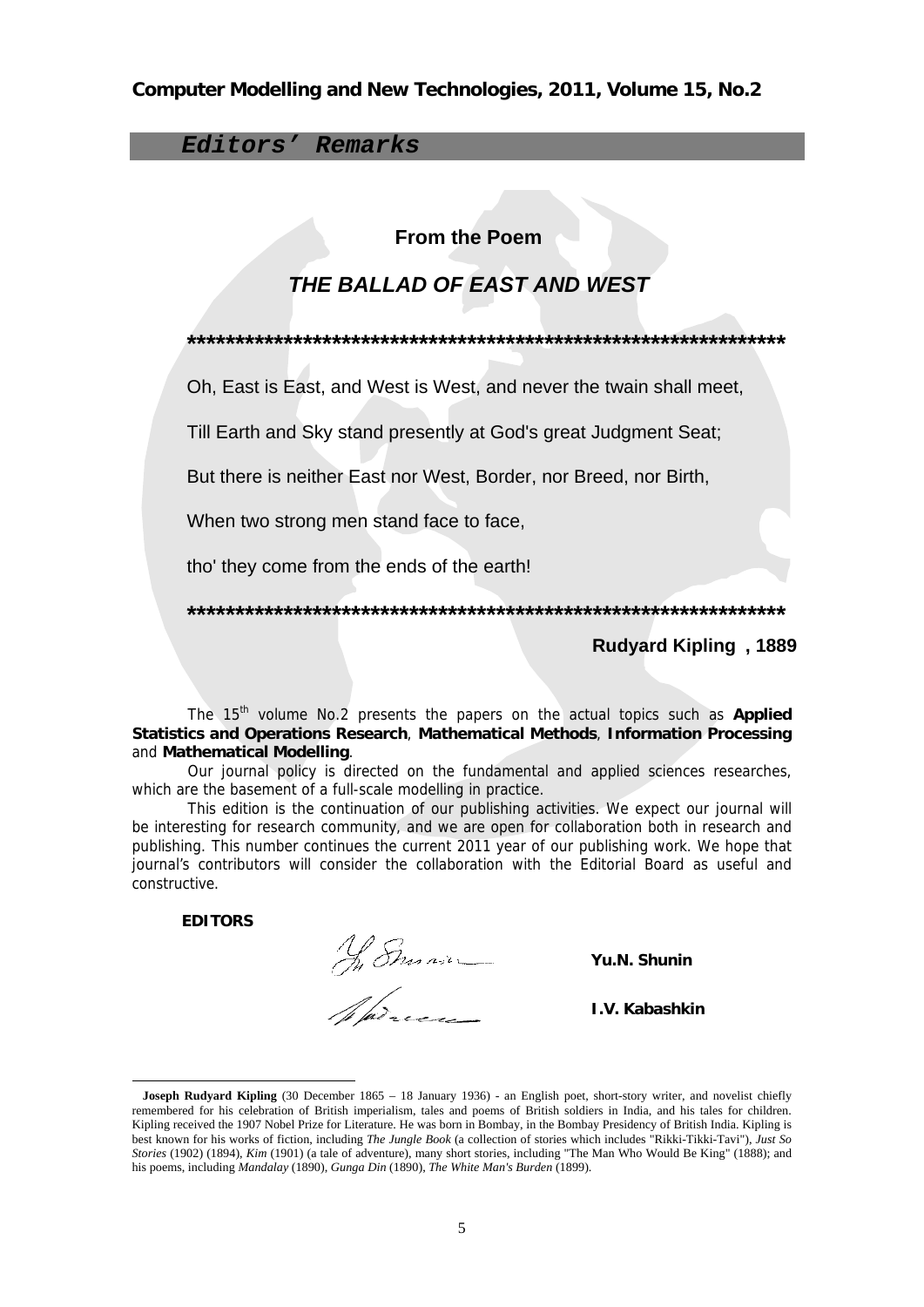## *Editors' Remarks*

**From the Poem**

***THE BALLAD OF EAST AND WEST***

*****************************************************************

Oh, East is East, and West is West, and never the twain shall meet,

Till Earth and Sky stand presently at God's great Judgment Seat;

But there is neither East nor West, Border, nor Breed, nor Birth,

When two strong men stand face to face,

tho' they come from the ends of the earth!

*****************************************************************

**Rudyard Kipling [1], 1889**

The 15th volume No.2 presents the papers on the actual topics such as **Applied Statistics and Operations Research**, **Mathematical Methods**, **Information Processing** and **Mathematical Modelling**.

Our journal policy is directed on the fundamental and applied sciences researches, which are the basement of a full-scale modelling in practice.

This edition is the continuation of our publishing activities. We expect our journal will be interesting for research community, and we are open for collaboration both in research and publishing. This number continues the current 2011 year of our publishing work. We hope that journal's contributors will consider the collaboration with the Editorial Board as useful and constructive.

**EDITORS**

**Yu.N. Shunin**

**I.V. Kabashkin**

---

[1] **Joseph Rudyard Kipling** (30 December 1865 – 18 January 1936) - an English poet, short-story writer, and novelist chiefly remembered for his celebration of British imperialism, tales and poems of British soldiers in India, and his tales for children. Kipling received the 1907 Nobel Prize for Literature. He was born in Bombay, in the Bombay Presidency of British India. Kipling is best known for his works of fiction, including *The Jungle Book* (a collection of stories which includes "Rikki-Tikki-Tavi"), *Just So Stories* (1902) (1894), *Kim* (1901) (a tale of adventure), many short stories, including "The Man Who Would Be King" (1888); and his poems, including *Mandalay* (1890), *Gunga Din* (1890), *The White Man's Burden* (1899).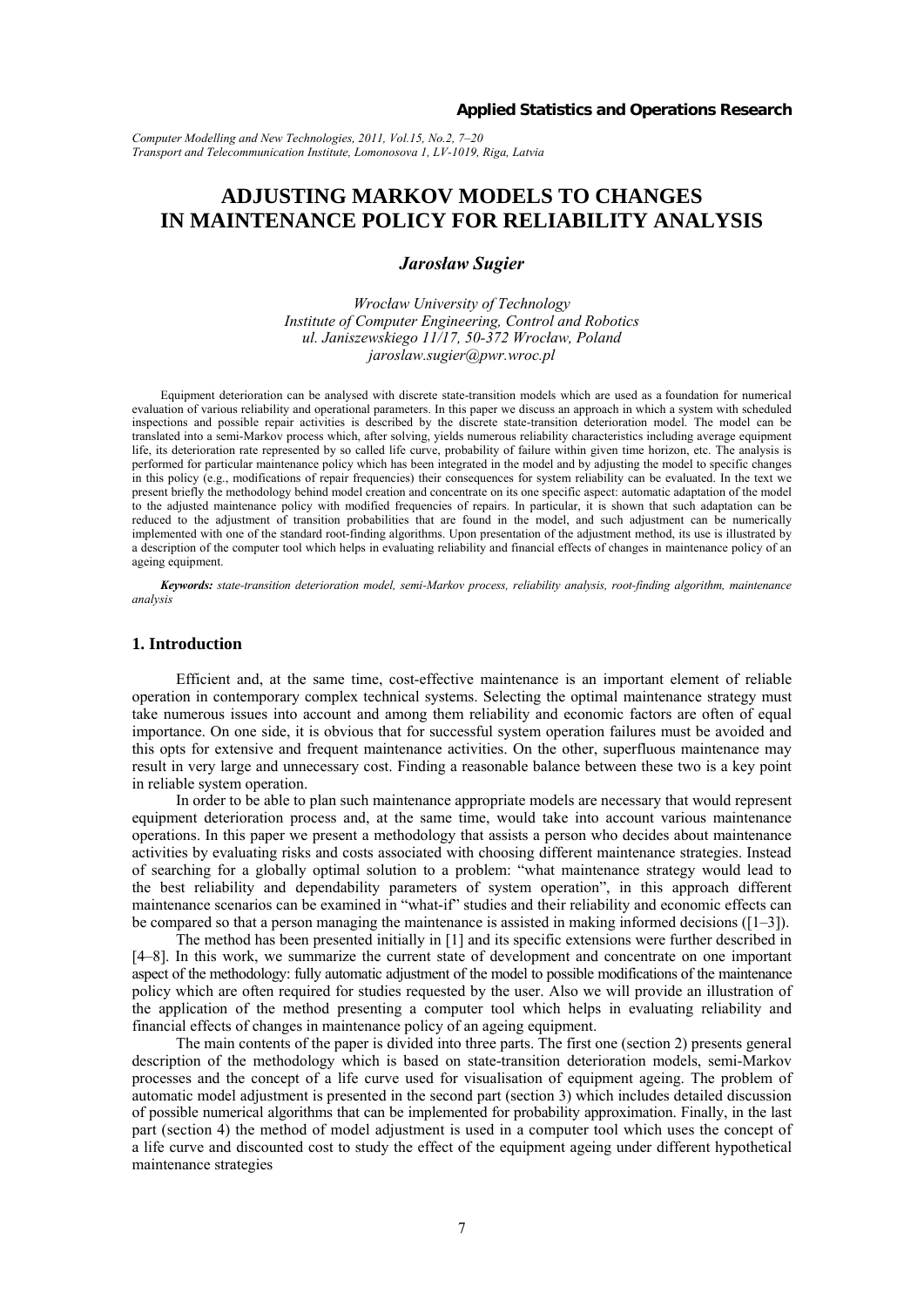# ADJUSTING MARKOV MODELS TO CHANGES IN MAINTENANCE POLICY FOR RELIABILITY ANALYSIS

***Jarosław Sugier***

*Wrocław University of Technology*
*Institute of Computer Engineering, Control and Robotics*
*ul. Janiszewskiego 11/17, 50-372 Wrocław, Poland*
*jaroslaw.sugier@pwr.wroc.pl*

Equipment deterioration can be analysed with discrete state-transition models which are used as a foundation for numerical evaluation of various reliability and operational parameters. In this paper we discuss an approach in which a system with scheduled inspections and possible repair activities is described by the discrete state-transition deterioration model. The model can be translated into a semi-Markov process which, after solving, yields numerous reliability characteristics including average equipment life, its deterioration rate represented by so called life curve, probability of failure within given time horizon, etc. The analysis is performed for particular maintenance policy which has been integrated in the model and by adjusting the model to specific changes in this policy (e.g., modifications of repair frequencies) their consequences for system reliability can be evaluated. In the text we present briefly the methodology behind model creation and concentrate on its one specific aspect: automatic adaptation of the model to the adjusted maintenance policy with modified frequencies of repairs. In particular, it is shown that such adaptation can be reduced to the adjustment of transition probabilities that are found in the model, and such adjustment can be numerically implemented with one of the standard root-finding algorithms. Upon presentation of the adjustment method, its use is illustrated by a description of the computer tool which helps in evaluating reliability and financial effects of changes in maintenance policy of an ageing equipment.

***Keywords:*** *state-transition deterioration model, semi-Markov process, reliability analysis, root-finding algorithm, maintenance analysis*

## 1. Introduction

Efficient and, at the same time, cost-effective maintenance is an important element of reliable operation in contemporary complex technical systems. Selecting the optimal maintenance strategy must take numerous issues into account and among them reliability and economic factors are often of equal importance. On one side, it is obvious that for successful system operation failures must be avoided and this opts for extensive and frequent maintenance activities. On the other, superfluous maintenance may result in very large and unnecessary cost. Finding a reasonable balance between these two is a key point in reliable system operation.

In order to be able to plan such maintenance appropriate models are necessary that would represent equipment deterioration process and, at the same time, would take into account various maintenance operations. In this paper we present a methodology that assists a person who decides about maintenance activities by evaluating risks and costs associated with choosing different maintenance strategies. Instead of searching for a globally optimal solution to a problem: "what maintenance strategy would lead to the best reliability and dependability parameters of system operation", in this approach different maintenance scenarios can be examined in "what-if" studies and their reliability and economic effects can be compared so that a person managing the maintenance is assisted in making informed decisions ([1–3]).

The method has been presented initially in [1] and its specific extensions were further described in [4–8]. In this work, we summarize the current state of development and concentrate on one important aspect of the methodology: fully automatic adjustment of the model to possible modifications of the maintenance policy which are often required for studies requested by the user. Also we will provide an illustration of the application of the method presenting a computer tool which helps in evaluating reliability and financial effects of changes in maintenance policy of an ageing equipment.

The main contents of the paper is divided into three parts. The first one (section 2) presents general description of the methodology which is based on state-transition deterioration models, semi-Markov processes and the concept of a life curve used for visualisation of equipment ageing. The problem of automatic model adjustment is presented in the second part (section 3) which includes detailed discussion of possible numerical algorithms that can be implemented for probability approximation. Finally, in the last part (section 4) the method of model adjustment is used in a computer tool which uses the concept of a life curve and discounted cost to study the effect of the equipment ageing under different hypothetical maintenance strategies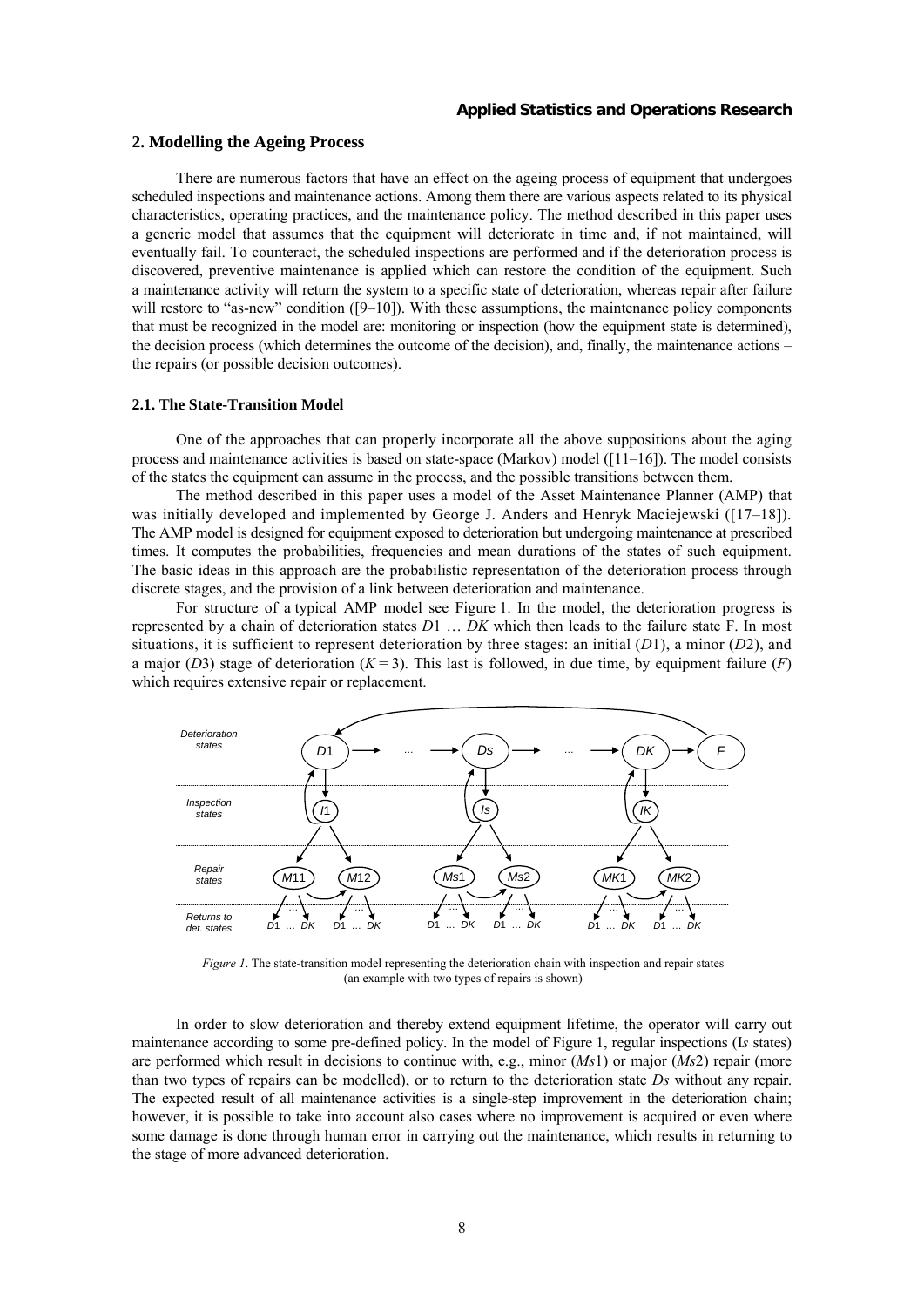## 2. Modelling the Ageing Process

There are numerous factors that have an effect on the ageing process of equipment that undergoes scheduled inspections and maintenance actions. Among them there are various aspects related to its physical characteristics, operating practices, and the maintenance policy. The method described in this paper uses a generic model that assumes that the equipment will deteriorate in time and, if not maintained, will eventually fail. To counteract, the scheduled inspections are performed and if the deterioration process is discovered, preventive maintenance is applied which can restore the condition of the equipment. Such a maintenance activity will return the system to a specific state of deterioration, whereas repair after failure will restore to "as-new" condition ([9–10]). With these assumptions, the maintenance policy components that must be recognized in the model are: monitoring or inspection (how the equipment state is determined), the decision process (which determines the outcome of the decision), and, finally, the maintenance actions – the repairs (or possible decision outcomes).

### 2.1. The State-Transition Model

One of the approaches that can properly incorporate all the above suppositions about the aging process and maintenance activities is based on state-space (Markov) model ([11–16]). The model consists of the states the equipment can assume in the process, and the possible transitions between them.

The method described in this paper uses a model of the Asset Maintenance Planner (AMP) that was initially developed and implemented by George J. Anders and Henryk Maciejewski ([17–18]). The AMP model is designed for equipment exposed to deterioration but undergoing maintenance at prescribed times. It computes the probabilities, frequencies and mean durations of the states of such equipment. The basic ideas in this approach are the probabilistic representation of the deterioration process through discrete stages, and the provision of a link between deterioration and maintenance.

For structure of a typical AMP model see Figure 1. In the model, the deterioration progress is represented by a chain of deterioration states $D1$ … $DK$ which then leads to the failure state F. In most situations, it is sufficient to represent deterioration by three stages: an initial ($D1$), a minor ($D2$), and a major ($D3$) stage of deterioration ($K = 3$). This last is followed, in due time, by equipment failure ($F$) which requires extensive repair or replacement.

*Figure 1*. The state-transition model representing the deterioration chain with inspection and repair states (an example with two types of repairs is shown)

In order to slow deterioration and thereby extend equipment lifetime, the operator will carry out maintenance according to some pre-defined policy. In the model of Figure 1, regular inspections (I*s* states) are performed which result in decisions to continue with, e.g., minor ($Ms1$) or major ($Ms2$) repair (more than two types of repairs can be modelled), or to return to the deterioration state $Ds$ without any repair. The expected result of all maintenance activities is a single-step improvement in the deterioration chain; however, it is possible to take into account also cases where no improvement is acquired or even where some damage is done through human error in carrying out the maintenance, which results in returning to the stage of more advanced deterioration.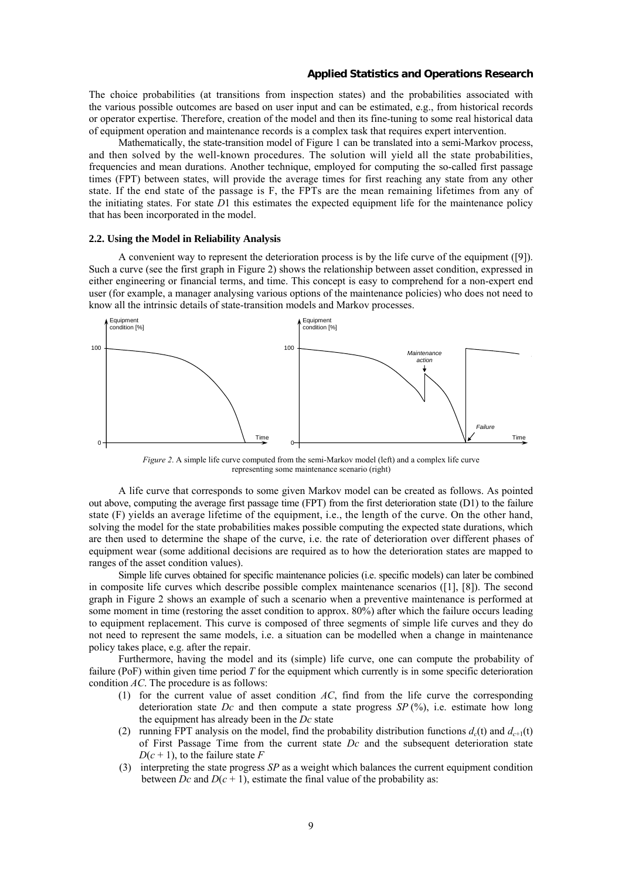The choice probabilities (at transitions from inspection states) and the probabilities associated with the various possible outcomes are based on user input and can be estimated, e.g., from historical records or operator expertise. Therefore, creation of the model and then its fine-tuning to some real historical data of equipment operation and maintenance records is a complex task that requires expert intervention.

Mathematically, the state-transition model of Figure 1 can be translated into a semi-Markov process, and then solved by the well-known procedures. The solution will yield all the state probabilities, frequencies and mean durations. Another technique, employed for computing the so-called first passage times (FPT) between states, will provide the average times for first reaching any state from any other state. If the end state of the passage is F, the FPTs are the mean remaining lifetimes from any of the initiating states. For state *D*1 this estimates the expected equipment life for the maintenance policy that has been incorporated in the model.

### 2.2. Using the Model in Reliability Analysis

A convenient way to represent the deterioration process is by the life curve of the equipment ([9]). Such a curve (see the first graph in Figure 2) shows the relationship between asset condition, expressed in either engineering or financial terms, and time. This concept is easy to comprehend for a non-expert end user (for example, a manager analysing various options of the maintenance policies) who does not need to know all the intrinsic details of state-transition models and Markov processes.

*Figure 2*. A simple life curve computed from the semi-Markov model (left) and a complex life curve representing some maintenance scenario (right)

A life curve that corresponds to some given Markov model can be created as follows. As pointed out above, computing the average first passage time (FPT) from the first deterioration state (D1) to the failure state (F) yields an average lifetime of the equipment, i.e., the length of the curve. On the other hand, solving the model for the state probabilities makes possible computing the expected state durations, which are then used to determine the shape of the curve, i.e. the rate of deterioration over different phases of equipment wear (some additional decisions are required as to how the deterioration states are mapped to ranges of the asset condition values).

Simple life curves obtained for specific maintenance policies (i.e. specific models) can later be combined in composite life curves which describe possible complex maintenance scenarios ([1], [8]). The second graph in Figure 2 shows an example of such a scenario when a preventive maintenance is performed at some moment in time (restoring the asset condition to approx. 80%) after which the failure occurs leading to equipment replacement. This curve is composed of three segments of simple life curves and they do not need to represent the same models, i.e. a situation can be modelled when a change in maintenance policy takes place, e.g. after the repair.

Furthermore, having the model and its (simple) life curve, one can compute the probability of failure (PoF) within given time period *T* for the equipment which currently is in some specific deterioration condition *AC*. The procedure is as follows:

1. for the current value of asset condition *AC*, find from the life curve the corresponding deterioration state *Dc* and then compute a state progress *SP* (%), i.e. estimate how long the equipment has already been in the *Dc* state
2. running FPT analysis on the model, find the probability distribution functions $d_c(t)$ and $d_{c+1}(t)$ of First Passage Time from the current state *Dc* and the subsequent deterioration state $D(c + 1)$, to the failure state *F*
3. interpreting the state progress *SP* as a weight which balances the current equipment condition between *Dc* and $D(c + 1)$, estimate the final value of the probability as: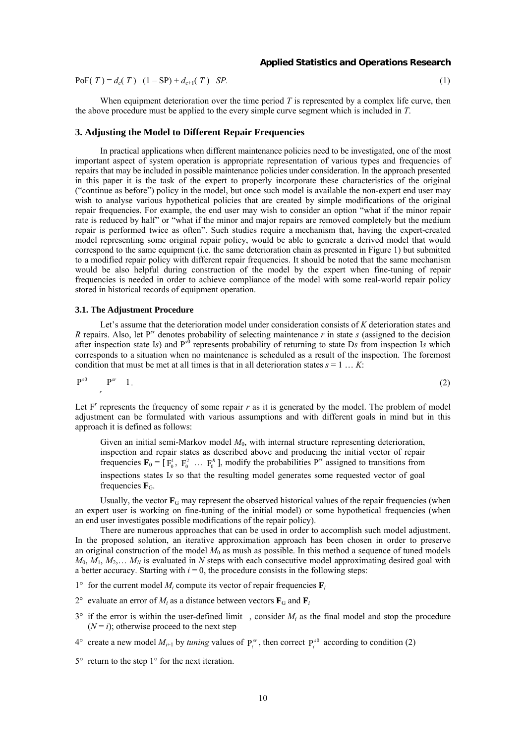$$\text{PoF}(T) = d_c(T) \cdot (1 - \text{SP}) + d_{c+1}(T) \cdot SP. \tag{1}$$

When equipment deterioration over the time period $T$ is represented by a complex life curve, then the above procedure must be applied to the every simple curve segment which is included in $T$.

## 3. Adjusting the Model to Different Repair Frequencies

In practical applications when different maintenance policies need to be investigated, one of the most important aspect of system operation is appropriate representation of various types and frequencies of repairs that may be included in possible maintenance policies under consideration. In the approach presented in this paper it is the task of the expert to properly incorporate these characteristics of the original ("continue as before") policy in the model, but once such model is available the non-expert end user may wish to analyse various hypothetical policies that are created by simple modifications of the original repair frequencies. For example, the end user may wish to consider an option "what if the minor repair rate is reduced by half" or "what if the minor and major repairs are removed completely but the medium repair is performed twice as often". Such studies require a mechanism that, having the expert-created model representing some original repair policy, would be able to generate a derived model that would correspond to the same equipment (i.e. the same deterioration chain as presented in Figure 1) but submitted to a modified repair policy with different repair frequencies. It should be noted that the same mechanism would be also helpful during construction of the model by the expert when fine-tuning of repair frequencies is needed in order to achieve compliance of the model with some real-world repair policy stored in historical records of equipment operation.

### 3.1. The Adjustment Procedure

Let's assume that the deterioration model under consideration consists of $K$ deterioration states and $R$ repairs. Also, let $P^{sr}$ denotes probability of selecting maintenance $r$ in state $s$ (assigned to the decision after inspection state I$s$) and $P^{s0}$ represents probability of returning to state D$s$ from inspection I$s$ which corresponds to a situation when no maintenance is scheduled as a result of the inspection. The foremost condition that must be met at all times is that in all deterioration states $s = 1 \ldots K$:

$$P^{s0} + \sum_{r} P^{sr} = 1. \tag{2}$$

Let $F^r$ represents the frequency of some repair $r$ as it is generated by the model. The problem of model adjustment can be formulated with various assumptions and with different goals in mind but in this approach it is defined as follows:

> Given an initial semi-Markov model $M_0$, with internal structure representing deterioration, inspection and repair states as described above and producing the initial vector of repair frequencies $\mathbf{F}_0 = [\,F_0^1,\ F_0^2\ \ldots\ F_0^R\,]$, modify the probabilities $P^{sr}$ assigned to transitions from inspections states I$s$ so that the resulting model generates some requested vector of goal frequencies $\mathbf{F}_G$.

Usually, the vector $\mathbf{F}_G$ may represent the observed historical values of the repair frequencies (when an expert user is working on fine-tuning of the initial model) or some hypothetical frequencies (when an end user investigates possible modifications of the repair policy).

There are numerous approaches that can be used in order to accomplish such model adjustment. In the proposed solution, an iterative approximation approach has been chosen in order to preserve an original construction of the model $M_0$ as mush as possible. In this method a sequence of tuned models $M_0, M_1, M_2, \ldots M_N$ is evaluated in $N$ steps with each consecutive model approximating desired goal with a better accuracy. Starting with $i = 0$, the procedure consists in the following steps:

1° for the current model $M_i$ compute its vector of repair frequencies $\mathbf{F}_i$

2° evaluate an error of $M_i$ as a distance between vectors $\mathbf{F}_G$ and $\mathbf{F}_i$

3° if the error is within the user-defined limit $\varepsilon$, consider $M_i$ as the final model and stop the procedure ($N = i$); otherwise proceed to the next step

4° create a new model $M_{i+1}$ by *tuning* values of $P_i^{sr}$, then correct $P_i^{s0}$ according to condition (2)

5° return to the step 1° for the next iteration.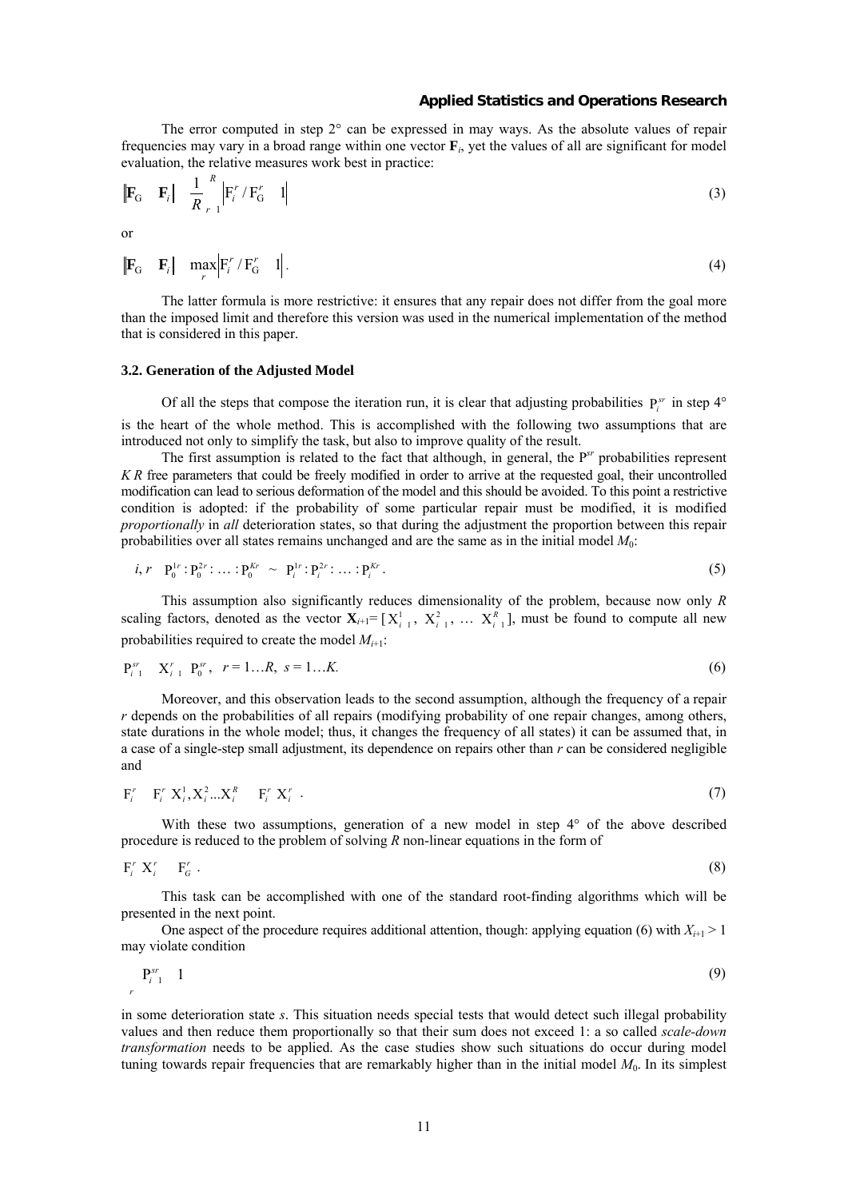The error computed in step 2° can be expressed in may ways. As the absolute values of repair frequencies may vary in a broad range within one vector $\mathbf{F}_i$, yet the values of all are significant for model evaluation, the relative measures work best in practice:

$$\left\|\mathbf{F}_G - \mathbf{F}_i\right\| = \frac{1}{R}\sum_{r=1}^{R}\left|\mathrm{F}_i^r / \mathrm{F}_G^r - 1\right| \tag{3}$$

or

$$\left\|\mathbf{F}_G - \mathbf{F}_i\right\| = \max_r \left|\mathrm{F}_i^r / \mathrm{F}_G^r - 1\right|. \tag{4}$$

The latter formula is more restrictive: it ensures that any repair does not differ from the goal more than the imposed limit and therefore this version was used in the numerical implementation of the method that is considered in this paper.

### 3.2. Generation of the Adjusted Model

Of all the steps that compose the iteration run, it is clear that adjusting probabilities $\mathrm{P}_i^{sr}$ in step 4° is the heart of the whole method. This is accomplished with the following two assumptions that are introduced not only to simplify the task, but also to improve quality of the result.

The first assumption is related to the fact that although, in general, the $\mathrm{P}^{sr}$ probabilities represent $K \cdot R$ free parameters that could be freely modified in order to arrive at the requested goal, their uncontrolled modification can lead to serious deformation of the model and this should be avoided. To this point a restrictive condition is adopted: if the probability of some particular repair must be modified, it is modified *proportionally* in *all* deterioration states, so that during the adjustment the proportion between this repair probabilities over all states remains unchanged and are the same as in the initial model $M_0$:

$$\forall i, r \quad \mathrm{P}_0^{1r} : \mathrm{P}_0^{2r} : \ldots : \mathrm{P}_0^{Kr} \sim \mathrm{P}_i^{1r} : \mathrm{P}_i^{2r} : \ldots : \mathrm{P}_i^{Kr}. \tag{5}$$

This assumption also significantly reduces dimensionality of the problem, because now only $R$ scaling factors, denoted as the vector $\mathbf{X}_{i+1} = [\mathrm{X}_{i+1}^1, \mathrm{X}_{i+1}^2, \ldots \mathrm{X}_{i+1}^R]$, must be found to compute all new probabilities required to create the model $M_{i+1}$:

$$\mathrm{P}_{i+1}^{sr} = \mathrm{X}_{i+1}^r \cdot \mathrm{P}_0^{sr}, \quad r = 1 \ldots R, \; s = 1 \ldots K. \tag{6}$$

Moreover, and this observation leads to the second assumption, although the frequency of a repair $r$ depends on the probabilities of all repairs (modifying probability of one repair changes, among others, state durations in the whole model; thus, it changes the frequency of all states) it can be assumed that, in a case of a single-step small adjustment, its dependence on repairs other than $r$ can be considered negligible and

$$\mathrm{F}_i^r = \mathrm{F}_i^r\left(\mathrm{X}_i^1, \mathrm{X}_i^2 \ldots \mathrm{X}_i^R\right) \approx \mathrm{F}_i^r\left(\mathrm{X}_i^r\right). \tag{7}$$

With these two assumptions, generation of a new model in step 4° of the above described procedure is reduced to the problem of solving $R$ non-linear equations in the form of

$$\mathrm{F}_i^r\left(\mathrm{X}_i^r\right) = \mathrm{F}_G^r. \tag{8}$$

This task can be accomplished with one of the standard root-finding algorithms which will be presented in the next point.

One aspect of the procedure requires additional attention, though: applying equation (6) with $X_{i+1} > 1$ may violate condition

$$\sum_r \mathrm{P}_{i+1}^{sr} \leq 1 \tag{9}$$

in some deterioration state $s$. This situation needs special tests that would detect such illegal probability values and then reduce them proportionally so that their sum does not exceed 1: a so called *scale-down transformation* needs to be applied. As the case studies show such situations do occur during model tuning towards repair frequencies that are remarkably higher than in the initial model $M_0$. In its simplest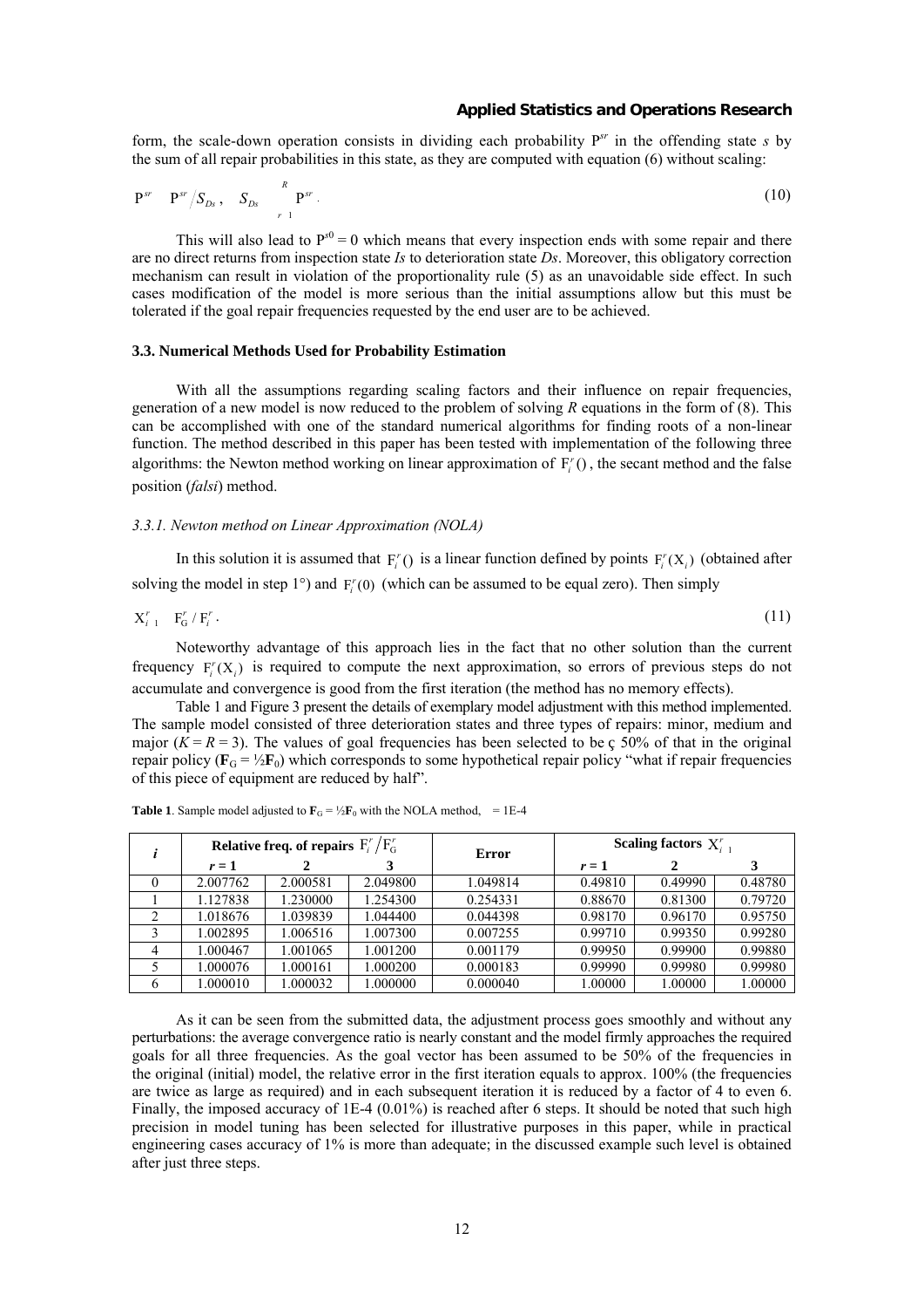form, the scale-down operation consists in dividing each probability $P^{sr}$ in the offending state *s* by the sum of all repair probabilities in this state, as they are computed with equation (6) without scaling:

$$P^{sr} \leftarrow P^{sr} / S_{Ds}, \quad S_{Ds} = \sum_{r=1}^{R} P^{sr}. \tag{10}$$

This will also lead to $P^{s0} = 0$ which means that every inspection ends with some repair and there are no direct returns from inspection state *Is* to deterioration state *Ds*. Moreover, this obligatory correction mechanism can result in violation of the proportionality rule (5) as an unavoidable side effect. In such cases modification of the model is more serious than the initial assumptions allow but this must be tolerated if the goal repair frequencies requested by the end user are to be achieved.

### 3.3. Numerical Methods Used for Probability Estimation

With all the assumptions regarding scaling factors and their influence on repair frequencies, generation of a new model is now reduced to the problem of solving *R* equations in the form of (8). This can be accomplished with one of the standard numerical algorithms for finding roots of a non-linear function. The method described in this paper has been tested with implementation of the following three algorithms: the Newton method working on linear approximation of $F_i^r()$, the secant method and the false position (*falsi*) method.

#### *3.3.1. Newton method on Linear Approximation (NOLA)*

In this solution it is assumed that $F_i^r()$ is a linear function defined by points $F_i^r(X_i)$ (obtained after solving the model in step 1°) and $F_i^r(0)$ (which can be assumed to be equal zero). Then simply

$$X_{i+1}^r = F_G^r / F_i^r. \tag{11}$$

Noteworthy advantage of this approach lies in the fact that no other solution than the current frequency $F_i^r(X_i)$ is required to compute the next approximation, so errors of previous steps do not accumulate and convergence is good from the first iteration (the method has no memory effects).

Table 1 and Figure 3 present the details of exemplary model adjustment with this method implemented. The sample model consisted of three deterioration states and three types of repairs: minor, medium and major ($K = R = 3$). The values of goal frequencies has been selected to be ç 50% of that in the original repair policy ($\mathbf{F}_G = \frac{1}{2}\mathbf{F}_0$) which corresponds to some hypothetical repair policy "what if repair frequencies of this piece of equipment are reduced by half".

**Table 1**. Sample model adjusted to $\mathbf{F}_G = \frac{1}{2}\mathbf{F}_0$ with the NOLA method, $\varepsilon$ = 1E-4

| *i* | Relative freq. of repairs $F_i^r / F_G^r$ | | | Error | Scaling factors $X_{i+1}^r$ | | |
|---|---|---|---|---|---|---|---|
| | *r* = 1 | 2 | 3 | | *r* = 1 | 2 | 3 |
| 0 | 2.007762 | 2.000581 | 2.049800 | 1.049814 | 0.49810 | 0.49990 | 0.48780 |
| 1 | 1.127838 | 1.230000 | 1.254300 | 0.254331 | 0.88670 | 0.81300 | 0.79720 |
| 2 | 1.018676 | 1.039839 | 1.044400 | 0.044398 | 0.98170 | 0.96170 | 0.95750 |
| 3 | 1.002895 | 1.006516 | 1.007300 | 0.007255 | 0.99710 | 0.99350 | 0.99280 |
| 4 | 1.000467 | 1.001065 | 1.001200 | 0.001179 | 0.99950 | 0.99900 | 0.99880 |
| 5 | 1.000076 | 1.000161 | 1.000200 | 0.000183 | 0.99990 | 0.99980 | 0.99980 |
| 6 | 1.000010 | 1.000032 | 1.000000 | 0.000040 | 1.00000 | 1.00000 | 1.00000 |

As it can be seen from the submitted data, the adjustment process goes smoothly and without any perturbations: the average convergence ratio is nearly constant and the model firmly approaches the required goals for all three frequencies. As the goal vector has been assumed to be 50% of the frequencies in the original (initial) model, the relative error in the first iteration equals to approx. 100% (the frequencies are twice as large as required) and in each subsequent iteration it is reduced by a factor of 4 to even 6. Finally, the imposed accuracy of 1E-4 (0.01%) is reached after 6 steps. It should be noted that such high precision in model tuning has been selected for illustrative purposes in this paper, while in practical engineering cases accuracy of 1% is more than adequate; in the discussed example such level is obtained after just three steps.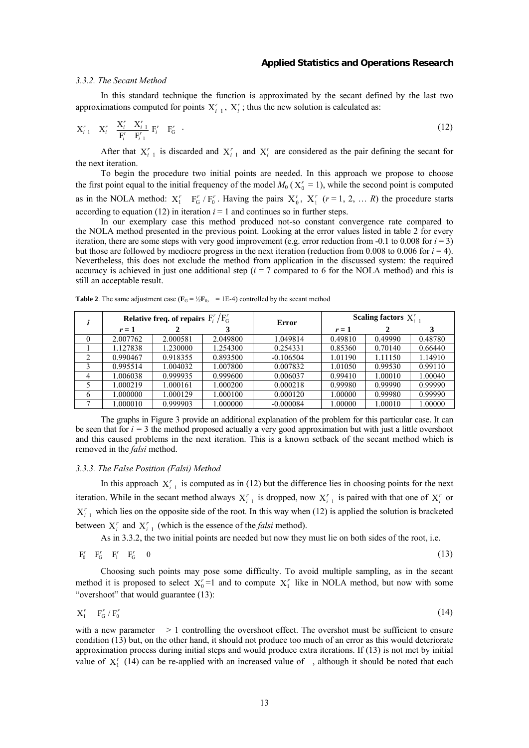#### 3.3.2. The Secant Method

In this standard technique the function is approximated by the secant defined by the last two approximations computed for points $X_{i-1}^r$, $X_i^r$; thus the new solution is calculated as:

$$X_{i+1}^r = X_i^r - \frac{X_i^r - X_{i-1}^r}{F_i^r - F_{i-1}^r}\left(F_i^r - F_G^r\right). \tag{12}$$

After that $X_{i-1}^r$ is discarded and $X_{i+1}^r$ and $X_i^r$ are considered as the pair defining the secant for the next iteration.

To begin the procedure two initial points are needed. In this approach we propose to choose the first point equal to the initial frequency of the model $M_0$ ($X_0^r = 1$), while the second point is computed as in the NOLA method: $X_1^r = F_G^r / F_0^r$. Having the pairs $X_0^r$, $X_1^r$ ($r = 1, 2, \ldots R$) the procedure starts according to equation (12) in iteration $i = 1$ and continues so in further steps.

In our exemplary case this method produced not-so constant convergence rate compared to the NOLA method presented in the previous point. Looking at the error values listed in table 2 for every iteration, there are some steps with very good improvement (e.g. error reduction from -0.1 to 0.008 for $i = 3$) but those are followed by mediocre progress in the next iteration (reduction from 0.008 to 0.006 for $i = 4$). Nevertheless, this does not exclude the method from application in the discussed system: the required accuracy is achieved in just one additional step ($i = 7$ compared to 6 for the NOLA method) and this is still an acceptable result.

**Table 2**. The same adjustment case ($\mathbf{F}_G = ½\mathbf{F}_0$, $\varepsilon$ = 1E-4) controlled by the secant method

| $i$ | Relative freq. of repairs $F_i^r / F_G^r$ | | | Error | Scaling factors $X_{i+1}^r$ | | |
|---|---|---|---|---|---|---|---|
| | $r = 1$ | 2 | 3 | | $r = 1$ | 2 | 3 |
| 0 | 2.007762 | 2.000581 | 2.049800 | 1.049814 | 0.49810 | 0.49990 | 0.48780 |
| 1 | 1.127838 | 1.230000 | 1.254300 | 0.254331 | 0.85360 | 0.70140 | 0.66440 |
| 2 | 0.990467 | 0.918355 | 0.893500 | -0.106504 | 1.01190 | 1.11150 | 1.14910 |
| 3 | 0.995514 | 1.004032 | 1.007800 | 0.007832 | 1.01050 | 0.99530 | 0.99110 |
| 4 | 1.006038 | 0.999935 | 0.999600 | 0.006037 | 0.99410 | 1.00010 | 1.00040 |
| 5 | 1.000219 | 1.000161 | 1.000200 | 0.000218 | 0.99980 | 0.99990 | 0.99990 |
| 6 | 1.000000 | 1.000129 | 1.000100 | 0.000120 | 1.00000 | 0.99980 | 0.99990 |
| 7 | 1.000010 | 0.999903 | 1.000000 | -0.000084 | 1.00000 | 1.00010 | 1.00000 |

The graphs in Figure 3 provide an additional explanation of the problem for this particular case. It can be seen that for $i = 3$ the method proposed actually a very good approximation but with just a little overshoot and this caused problems in the next iteration. This is a known setback of the secant method which is removed in the *falsi* method.

#### 3.3.3. The False Position (Falsi) Method

In this approach $X_{i+1}^r$ is computed as in (12) but the difference lies in choosing points for the next iteration. While in the secant method always $X_{i-1}^r$ is dropped, now $X_{i+1}^r$ is paired with that one of $X_i^r$ or $X_{i-1}^r$ which lies on the opposite side of the root. In this way when (12) is applied the solution is bracketed between $X_i^r$ and $X_{i+1}^r$ (which is the essence of the *falsi* method).

As in 3.3.2, the two initial points are needed but now they must lie on both sides of the root, i.e.

$$\left(F_0^r - F_G^r\right)\left(F_1^r - F_G^r\right) < 0 \tag{13}$$

Choosing such points may pose some difficulty. To avoid multiple sampling, as in the secant method it is proposed to select $X_0^r$=1 and to compute $X_1^r$ like in NOLA method, but now with some "overshoot" that would guarantee (13):

$$X_1^r = \alpha F_G^r / F_0^r \tag{14}$$

with a new parameter $\alpha > 1$ controlling the overshoot effect. The overshot must be sufficient to ensure condition (13) but, on the other hand, it should not produce too much of an error as this would deteriorate approximation process during initial steps and would produce extra iterations. If (13) is not met by initial value of $X_1^r$ (14) can be re-applied with an increased value of $\alpha$, although it should be noted that each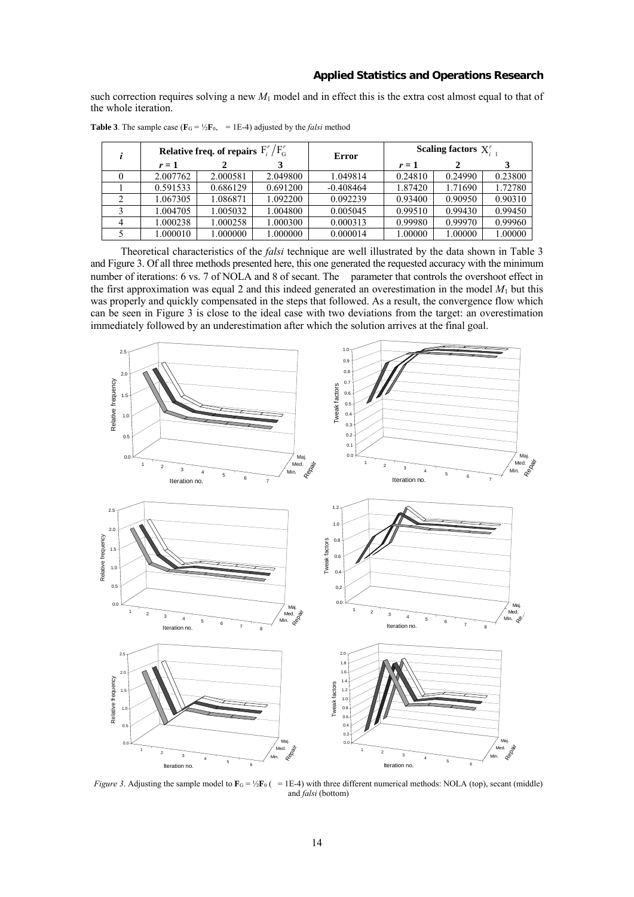such correction requires solving a new $M_1$ model and in effect this is the extra cost almost equal to that of the whole iteration.

**Table 3**. The sample case ($\mathbf{F}_G = ½\mathbf{F}_0$, = 1E-4) adjusted by the *falsi* method

| *i* | Relative freq. of repairs $F_i^r / F_G^r$ | | | Error | Scaling factors $X_{i-1}^r$ | | |
|---|---|---|---|---|---|---|---|
| | *r* = 1 | 2 | 3 | | *r* = 1 | 2 | 3 |
| 0 | 2.007762 | 2.000581 | 2.049800 | 1.049814 | 0.24810 | 0.24990 | 0.23800 |
| 1 | 0.591533 | 0.686129 | 0.691200 | -0.408464 | 1.87420 | 1.71690 | 1.72780 |
| 2 | 1.067305 | 1.086871 | 1.092200 | 0.092239 | 0.93400 | 0.90950 | 0.90310 |
| 3 | 1.004705 | 1.005032 | 1.004800 | 0.005045 | 0.99510 | 0.99430 | 0.99450 |
| 4 | 1.000238 | 1.000258 | 1.000300 | 0.000313 | 0.99980 | 0.99970 | 0.99960 |
| 5 | 1.000010 | 1.000000 | 1.000000 | 0.000014 | 1.00000 | 1.00000 | 1.00000 |

Theoretical characteristics of the *falsi* technique are well illustrated by the data shown in Table 3 and Figure 3. Of all three methods presented here, this one generated the requested accuracy with the minimum number of iterations: 6 vs. 7 of NOLA and 8 of secant. The parameter that controls the overshoot effect in the first approximation was equal 2 and this indeed generated an overestimation in the model $M_1$ but this was properly and quickly compensated in the steps that followed. As a result, the convergence flow which can be seen in Figure 3 is close to the ideal case with two deviations from the target: an overestimation immediately followed by an underestimation after which the solution arrives at the final goal.

*Figure 3*. Adjusting the sample model to $\mathbf{F}_G = ½\mathbf{F}_0$ ( = 1E-4) with three different numerical methods: NOLA (top), secant (middle) and *falsi* (bottom)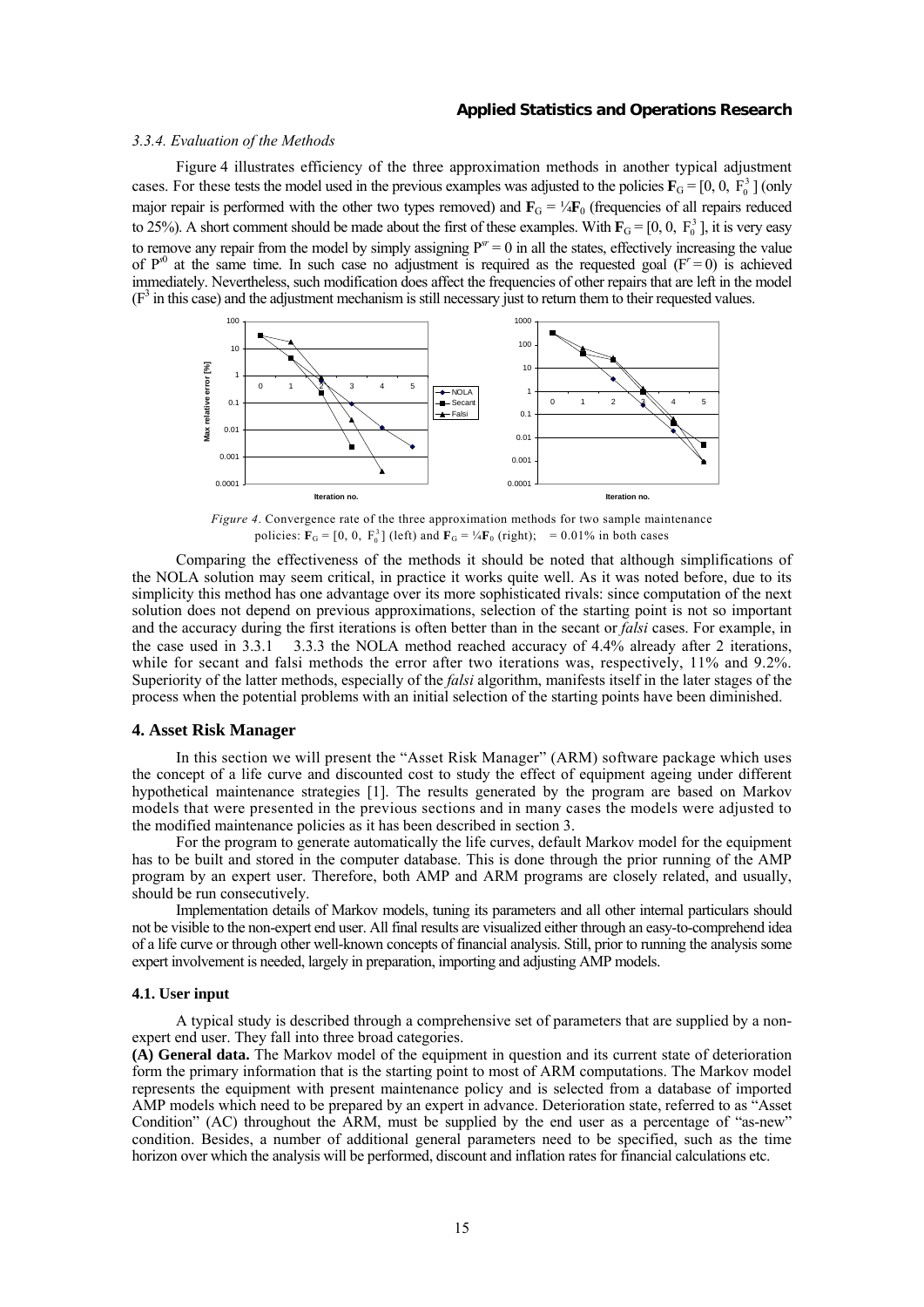#### 3.3.4. Evaluation of the Methods

Figure 4 illustrates efficiency of the three approximation methods in another typical adjustment cases. For these tests the model used in the previous examples was adjusted to the policies $\mathbf{F}_G = [0, 0, F_0^3]$ (only major repair is performed with the other two types removed) and $\mathbf{F}_G = ¼\mathbf{F}_0$ (frequencies of all repairs reduced to 25%). A short comment should be made about the first of these examples. With $\mathbf{F}_G = [0, 0, F_0^3]$, it is very easy to remove any repair from the model by simply assigning $P^{sr} = 0$ in all the states, effectively increasing the value of $P^{s0}$ at the same time. In such case no adjustment is required as the requested goal ($F^r = 0$) is achieved immediately. Nevertheless, such modification does affect the frequencies of other repairs that are left in the model ($F^3$ in this case) and the adjustment mechanism is still necessary just to return them to their requested values.

*Figure 4.* Convergence rate of the three approximation methods for two sample maintenance policies: $\mathbf{F}_G = [0, 0, F_0^3]$ (left) and $\mathbf{F}_G = ¼\mathbf{F}_0$ (right); = 0.01% in both cases

Comparing the effectiveness of the methods it should be noted that although simplifications of the NOLA solution may seem critical, in practice it works quite well. As it was noted before, due to its simplicity this method has one advantage over its more sophisticated rivals: since computation of the next solution does not depend on previous approximations, selection of the starting point is not so important and the accuracy during the first iterations is often better than in the secant or *falsi* cases. For example, in the case used in 3.3.1 3.3.3 the NOLA method reached accuracy of 4.4% already after 2 iterations, while for secant and falsi methods the error after two iterations was, respectively, 11% and 9.2%. Superiority of the latter methods, especially of the *falsi* algorithm, manifests itself in the later stages of the process when the potential problems with an initial selection of the starting points have been diminished.

## 4. Asset Risk Manager

In this section we will present the "Asset Risk Manager" (ARM) software package which uses the concept of a life curve and discounted cost to study the effect of equipment ageing under different hypothetical maintenance strategies [1]. The results generated by the program are based on Markov models that were presented in the previous sections and in many cases the models were adjusted to the modified maintenance policies as it has been described in section 3.

For the program to generate automatically the life curves, default Markov model for the equipment has to be built and stored in the computer database. This is done through the prior running of the AMP program by an expert user. Therefore, both AMP and ARM programs are closely related, and usually, should be run consecutively.

Implementation details of Markov models, tuning its parameters and all other internal particulars should not be visible to the non-expert end user. All final results are visualized either through an easy-to-comprehend idea of a life curve or through other well-known concepts of financial analysis. Still, prior to running the analysis some expert involvement is needed, largely in preparation, importing and adjusting AMP models.

### 4.1. User input

A typical study is described through a comprehensive set of parameters that are supplied by a non-expert end user. They fall into three broad categories.

**(A) General data.** The Markov model of the equipment in question and its current state of deterioration form the primary information that is the starting point to most of ARM computations. The Markov model represents the equipment with present maintenance policy and is selected from a database of imported AMP models which need to be prepared by an expert in advance. Deterioration state, referred to as "Asset Condition" (AC) throughout the ARM, must be supplied by the end user as a percentage of "as-new" condition. Besides, a number of additional general parameters need to be specified, such as the time horizon over which the analysis will be performed, discount and inflation rates for financial calculations etc.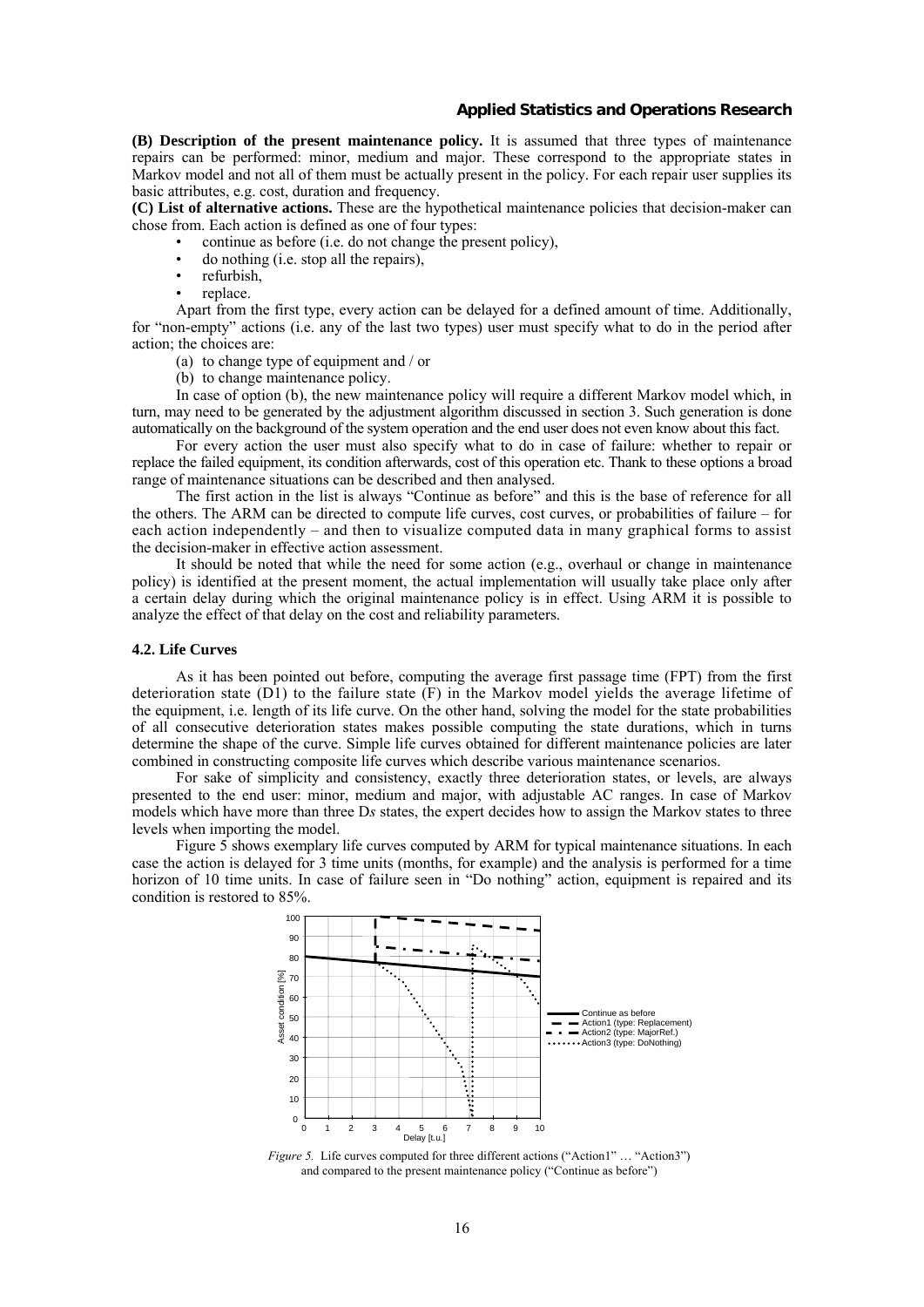**(B) Description of the present maintenance policy.** It is assumed that three types of maintenance repairs can be performed: minor, medium and major. These correspond to the appropriate states in Markov model and not all of them must be actually present in the policy. For each repair user supplies its basic attributes, e.g. cost, duration and frequency.

**(C) List of alternative actions.** These are the hypothetical maintenance policies that decision-maker can chose from. Each action is defined as one of four types:

- continue as before (i.e. do not change the present policy),
- do nothing (i.e. stop all the repairs),
- refurbish,
- replace.

Apart from the first type, every action can be delayed for a defined amount of time. Additionally, for "non-empty" actions (i.e. any of the last two types) user must specify what to do in the period after action; the choices are:

(a) to change type of equipment and / or

(b) to change maintenance policy.

In case of option (b), the new maintenance policy will require a different Markov model which, in turn, may need to be generated by the adjustment algorithm discussed in section 3. Such generation is done automatically on the background of the system operation and the end user does not even know about this fact.

For every action the user must also specify what to do in case of failure: whether to repair or replace the failed equipment, its condition afterwards, cost of this operation etc. Thank to these options a broad range of maintenance situations can be described and then analysed.

The first action in the list is always "Continue as before" and this is the base of reference for all the others. The ARM can be directed to compute life curves, cost curves, or probabilities of failure – for each action independently – and then to visualize computed data in many graphical forms to assist the decision-maker in effective action assessment.

It should be noted that while the need for some action (e.g., overhaul or change in maintenance policy) is identified at the present moment, the actual implementation will usually take place only after a certain delay during which the original maintenance policy is in effect. Using ARM it is possible to analyze the effect of that delay on the cost and reliability parameters.

### 4.2. Life Curves

As it has been pointed out before, computing the average first passage time (FPT) from the first deterioration state (D1) to the failure state (F) in the Markov model yields the average lifetime of the equipment, i.e. length of its life curve. On the other hand, solving the model for the state probabilities of all consecutive deterioration states makes possible computing the state durations, which in turns determine the shape of the curve. Simple life curves obtained for different maintenance policies are later combined in constructing composite life curves which describe various maintenance scenarios.

For sake of simplicity and consistency, exactly three deterioration states, or levels, are always presented to the end user: minor, medium and major, with adjustable AC ranges. In case of Markov models which have more than three D*s* states, the expert decides how to assign the Markov states to three levels when importing the model.

Figure 5 shows exemplary life curves computed by ARM for typical maintenance situations. In each case the action is delayed for 3 time units (months, for example) and the analysis is performed for a time horizon of 10 time units. In case of failure seen in "Do nothing" action, equipment is repaired and its condition is restored to 85%.

*Figure 5.* Life curves computed for three different actions ("Action1" … "Action3") and compared to the present maintenance policy ("Continue as before")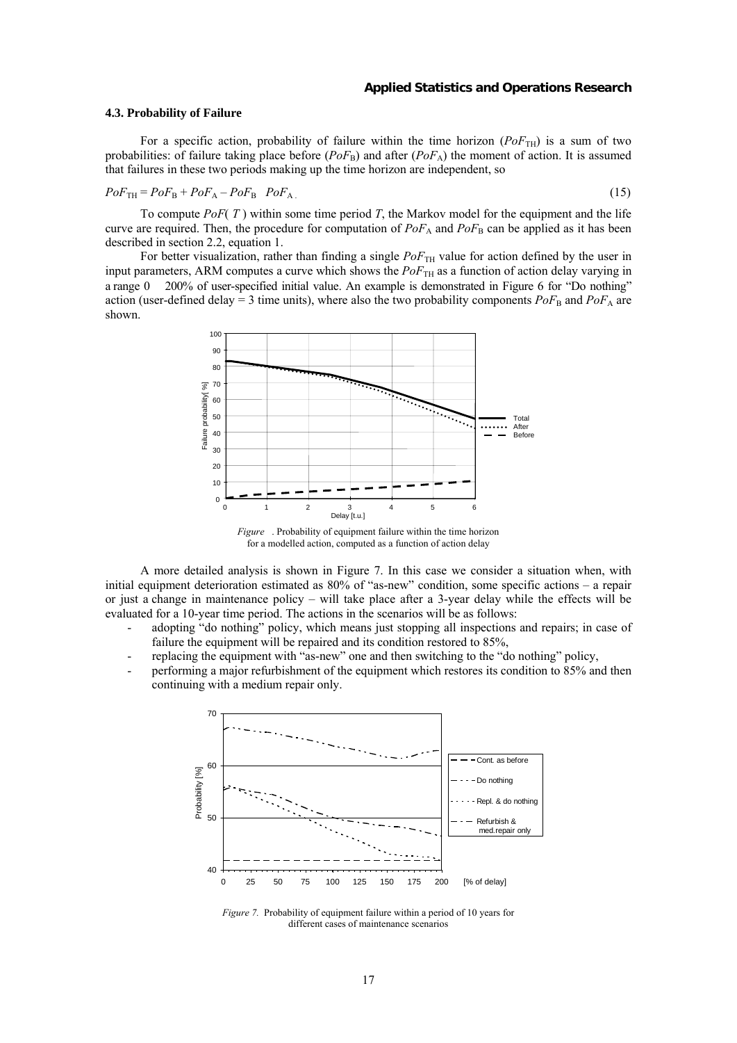### 4.3. Probability of Failure

For a specific action, probability of failure within the time horizon ($PoF_{TH}$) is a sum of two probabilities: of failure taking place before ($PoF_B$) and after ($PoF_A$) the moment of action. It is assumed that failures in these two periods making up the time horizon are independent, so

$$PoF_{TH} = PoF_B + PoF_A - PoF_B \cdot PoF_A \quad (15)$$

To compute $PoF(T)$ within some time period $T$, the Markov model for the equipment and the life curve are required. Then, the procedure for computation of $PoF_A$ and $PoF_B$ can be applied as it has been described in section 2.2, equation 1.

For better visualization, rather than finding a single $PoF_{TH}$ value for action defined by the user in input parameters, ARM computes a curve which shows the $PoF_{TH}$ as a function of action delay varying in a range 0 – 200% of user-specified initial value. An example is demonstrated in Figure 6 for "Do nothing" action (user-defined delay = 3 time units), where also the two probability components $PoF_B$ and $PoF_A$ are shown.

*Figure 6.* Probability of equipment failure within the time horizon for a modelled action, computed as a function of action delay

A more detailed analysis is shown in Figure 7. In this case we consider a situation when, with initial equipment deterioration estimated as 80% of "as-new" condition, some specific actions – a repair or just a change in maintenance policy – will take place after a 3-year delay while the effects will be evaluated for a 10-year time period. The actions in the scenarios will be as follows:

- adopting "do nothing" policy, which means just stopping all inspections and repairs; in case of failure the equipment will be repaired and its condition restored to 85%,
- replacing the equipment with "as-new" one and then switching to the "do nothing" policy,
- performing a major refurbishment of the equipment which restores its condition to 85% and then continuing with a medium repair only.

*Figure 7.* Probability of equipment failure within a period of 10 years for different cases of maintenance scenarios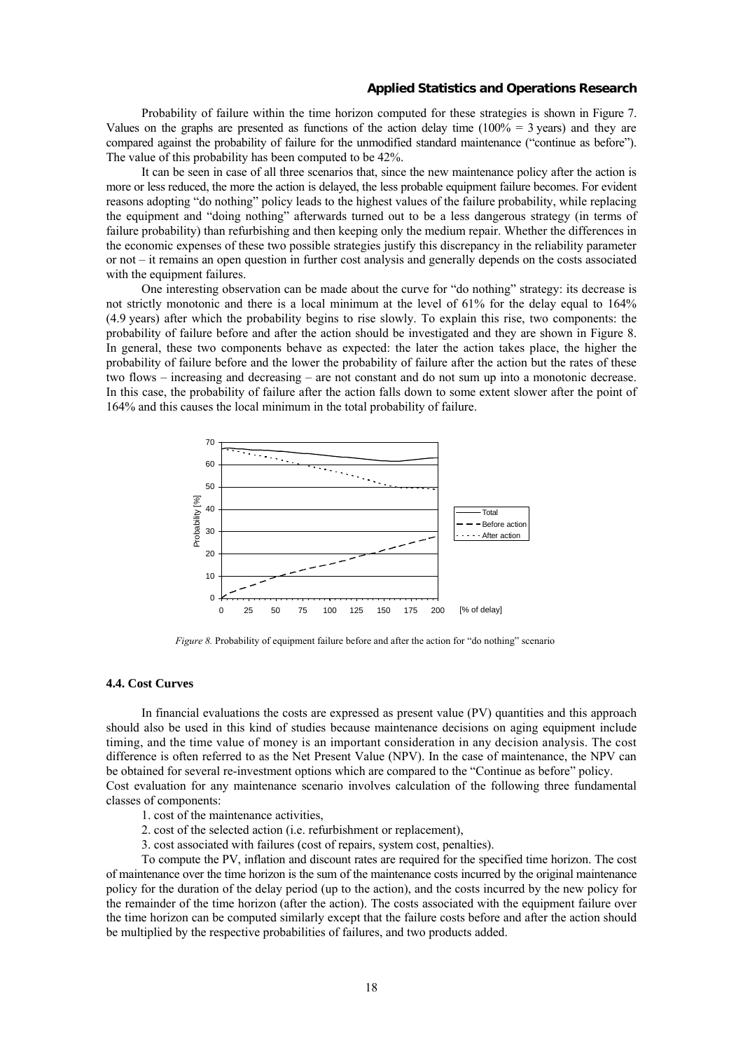Probability of failure within the time horizon computed for these strategies is shown in Figure 7. Values on the graphs are presented as functions of the action delay time (100% = 3 years) and they are compared against the probability of failure for the unmodified standard maintenance ("continue as before"). The value of this probability has been computed to be 42%.

It can be seen in case of all three scenarios that, since the new maintenance policy after the action is more or less reduced, the more the action is delayed, the less probable equipment failure becomes. For evident reasons adopting "do nothing" policy leads to the highest values of the failure probability, while replacing the equipment and "doing nothing" afterwards turned out to be a less dangerous strategy (in terms of failure probability) than refurbishing and then keeping only the medium repair. Whether the differences in the economic expenses of these two possible strategies justify this discrepancy in the reliability parameter or not – it remains an open question in further cost analysis and generally depends on the costs associated with the equipment failures.

One interesting observation can be made about the curve for "do nothing" strategy: its decrease is not strictly monotonic and there is a local minimum at the level of 61% for the delay equal to 164% (4.9 years) after which the probability begins to rise slowly. To explain this rise, two components: the probability of failure before and after the action should be investigated and they are shown in Figure 8. In general, these two components behave as expected: the later the action takes place, the higher the probability of failure before and the lower the probability of failure after the action but the rates of these two flows – increasing and decreasing – are not constant and do not sum up into a monotonic decrease. In this case, the probability of failure after the action falls down to some extent slower after the point of 164% and this causes the local minimum in the total probability of failure.

*Figure 8.* Probability of equipment failure before and after the action for "do nothing" scenario

### 4.4. Cost Curves

In financial evaluations the costs are expressed as present value (PV) quantities and this approach should also be used in this kind of studies because maintenance decisions on aging equipment include timing, and the time value of money is an important consideration in any decision analysis. The cost difference is often referred to as the Net Present Value (NPV). In the case of maintenance, the NPV can be obtained for several re-investment options which are compared to the "Continue as before" policy.

Cost evaluation for any maintenance scenario involves calculation of the following three fundamental classes of components:

1. cost of the maintenance activities,
2. cost of the selected action (i.e. refurbishment or replacement),
3. cost associated with failures (cost of repairs, system cost, penalties).

To compute the PV, inflation and discount rates are required for the specified time horizon. The cost of maintenance over the time horizon is the sum of the maintenance costs incurred by the original maintenance policy for the duration of the delay period (up to the action), and the costs incurred by the new policy for the remainder of the time horizon (after the action). The costs associated with the equipment failure over the time horizon can be computed similarly except that the failure costs before and after the action should be multiplied by the respective probabilities of failures, and two products added.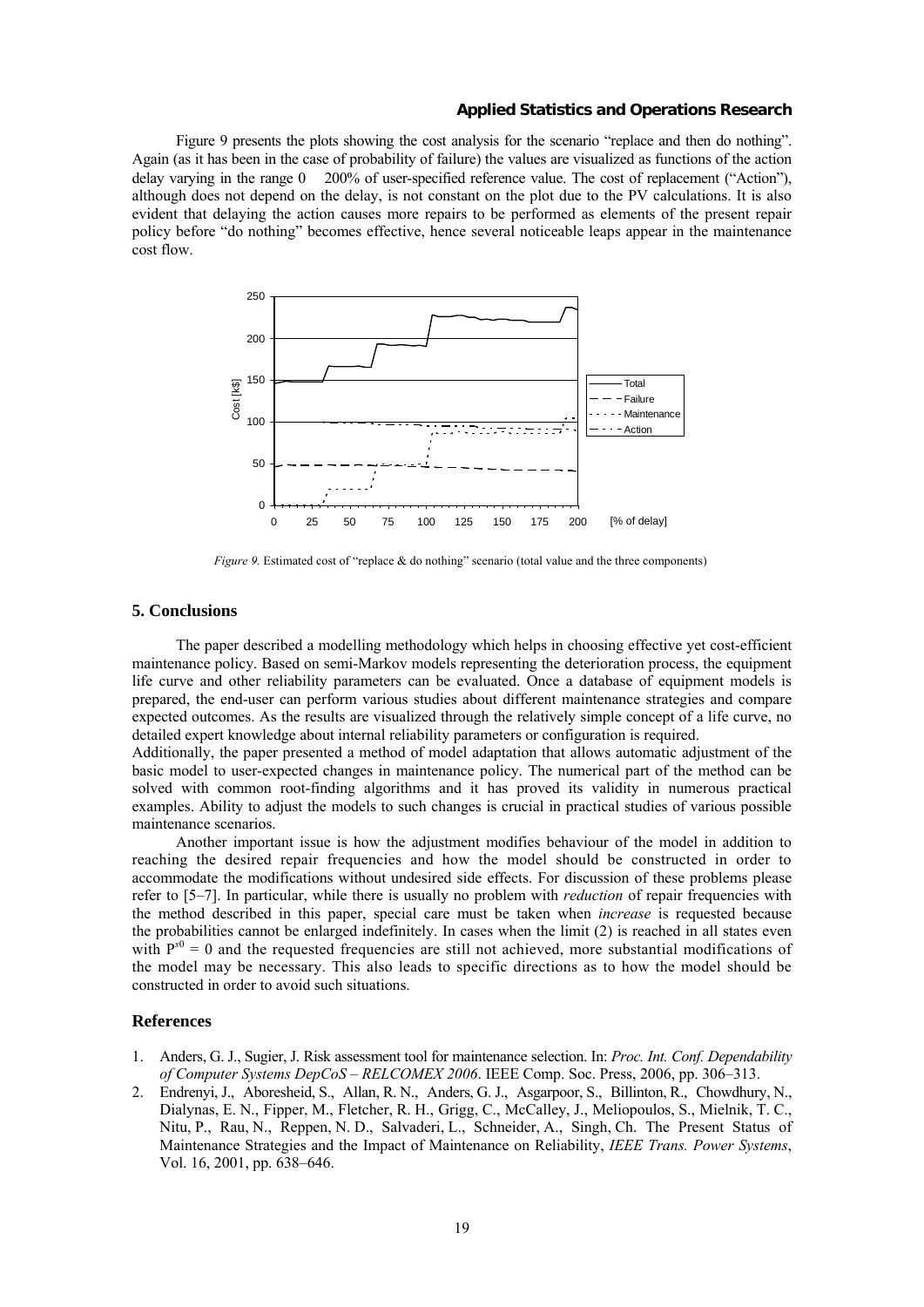Figure 9 presents the plots showing the cost analysis for the scenario "replace and then do nothing". Again (as it has been in the case of probability of failure) the values are visualized as functions of the action delay varying in the range 0 200% of user-specified reference value. The cost of replacement ("Action"), although does not depend on the delay, is not constant on the plot due to the PV calculations. It is also evident that delaying the action causes more repairs to be performed as elements of the present repair policy before "do nothing" becomes effective, hence several noticeable leaps appear in the maintenance cost flow.

*Figure 9.* Estimated cost of "replace & do nothing" scenario (total value and the three components)

## 5. Conclusions

The paper described a modelling methodology which helps in choosing effective yet cost-efficient maintenance policy. Based on semi-Markov models representing the deterioration process, the equipment life curve and other reliability parameters can be evaluated. Once a database of equipment models is prepared, the end-user can perform various studies about different maintenance strategies and compare expected outcomes. As the results are visualized through the relatively simple concept of a life curve, no detailed expert knowledge about internal reliability parameters or configuration is required.

Additionally, the paper presented a method of model adaptation that allows automatic adjustment of the basic model to user-expected changes in maintenance policy. The numerical part of the method can be solved with common root-finding algorithms and it has proved its validity in numerous practical examples. Ability to adjust the models to such changes is crucial in practical studies of various possible maintenance scenarios.

Another important issue is how the adjustment modifies behaviour of the model in addition to reaching the desired repair frequencies and how the model should be constructed in order to accommodate the modifications without undesired side effects. For discussion of these problems please refer to [5–7]. In particular, while there is usually no problem with *reduction* of repair frequencies with the method described in this paper, special care must be taken when *increase* is requested because the probabilities cannot be enlarged indefinitely. In cases when the limit (2) is reached in all states even with $P^{s0} = 0$ and the requested frequencies are still not achieved, more substantial modifications of the model may be necessary. This also leads to specific directions as to how the model should be constructed in order to avoid such situations.

## References

1. Anders, G. J., Sugier, J. Risk assessment tool for maintenance selection. In: *Proc. Int. Conf. Dependability of Computer Systems DepCoS – RELCOMEX 2006*. IEEE Comp. Soc. Press, 2006, pp. 306–313.
2. Endrenyi, J., Aboresheid, S., Allan, R. N., Anders, G. J., Asgarpoor, S., Billinton, R., Chowdhury, N., Dialynas, E. N., Fipper, M., Fletcher, R. H., Grigg, C., McCalley, J., Meliopoulos, S., Mielnik, T. C., Nitu, P., Rau, N., Reppen, N. D., Salvaderi, L., Schneider, A., Singh, Ch. The Present Status of Maintenance Strategies and the Impact of Maintenance on Reliability, *IEEE Trans. Power Systems*, Vol. 16, 2001, pp. 638–646.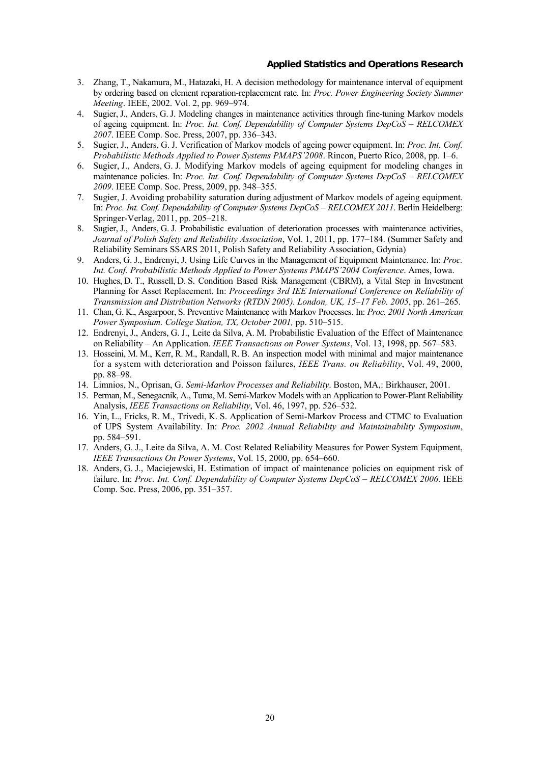3. Zhang, T., Nakamura, M., Hatazaki, H. A decision methodology for maintenance interval of equipment by ordering based on element reparation-replacement rate. In: *Proc. Power Engineering Society Summer Meeting*. IEEE, 2002. Vol. 2, pp. 969–974.
4. Sugier, J., Anders, G. J. Modeling changes in maintenance activities through fine-tuning Markov models of ageing equipment. In: *Proc. Int. Conf. Dependability of Computer Systems DepCoS – RELCOMEX 2007*. IEEE Comp. Soc. Press, 2007, pp. 336–343.
5. Sugier, J., Anders, G. J. Verification of Markov models of ageing power equipment. In: *Proc. Int. Conf. Probabilistic Methods Applied to Power Systems PMAPS'2008*. Rincon, Puerto Rico, 2008, pp. 1–6.
6. Sugier, J., Anders, G. J. Modifying Markov models of ageing equipment for modeling changes in maintenance policies. In: *Proc. Int. Conf. Dependability of Computer Systems DepCoS – RELCOMEX 2009*. IEEE Comp. Soc. Press, 2009, pp. 348–355.
7. Sugier, J. Avoiding probability saturation during adjustment of Markov models of ageing equipment. In: *Proc. Int. Conf. Dependability of Computer Systems DepCoS – RELCOMEX 2011*. Berlin Heidelberg: Springer-Verlag, 2011, pp. 205–218.
8. Sugier, J., Anders, G. J. Probabilistic evaluation of deterioration processes with maintenance activities, *Journal of Polish Safety and Reliability Association*, Vol. 1, 2011, pp. 177–184. (Summer Safety and Reliability Seminars SSARS 2011, Polish Safety and Reliability Association, Gdynia)
9. Anders, G. J., Endrenyi, J. Using Life Curves in the Management of Equipment Maintenance. In: *Proc. Int. Conf. Probabilistic Methods Applied to Power Systems PMAPS'2004 Conference*. Ames, Iowa.
10. Hughes, D. T., Russell, D. S. Condition Based Risk Management (CBRM), a Vital Step in Investment Planning for Asset Replacement. In: *Proceedings 3rd IEE International Conference on Reliability of Transmission and Distribution Networks (RTDN 2005). London, UK, 15–17 Feb. 2005*, pp. 261–265.
11. Chan, G. K., Asgarpoor, S. Preventive Maintenance with Markov Processes. In: *Proc. 2001 North American Power Symposium. College Station, TX, October 2001,* pp. 510–515.
12. Endrenyi, J., Anders, G. J., Leite da Silva, A. M. Probabilistic Evaluation of the Effect of Maintenance on Reliability – An Application. *IEEE Transactions on Power Systems*, Vol. 13, 1998, pp. 567–583.
13. Hosseini, M. M., Kerr, R. M., Randall, R. B. An inspection model with minimal and major maintenance for a system with deterioration and Poisson failures, *IEEE Trans. on Reliability*, Vol. 49, 2000, pp. 88–98.
14. Limnios, N., Oprisan, G. *Semi-Markov Processes and Reliability*. Boston, MA,: Birkhauser, 2001.
15. Perman, M., Senegacnik, A., Tuma, M. Semi-Markov Models with an Application to Power-Plant Reliability Analysis, *IEEE Transactions on Reliability*, Vol. 46, 1997, pp. 526–532.
16. Yin, L., Fricks, R. M., Trivedi, K. S. Application of Semi-Markov Process and CTMC to Evaluation of UPS System Availability. In: *Proc. 2002 Annual Reliability and Maintainability Symposium*, pp. 584–591.
17. Anders, G. J., Leite da Silva, A. M. Cost Related Reliability Measures for Power System Equipment, *IEEE Transactions On Power Systems*, Vol. 15, 2000, pp. 654–660.
18. Anders, G. J., Maciejewski, H. Estimation of impact of maintenance policies on equipment risk of failure. In: *Proc. Int. Conf. Dependability of Computer Systems DepCoS – RELCOMEX 2006*. IEEE Comp. Soc. Press, 2006, pp. 351–357.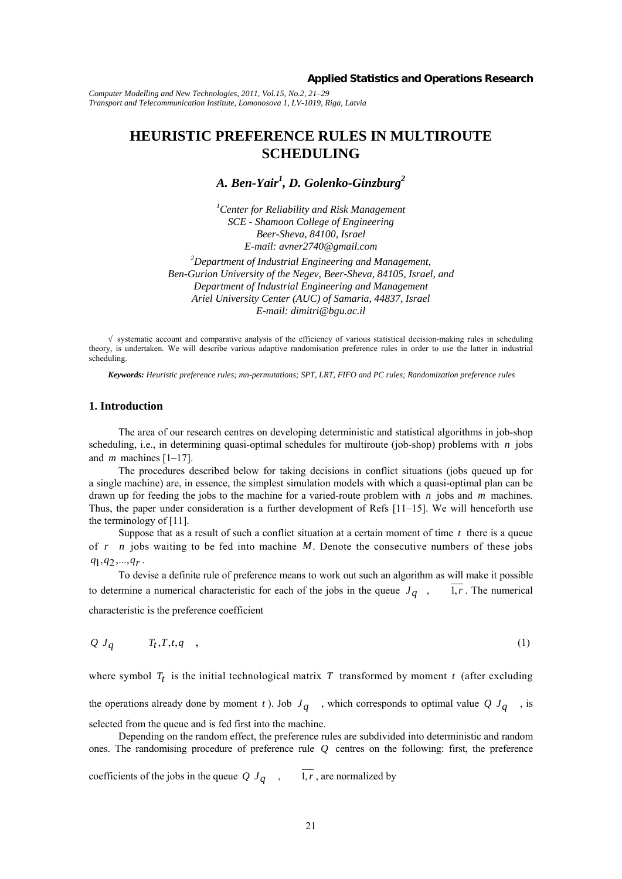# HEURISTIC PREFERENCE RULES IN MULTIROUTE SCHEDULING

### *A. Ben-Yair[1], D. Golenko-Ginzburg[2]*

*[1]Center for Reliability and Risk Management*
*SCE - Shamoon College of Engineering*
*Beer-Sheva, 84100, Israel*
*E-mail: avner2740@gmail.com*

*[2]Department of Industrial Engineering and Management,*
*Ben-Gurion University of the Negev, Beer-Sheva, 84105, Israel, and*
*Department of Industrial Engineering and Management*
*Ariel University Center (AUC) of Samaria, 44837, Israel*
*E-mail: dimitri@bgu.ac.il*

√ systematic account and comparative analysis of the efficiency of various statistical decision-making rules in scheduling theory, is undertaken. We will describe various adaptive randomisation preference rules in order to use the latter in industrial scheduling.

***Keywords:*** *Heuristic preference rules; mn-permutations; SPT, LRT, FIFO and PC rules; Randomization preference rules*

## 1. Introduction

The area of our research centres on developing deterministic and statistical algorithms in job-shop scheduling, i.e., in determining quasi-optimal schedules for multiroute (job-shop) problems with $n$ jobs and $m$ machines [1–17].

The procedures described below for taking decisions in conflict situations (jobs queued up for a single machine) are, in essence, the simplest simulation models with which a quasi-optimal plan can be drawn up for feeding the jobs to the machine for a varied-route problem with $n$ jobs and $m$ machines. Thus, the paper under consideration is a further development of Refs [11–15]. We will henceforth use the terminology of [11].

Suppose that as a result of such a conflict situation at a certain moment of time $t$ there is a queue of $r \le n$ jobs waiting to be fed into machine $M$. Denote the consecutive numbers of these jobs $q_1, q_2, ..., q_r$.

To devise a definite rule of preference means to work out such an algorithm as will make it possible to determine a numerical characteristic for each of the jobs in the queue $J_{q_\xi}$, $\xi = \overline{1,r}$. The numerical characteristic is the preference coefficient

$$Q\left(J_{q_\xi}\right) = \varphi\left(T_t, T, t, q_\xi\right), \tag{1}$$

where symbol $T_t$ is the initial technological matrix $T$ transformed by moment $t$ (after excluding the operations already done by moment $t$). Job $J_{q_\xi}$, which corresponds to optimal value $Q\left(J_{q_\xi}\right)$, is selected from the queue and is fed first into the machine.

Depending on the random effect, the preference rules are subdivided into deterministic and random ones. The randomising procedure of preference rule $Q$ centres on the following: first, the preference coefficients of the jobs in the queue $Q\left(J_{q_\xi}\right)$, $\xi = \overline{1,r}$, are normalized by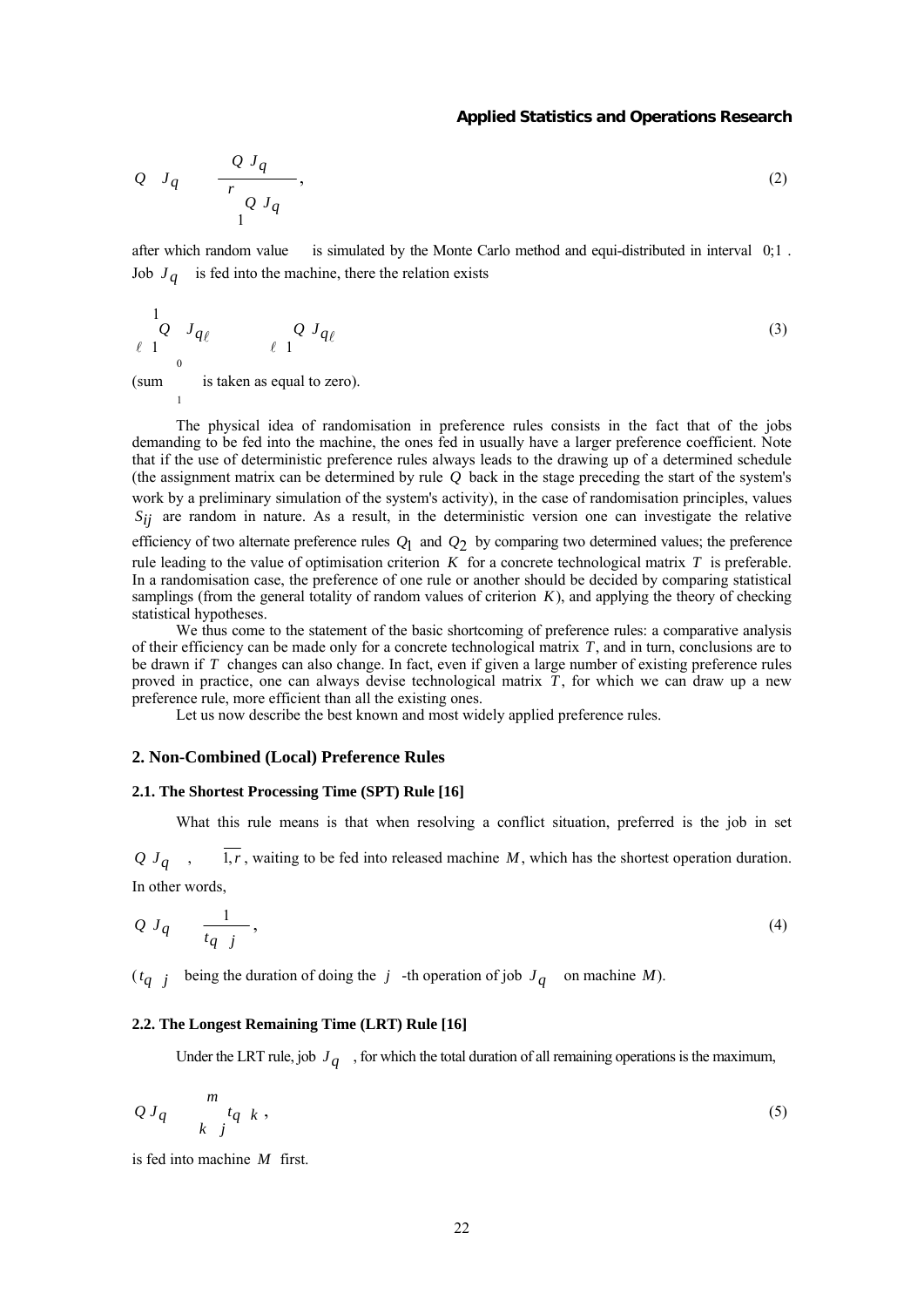$$\hat{Q}(J_q) = \frac{Q(J_q)}{\sum_{\ell=1}^{r} Q(J_{q_\ell})}, \tag{2}$$

after which random value $\xi$ is simulated by the Monte Carlo method and equi-distributed in interval $[0;1]$. Job $J_q$ is fed into the machine, there the relation exists

$$\sum_{\ell=1}^{\nu-1} \hat{Q}(J_{q_\ell}) \le \xi < \sum_{\ell=1}^{\nu} \hat{Q}(J_{q_\ell}) \tag{3}$$

(sum $\sum_{1}^{0}$ is taken as equal to zero).

The physical idea of randomisation in preference rules consists in the fact that of the jobs demanding to be fed into the machine, the ones fed in usually have a larger preference coefficient. Note that if the use of deterministic preference rules always leads to the drawing up of a determined schedule (the assignment matrix can be determined by rule $Q$ back in the stage preceding the start of the system's work by a preliminary simulation of the system's activity), in the case of randomisation principles, values $S_{ij}$ are random in nature. As a result, in the deterministic version one can investigate the relative efficiency of two alternate preference rules $Q_1$ and $Q_2$ by comparing two determined values; the preference rule leading to the value of optimisation criterion $K$ for a concrete technological matrix $T$ is preferable. In a randomisation case, the preference of one rule or another should be decided by comparing statistical samplings (from the general totality of random values of criterion $K$), and applying the theory of checking statistical hypotheses.

We thus come to the statement of the basic shortcoming of preference rules: a comparative analysis of their efficiency can be made only for a concrete technological matrix $T$, and in turn, conclusions are to be drawn if $T$ changes can also change. In fact, even if given a large number of existing preference rules proved in practice, one can always devise technological matrix $T$, for which we can draw up a new preference rule, more efficient than all the existing ones.

Let us now describe the best known and most widely applied preference rules.

## 2. Non-Combined (Local) Preference Rules

### 2.1. The Shortest Processing Time (SPT) Rule [16]

What this rule means is that when resolving a conflict situation, preferred is the job in set $\{Q(J_{q_\ell})\}$, $\ell = \overline{1,r}$, waiting to be fed into released machine $M$, which has the shortest operation duration. In other words,

$$Q(J_q) = \frac{1}{t_{q\,j}}, \tag{4}$$

($t_{q\,j}$ being the duration of doing the $j$ -th operation of job $J_q$ on machine $M$).

### 2.2. The Longest Remaining Time (LRT) Rule [16]

Under the LRT rule, job $J_q$, for which the total duration of all remaining operations is the maximum,

$$Q(J_q) = \sum_{k=j}^{m} t_{q\,k}, \tag{5}$$

is fed into machine $M$ first.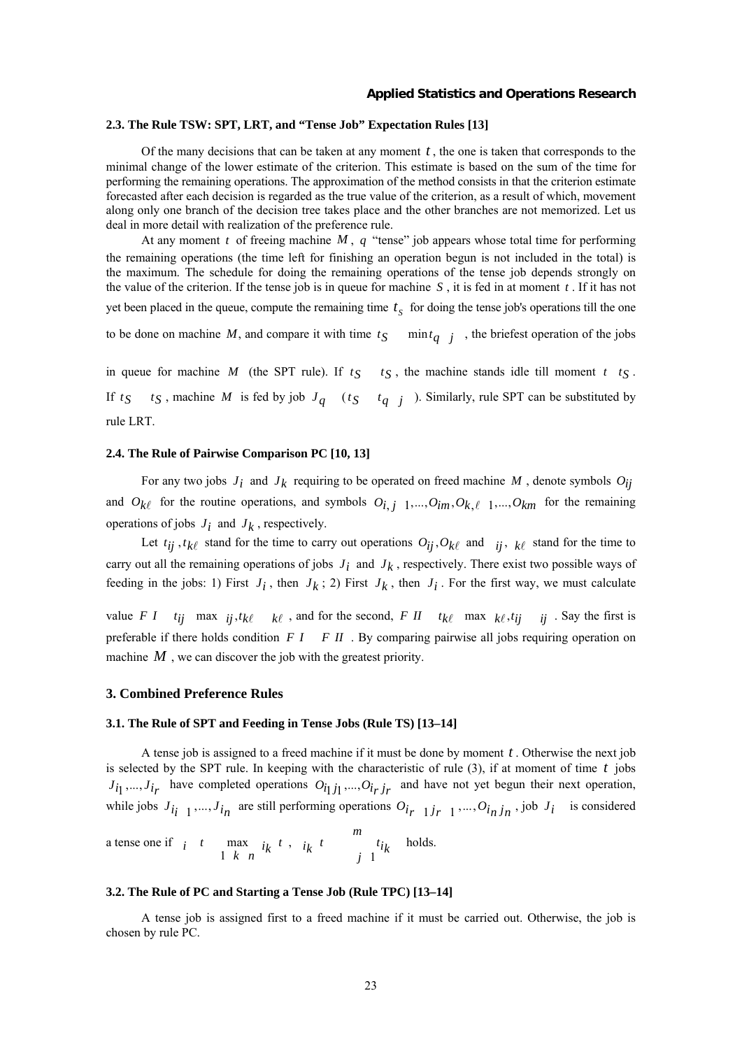### 2.3. The Rule TSW: SPT, LRT, and "Tense Job" Expectation Rules [13]

Of the many decisions that can be taken at any moment $t$, the one is taken that corresponds to the minimal change of the lower estimate of the criterion. This estimate is based on the sum of the time for performing the remaining operations. The approximation of the method consists in that the criterion estimate forecasted after each decision is regarded as the true value of the criterion, as a result of which, movement along only one branch of the decision tree takes place and the other branches are not memorized. Let us deal in more detail with realization of the preference rule.

At any moment $t$ of freeing machine $M$, $q$ "tense" job appears whose total time for performing the remaining operations (the time left for finishing an operation begun is not included in the total) is the maximum. The schedule for doing the remaining operations of the tense job depends strongly on the value of the criterion. If the tense job is in queue for machine $S$, it is fed in at moment $t$. If it has not yet been placed in the queue, compute the remaining time $t_S$ for doing the tense job's operations till the one to be done on machine $M$, and compare it with time $t_S \quad \min t_{q \; j}$, the briefest operation of the jobs in queue for machine $M$ (the SPT rule). If $t_S \quad t_S$, the machine stands idle till moment $t \quad t_S$. If $t_S \quad t_S$, machine $M$ is fed by job $J_q$ ($t_S \quad t_{q \; j}$). Similarly, rule SPT can be substituted by rule LRT.

### 2.4. The Rule of Pairwise Comparison PC [10, 13]

For any two jobs $J_i$ and $J_k$ requiring to be operated on freed machine $M$, denote symbols $O_{ij}$ and $O_{k\ell}$ for the routine operations, and symbols $O_{i,j \; 1},...,O_{im},O_{k,\ell \; 1},...,O_{km}$ for the remaining operations of jobs $J_i$ and $J_k$, respectively.

Let $t_{ij}, t_{k\ell}$ stand for the time to carry out operations $O_{ij}, O_{k\ell}$ and $_{ij}$, $_{k\ell}$ stand for the time to carry out all the remaining operations of jobs $J_i$ and $J_k$, respectively. There exist two possible ways of feeding in the jobs: 1) First $J_i$, then $J_k$; 2) First $J_k$, then $J_i$. For the first way, we must calculate value $F \; I \quad t_{ij} \quad \max \;\; _{ij}, t_{k\ell} \quad _{k\ell}$, and for the second, $F \; II \quad t_{k\ell} \quad \max \;\; _{k\ell}, t_{ij} \quad _{ij}$. Say the first is preferable if there holds condition $F \; I \quad F \; II$. By comparing pairwise all jobs requiring operation on machine $M$, we can discover the job with the greatest priority.

## 3. Combined Preference Rules

### 3.1. The Rule of SPT and Feeding in Tense Jobs (Rule TS) [13–14]

A tense job is assigned to a freed machine if it must be done by moment $t$. Otherwise the next job is selected by the SPT rule. In keeping with the characteristic of rule (3), if at moment of time $t$ jobs $J_{i1},...,J_{i_r}$ have completed operations $O_{i_1 j_1},...,O_{i_r j_r}$ and have not yet begun their next operation, while jobs $J_{i_{i} \; 1},...,J_{i_n}$ are still performing operations $O_{i_r \; 1 j_r \; 1},...,O_{i_n j_n}$, job $J_i$ is considered a tense one if $_i \; t \quad \max\limits_{1 \; k \; n} \; _{ik} \; t$, $_{ik} \; t \quad \sum\limits_{j \; 1}^{m} t_{ik}$ holds.

### 3.2. The Rule of PC and Starting a Tense Job (Rule TPC) [13–14]

A tense job is assigned first to a freed machine if it must be carried out. Otherwise, the job is chosen by rule PC.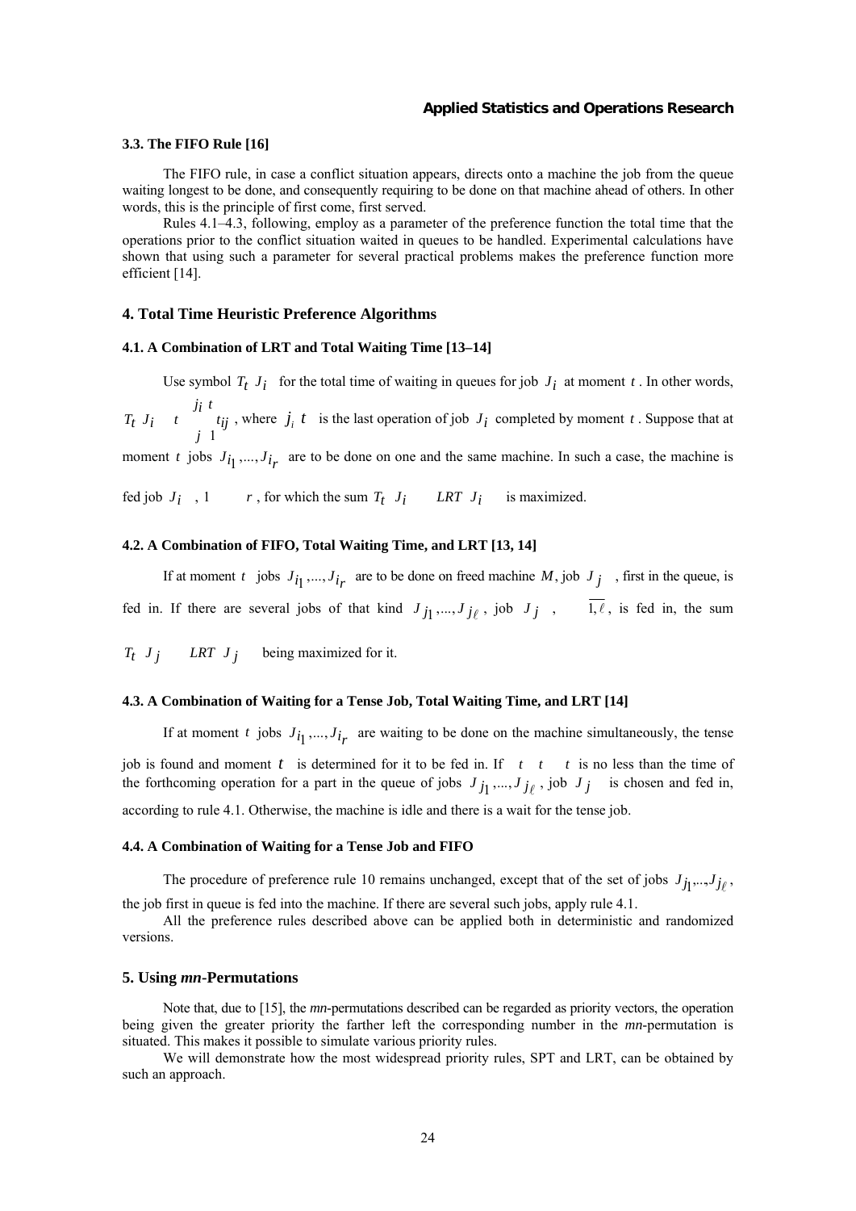### 3.3. The FIFO Rule [16]

The FIFO rule, in case a conflict situation appears, directs onto a machine the job from the queue waiting longest to be done, and consequently requiring to be done on that machine ahead of others. In other words, this is the principle of first come, first served.

Rules 4.1–4.3, following, employ as a parameter of the preference function the total time that the operations prior to the conflict situation waited in queues to be handled. Experimental calculations have shown that using such a parameter for several practical problems makes the preference function more efficient [14].

## 4. Total Time Heuristic Preference Algorithms

### 4.1. A Combination of LRT and Total Waiting Time [13–14]

Use symbol $T_t(J_i)$ for the total time of waiting in queues for job $J_i$ at moment $t$. In other words, $T_t(J_i) = t - \sum_{j=1}^{j_i(t)} t_{ij}$, where $j_i(t)$ is the last operation of job $J_i$ completed by moment $t$. Suppose that at moment $t$ jobs $J_{i_1},...,J_{i_r}$ are to be done on one and the same machine. In such a case, the machine is fed job $J_{i_\ell}$, $1 \le \ell \le r$, for which the sum $T_t(J_i) + LRT(J_i)$ is maximized.

### 4.2. A Combination of FIFO, Total Waiting Time, and LRT [13, 14]

If at moment $t$ jobs $J_{i_1},...,J_{i_r}$ are to be done on freed machine $M$, job $J_{j_\ell}$, first in the queue, is fed in. If there are several jobs of that kind $J_{j_1},...,J_{j_\ell}$, job $J_{j_\nu}$, $\nu \in \overline{1,\ell}$, is fed in, the sum $T_t(J_{j_\nu}) + LRT(J_{j_\nu})$ being maximized for it.

### 4.3. A Combination of Waiting for a Tense Job, Total Waiting Time, and LRT [14]

If at moment $t$ jobs $J_{i_1},...,J_{i_r}$ are waiting to be done on the machine simultaneously, the tense job is found and moment $t'$ is determined for it to be fed in. If $\Delta t = t' - t$ is no less than the time of the forthcoming operation for a part in the queue of jobs $J_{j_1},...,J_{j_\ell}$, job $J_{j_\nu}$ is chosen and fed in, according to rule 4.1. Otherwise, the machine is idle and there is a wait for the tense job.

### 4.4. A Combination of Waiting for a Tense Job and FIFO

The procedure of preference rule 10 remains unchanged, except that of the set of jobs $J_{j_1},...,J_{j_\ell}$, the job first in queue is fed into the machine. If there are several such jobs, apply rule 4.1.

All the preference rules described above can be applied both in deterministic and randomized versions.

## 5. Using *mn*-Permutations

Note that, due to [15], the *mn*-permutations described can be regarded as priority vectors, the operation being given the greater priority the farther left the corresponding number in the *mn*-permutation is situated. This makes it possible to simulate various priority rules.

We will demonstrate how the most widespread priority rules, SPT and LRT, can be obtained by such an approach.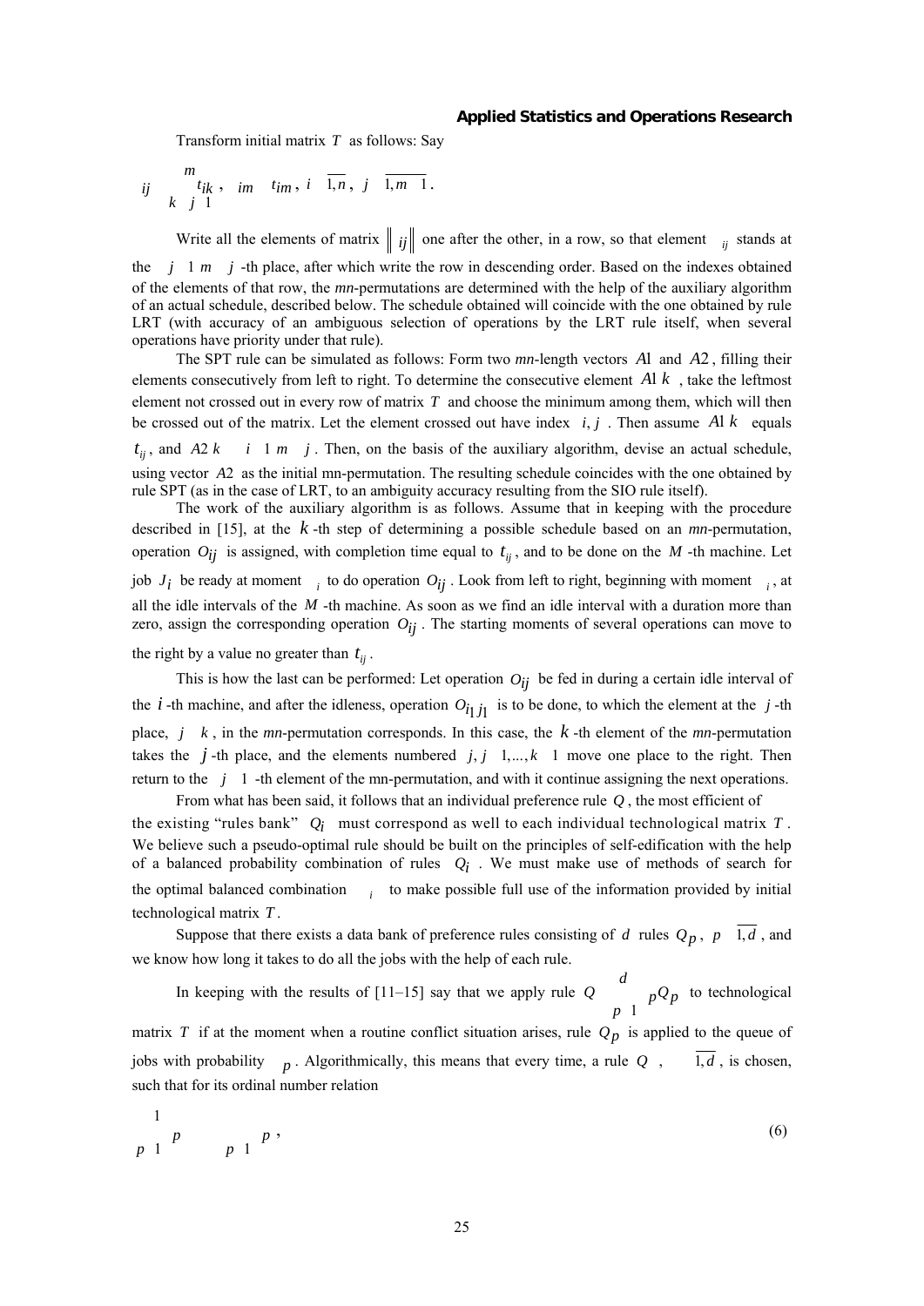Transform initial matrix $T$ as follows: Say

$$\tau_{ij} = \sum_{k=j+1}^{m} t_{ik}, \quad \tau_{im} = t_{im}, \; i = \overline{1,n}, \; j = \overline{1,m-1}.$$

Write all the elements of matrix $\|\tau_{ij}\|$ one after the other, in a row, so that element $\tau_{ij}$ stands at the $(j-1)m+j$-th place, after which write the row in descending order. Based on the indexes obtained of the elements of that row, the *mn*-permutations are determined with the help of the auxiliary algorithm of an actual schedule, described below. The schedule obtained will coincide with the one obtained by rule LRT (with accuracy of an ambiguous selection of operations by the LRT rule itself, when several operations have priority under that rule).

The SPT rule can be simulated as follows: Form two *mn*-length vectors $A1$ and $A2$, filling their elements consecutively from left to right. To determine the consecutive element $A1(k)$, take the leftmost element not crossed out in every row of matrix $T$ and choose the minimum among them, which will then be crossed out of the matrix. Let the element crossed out have index $(i, j)$. Then assume $A1(k)$ equals $t_{ij}$, and $A2(k) = (i-1)m + j$. Then, on the basis of the auxiliary algorithm, devise an actual schedule, using vector $A2$ as the initial mn-permutation. The resulting schedule coincides with the one obtained by rule SPT (as in the case of LRT, to an ambiguity accuracy resulting from the SIO rule itself).

The work of the auxiliary algorithm is as follows. Assume that in keeping with the procedure described in [15], at the $k$-th step of determining a possible schedule based on an *mn*-permutation, operation $O_{ij}$ is assigned, with completion time equal to $t_{ij}$, and to be done on the $M$-th machine. Let job $J_i$ be ready at moment $\tau_i$ to do operation $O_{ij}$. Look from left to right, beginning with moment $\tau_i$, at all the idle intervals of the $M$-th machine. As soon as we find an idle interval with a duration more than zero, assign the corresponding operation $O_{ij}$. The starting moments of several operations can move to the right by a value no greater than $t_{ij}$.

This is how the last can be performed: Let operation $O_{ij}$ be fed in during a certain idle interval of the $i$-th machine, and after the idleness, operation $O_{i_1 j_1}$ is to be done, to which the element at the $j$-th place, $j < k$, in the *mn*-permutation corresponds. In this case, the $k$-th element of the *mn*-permutation takes the $j$-th place, and the elements numbered $j, j+1, ..., k-1$ move one place to the right. Then return to the $(j+1)$-th element of the mn-permutation, and with it continue assigning the next operations.

From what has been said, it follows that an individual preference rule $Q$, the most efficient of the existing "rules bank" $\{Q_i\}$ must correspond as well to each individual technological matrix $T$. We believe such a pseudo-optimal rule should be built on the principles of self-edification with the help of a balanced probability combination of rules $\{Q_i\}$. We must make use of methods of search for the optimal balanced combination $\{\lambda_i\}$ to make possible full use of the information provided by initial technological matrix $T$.

Suppose that there exists a data bank of preference rules consisting of $d$ rules $Q_p$, $p = \overline{1,d}$, and we know how long it takes to do all the jobs with the help of each rule.

In keeping with the results of [11–15] say that we apply rule $Q = \sum_{p=1}^{d} \lambda_p Q_p$ to technological matrix $T$ if at the moment when a routine conflict situation arises, rule $Q_p$ is applied to the queue of jobs with probability $\lambda_p$. Algorithmically, this means that every time, a rule $Q_\nu$, $\nu = \overline{1,d}$, is chosen, such that for its ordinal number relation

$$\sum_{p=1}^{\nu-1} \lambda_p < \xi \le \sum_{p=1}^{\nu} \lambda_p, \tag{6}$$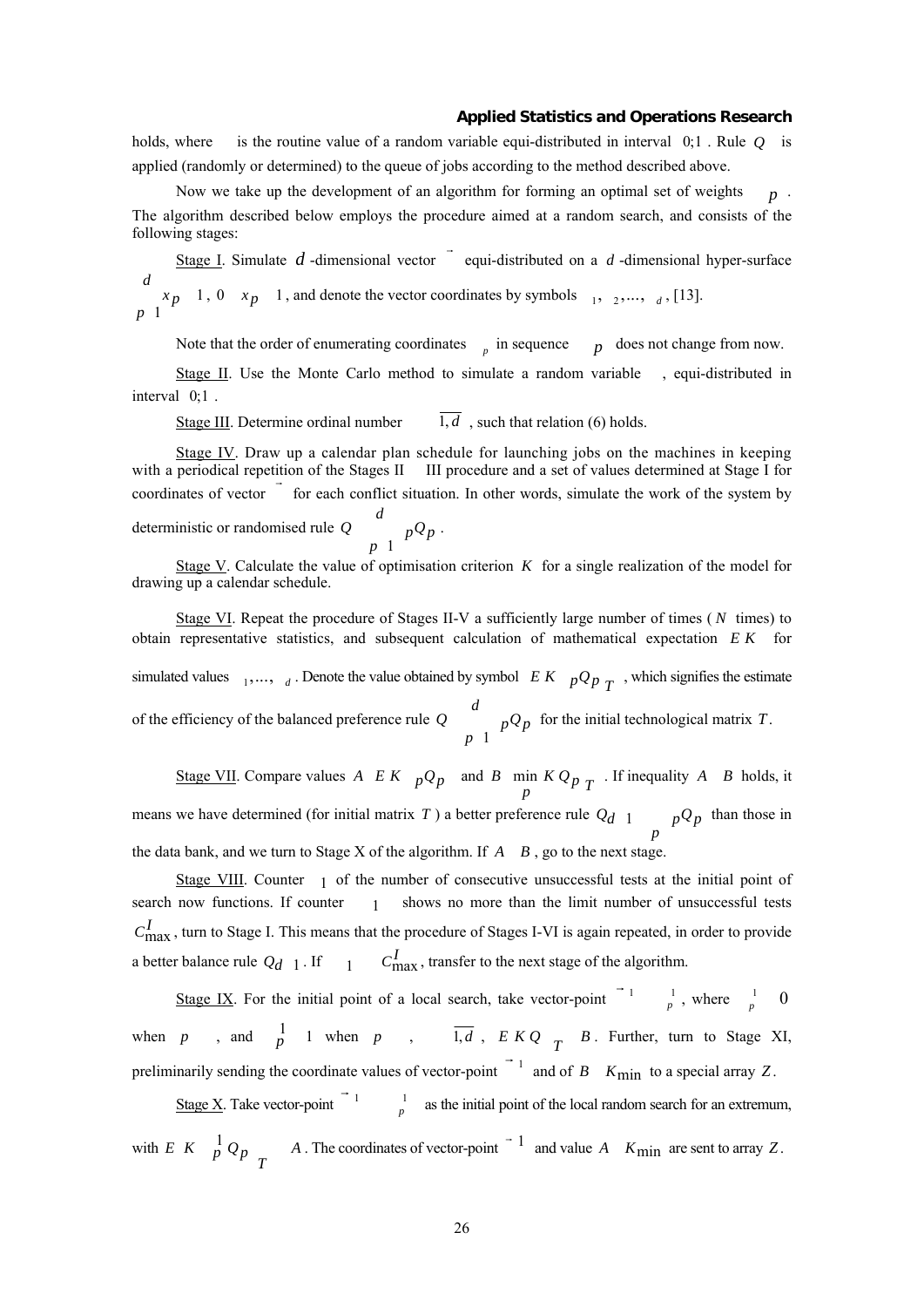holds, where $\xi$ is the routine value of a random variable equi-distributed in interval $[0;1]$. Rule $Q_\eta$ is applied (randomly or determined) to the queue of jobs according to the method described above.

Now we take up the development of an algorithm for forming an optimal set of weights $\{\alpha_p\}$. The algorithm described below employs the procedure aimed at a random search, and consists of the following stages:

Stage I. Simulate $d$-dimensional vector $\vec{\alpha}$ equi-distributed on a $d$-dimensional hyper-surface $\sum_{p=1}^{d} x_p = 1$, $0 \le x_p \le 1$, and denote the vector coordinates by symbols $\alpha_1, \alpha_2, ..., \alpha_d$, [13].

Note that the order of enumerating coordinates $\alpha_p$ in sequence $\{\alpha_p\}$ does not change from now.

Stage II. Use the Monte Carlo method to simulate a random variable $\xi$, equi-distributed in interval $[0;1]$.

Stage III. Determine ordinal number $\eta = \overline{1,d}$, such that relation (6) holds.

Stage IV. Draw up a calendar plan schedule for launching jobs on the machines in keeping with a periodical repetition of the Stages II – III procedure and a set of values determined at Stage I for coordinates of vector $\vec{\alpha}$ for each conflict situation. In other words, simulate the work of the system by deterministic or randomised rule $Q = \sum_{p=1}^{d} \alpha_p Q_p$.

Stage V. Calculate the value of optimisation criterion $K$ for a single realization of the model for drawing up a calendar schedule.

Stage VI. Repeat the procedure of Stages II-V a sufficiently large number of times ($N$ times) to obtain representative statistics, and subsequent calculation of mathematical expectation $E(K)$ for simulated values $\alpha_1, ..., \alpha_d$. Denote the value obtained by symbol $E\left[K\left(\sum \alpha_p Q_p\right)_T\right]$, which signifies the estimate of the efficiency of the balanced preference rule $Q = \sum_{p=1}^{d} \alpha_p Q_p$ for the initial technological matrix $T$.

Stage VII. Compare values $A = E\left[K\left(\sum \alpha_p Q_p\right)\right]$ and $B = \min_p \left[K\left(Q_p\right)_T\right]$. If inequality $A < B$ holds, it means we have determined (for initial matrix $T$) a better preference rule $Q_{d+1} = \sum_p \alpha_p Q_p$ than those in the data bank, and we turn to Stage X of the algorithm. If $A \ge B$, go to the next stage.

Stage VIII. Counter $\theta_1$ of the number of consecutive unsuccessful tests at the initial point of search now functions. If counter $\theta_1$ shows no more than the limit number of unsuccessful tests $C_{\max}^{I}$, turn to Stage I. This means that the procedure of Stages I-VI is again repeated, in order to provide a better balance rule $Q_{d+1}$. If $\theta_1 > C_{\max}^{I}$, transfer to the next stage of the algorithm.

Stage IX. For the initial point of a local search, take vector-point $\vec{\alpha}^1 = \{\alpha_p^1\}$, where $\alpha_p^1 = 0$ when $p \ne \gamma$, and $\alpha_p^1 = 1$ when $p = \gamma$, $\gamma = \overline{1,d}$, $E\left[K\left(Q_\gamma\right)_T\right] = B$. Further, turn to Stage XI, preliminarily sending the coordinate values of vector-point $\vec{\alpha}^1$ and of $B = K_{\min}$ to a special array $Z$.

Stage X. Take vector-point $\vec{\alpha}^1 = \{\alpha_p^1\}$ as the initial point of the local random search for an extremum, with $E\left[K\left(\sum \alpha_p^1 Q_p\right)_T\right] = A$. The coordinates of vector-point $\vec{\alpha}^1$ and value $A = K_{\min}$ are sent to array $Z$.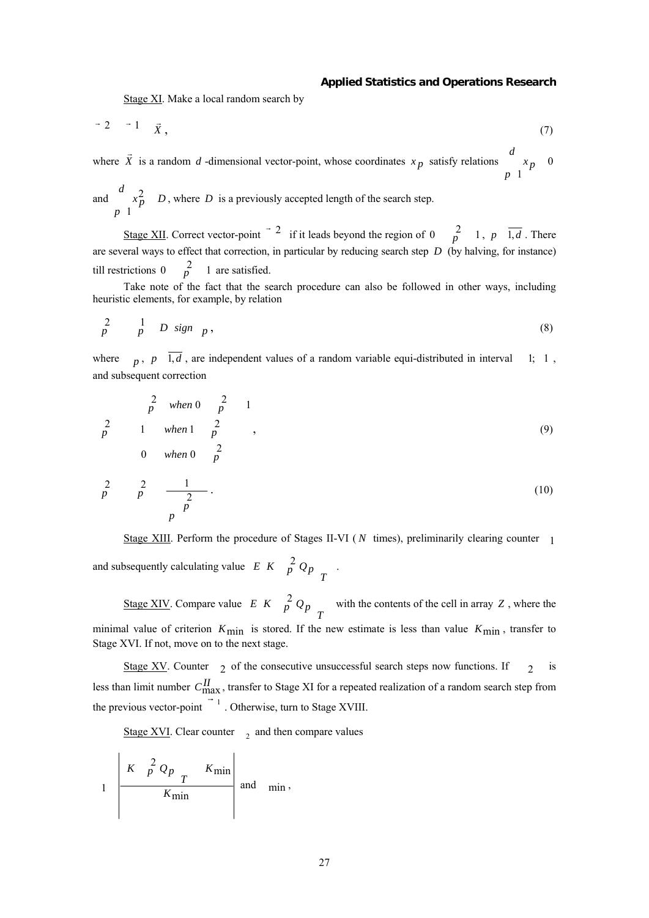Stage XI. Make a local random search by

$$\vec{\ }^{2} \quad \vec{\ }^{1} \quad \vec{X}\,, \tag{7}$$

where $\vec{X}$ is a random $d$-dimensional vector-point, whose coordinates $x_p$ satisfy relations $\sum_{p=1}^{d} x_p \quad 0$ and $\sum_{p=1}^{d} x_p^2 \quad D$, where $D$ is a previously accepted length of the search step.

Stage XII. Correct vector-point $\vec{\ }^{2}$ if it leads beyond the region of $0 \quad {}_p^2 \quad 1$, $p \quad \overline{1,d}$. There are several ways to effect that correction, in particular by reducing search step $D$ (by halving, for instance) till restrictions $0 \quad {}_p^2 \quad 1$ are satisfied.

Take note of the fact that the search procedure can also be followed in other ways, including heuristic elements, for example, by relation

$${}_p^2 \quad {}_p^1 \quad D \;\; sign \;\; {}_p\,, \tag{8}$$

where ${}_p$, $p \quad \overline{1,d}$, are independent values of a random variable equi-distributed in interval $1;\ 1$, and subsequent correction

$${}_p^2 \quad \begin{matrix} {}_p^2 & when\ 0 \quad {}_p^2 \quad 1 \\ 1 & when\ 1 \quad {}_p^2 \\ 0 & when\ 0 \quad {}_p^2 \end{matrix}\,, \tag{9}$$

$${}_p^2 \quad {}_p^2 \quad \frac{1}{\sum_p {}_p^2}\,. \tag{10}$$

Stage XIII. Perform the procedure of Stages II-VI ($N$ times), preliminarily clearing counter ${}_1$ and subsequently calculating value $E \;\; K \;\; {}_p^2\, Q_p \;\; {}_T$.

Stage XIV. Compare value $E \;\; K \;\; {}_p^2\, Q_p \;\; {}_T$ with the contents of the cell in array $Z$, where the minimal value of criterion $K_{\min}$ is stored. If the new estimate is less than value $K_{\min}$, transfer to Stage XVI. If not, move on to the next stage.

Stage XV. Counter ${}_2$ of the consecutive unsuccessful search steps now functions. If ${}_2$ is less than limit number $C_{\max}^{II}$, transfer to Stage XI for a repeated realization of a random search step from the previous vector-point $\vec{\ }^{1}$. Otherwise, turn to Stage XVIII.

Stage XVI. Clear counter ${}_2$ and then compare values

$$1 \quad \left| \frac{K \;\; {}_p^2\, Q_p \;\; {}_T \quad K_{\min}}{K_{\min}} \right| \text{ and } \quad {}_{\min}\,,$$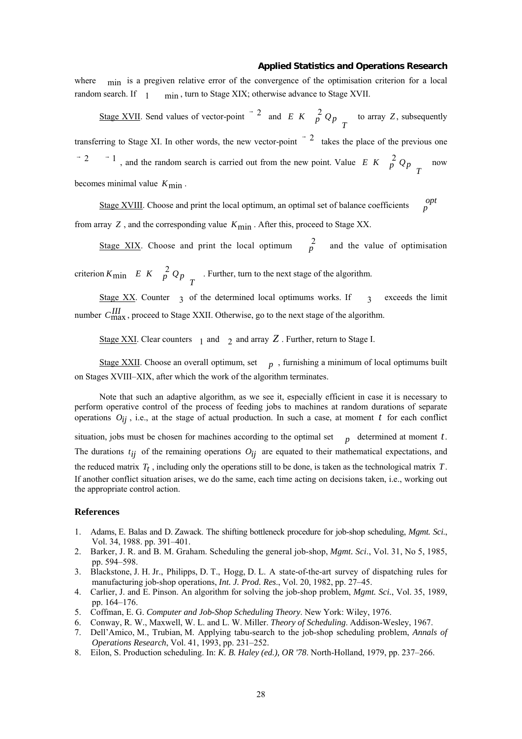where $\varepsilon_{min}$ is a pregiven relative error of the convergence of the optimisation criterion for a local random search. If $\varepsilon_1 \le \varepsilon_{min}$, turn to Stage XIX; otherwise advance to Stage XVII.

Stage XVII. Send values of vector-point $\vec{\alpha}^2$ and $E\left\{K\left(\alpha_p^2, Q_p\right) \mid T\right\}$ to array $Z$, subsequently transferring to Stage XI. In other words, the new vector-point $\vec{\alpha}^2$ takes the place of the previous one $\vec{\alpha}^2 \Rightarrow \vec{\alpha}^1$, and the random search is carried out from the new point. Value $E\left\{K\left(\alpha_p^2, Q_p\right) \mid T\right\}$ now becomes minimal value $K_{min}$.

Stage XVIII. Choose and print the local optimum, an optimal set of balance coefficients $\alpha_p^{opt}$ from array $Z$, and the corresponding value $K_{min}$. After this, proceed to Stage XX.

Stage XIX. Choose and print the local optimum $\alpha_p^2$ and the value of optimisation criterion $K_{min} = E\left\{K\left(\alpha_p^2, Q_p\right) \mid T\right\}$. Further, turn to the next stage of the algorithm.

Stage XX. Counter $\varepsilon_3$ of the determined local optimums works. If $\varepsilon_3$ exceeds the limit number $C_{max}^{III}$, proceed to Stage XXII. Otherwise, go to the next stage of the algorithm.

Stage XXI. Clear counters $\varepsilon_1$ and $\varepsilon_2$ and array $Z$. Further, return to Stage I.

Stage XXII. Choose an overall optimum, set $\alpha_p$, furnishing a minimum of local optimums built on Stages XVIII–XIX, after which the work of the algorithm terminates.

Note that such an adaptive algorithm, as we see it, especially efficient in case it is necessary to perform operative control of the process of feeding jobs to machines at random durations of separate operations $O_{ij}$, i.e., at the stage of actual production. In such a case, at moment $t$ for each conflict situation, jobs must be chosen for machines according to the optimal set $\alpha_p$ determined at moment $t$. The durations $t_{ij}$ of the remaining operations $O_{ij}$ are equated to their mathematical expectations, and the reduced matrix $T_t$, including only the operations still to be done, is taken as the technological matrix $T$. If another conflict situation arises, we do the same, each time acting on decisions taken, i.e., working out the appropriate control action.

## References

1. Adams, E. Balas and D. Zawack. The shifting bottleneck procedure for job-shop scheduling, *Mgmt. Sci.*, Vol. 34, 1988. pp. 391–401.
2. Barker, J. R. and B. M. Graham. Scheduling the general job-shop, *Mgmt. Sci.*, Vol. 31, No 5, 1985, pp. 594–598.
3. Blackstone, J. H. Jr., Philipps, D. T., Hogg, D. L. A state-of-the-art survey of dispatching rules for manufacturing job-shop operations, *Int. J. Prod. Res.*, Vol. 20, 1982, pp. 27–45.
4. Carlier, J. and E. Pinson. An algorithm for solving the job-shop problem, *Mgmt. Sci.*, Vol. 35, 1989, pp. 164–176.
5. Coffman, E. G. *Computer and Job-Shop Scheduling Theory*. New York: Wiley, 1976.
6. Conway, R. W., Maxwell, W. L. and L. W. Miller. *Theory of Scheduling*. Addison-Wesley, 1967.
7. Dell'Amico, M., Trubian, M. Applying tabu-search to the job-shop scheduling problem, *Annals of Operations Research*, Vol. 41, 1993, pp. 231–252.
8. Eilon, S. Production scheduling. In: *K. B. Haley (ed.), OR '78*. North-Holland, 1979, pp. 237–266.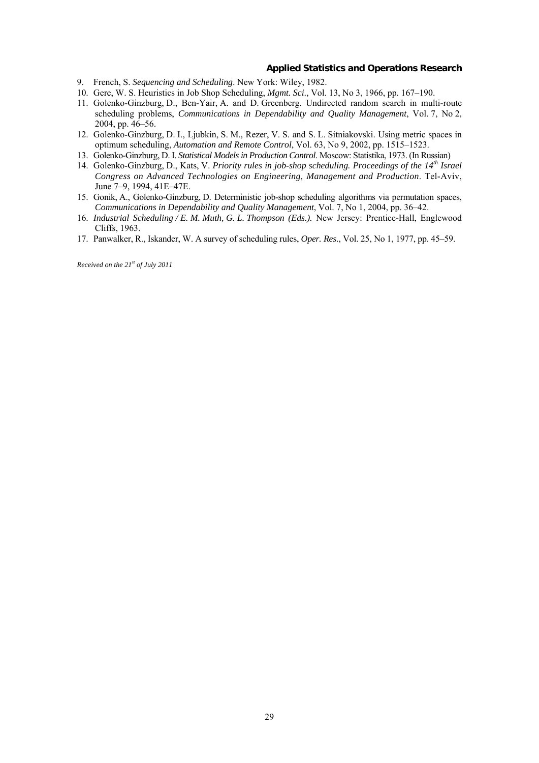9. French, S. *Sequencing and Scheduling*. New York: Wiley, 1982.
10. Gere, W. S. Heuristics in Job Shop Scheduling, *Mgmt. Sci.*, Vol. 13, No 3, 1966, pp. 167–190.
11. Golenko-Ginzburg, D., Ben-Yair, A. and D. Greenberg. Undirected random search in multi-route scheduling problems, *Communications in Dependability and Quality Management*, Vol. 7, No 2, 2004, pp. 46–56.
12. Golenko-Ginzburg, D. I., Ljubkin, S. M., Rezer, V. S. and S. L. Sitniakovski. Using metric spaces in optimum scheduling, *Automation and Remote Control*, Vol. 63, No 9, 2002, pp. 1515–1523.
13. Golenko-Ginzburg, D. I. *Statistical Models in Production Control*. Moscow: Statistika, 1973. (In Russian)
14. Golenko-Ginzburg, D., Kats, V. *Priority rules in job-shop scheduling. Proceedings of the 14th Israel Congress on Advanced Technologies on Engineering, Management and Production*. Tel-Aviv, June 7–9, 1994, 41E–47E.
15. Gonik, A., Golenko-Ginzburg, D. Deterministic job-shop scheduling algorithms via permutation spaces, *Communications in Dependability and Quality Management*, Vol. 7, No 1, 2004, pp. 36–42.
16. *Industrial Scheduling / E. M. Muth, G. L. Thompson (Eds.)*. New Jersey: Prentice-Hall, Englewood Cliffs, 1963.
17. Panwalker, R., Iskander, W. A survey of scheduling rules, *Oper. Res*., Vol. 25, No 1, 1977, pp. 45–59.

*Received on the 21st of July 2011*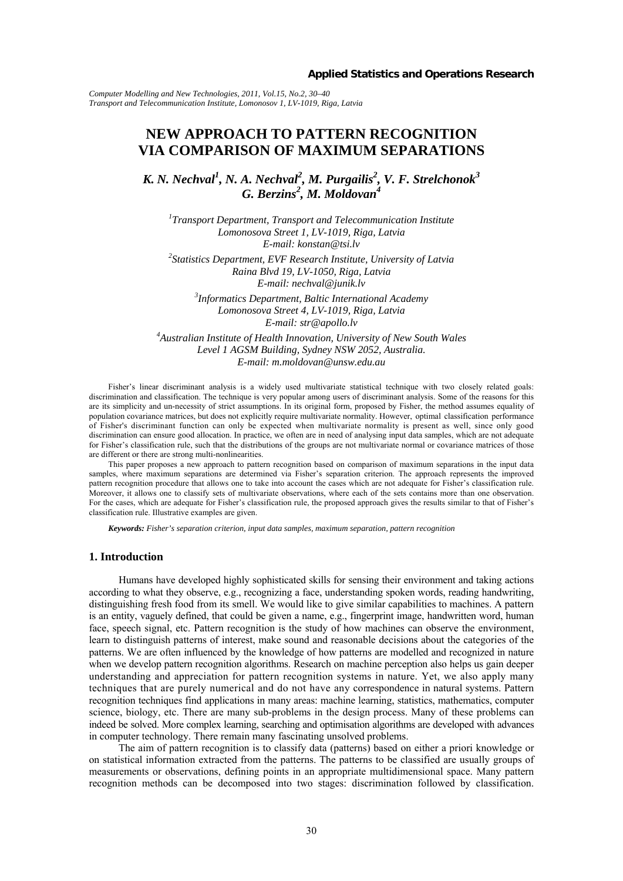*Computer Modelling and New Technologies, 2011, Vol.15, No.2, 30–40*
*Transport and Telecommunication Institute, Lomonosov 1, LV-1019, Riga, Latvia*

# NEW APPROACH TO PATTERN RECOGNITION VIA COMPARISON OF MAXIMUM SEPARATIONS

***K. N. Nechval[1], N. A. Nechval[2], M. Purgailis[2], V. F. Strelchonok[3]***
***G. Berzins[2], M. Moldovan[4]***

*[1]Transport Department, Transport and Telecommunication Institute*
*Lomonosova Street 1, LV-1019, Riga, Latvia*
*E-mail: konstan@tsi.lv*

*[2]Statistics Department, EVF Research Institute, University of Latvia*
*Raina Blvd 19, LV-1050, Riga, Latvia*
*E-mail: nechval@junik.lv*

*[3]Informatics Department, Baltic International Academy*
*Lomonosova Street 4, LV-1019, Riga, Latvia*
*E-mail: str@apollo.lv*

*[4]Australian Institute of Health Innovation, University of New South Wales*
*Level 1 AGSM Building, Sydney NSW 2052, Australia.*
*E-mail: m.moldovan@unsw.edu.au*

Fisher's linear discriminant analysis is a widely used multivariate statistical technique with two closely related goals: discrimination and classification. The technique is very popular among users of discriminant analysis. Some of the reasons for this are its simplicity and un-necessity of strict assumptions. In its original form, proposed by Fisher, the method assumes equality of population covariance matrices, but does not explicitly require multivariate normality. However, optimal classification performance of Fisher's discriminant function can only be expected when multivariate normality is present as well, since only good discrimination can ensure good allocation. In practice, we often are in need of analysing input data samples, which are not adequate for Fisher's classification rule, such that the distributions of the groups are not multivariate normal or covariance matrices of those are different or there are strong multi-nonlinearities.

This paper proposes a new approach to pattern recognition based on comparison of maximum separations in the input data samples, where maximum separations are determined via Fisher's separation criterion. The approach represents the improved pattern recognition procedure that allows one to take into account the cases which are not adequate for Fisher's classification rule. Moreover, it allows one to classify sets of multivariate observations, where each of the sets contains more than one observation. For the cases, which are adequate for Fisher's classification rule, the proposed approach gives the results similar to that of Fisher's classification rule. Illustrative examples are given.

***Keywords:*** *Fisher's separation criterion, input data samples, maximum separation, pattern recognition*

## 1. Introduction

Humans have developed highly sophisticated skills for sensing their environment and taking actions according to what they observe, e.g., recognizing a face, understanding spoken words, reading handwriting, distinguishing fresh food from its smell. We would like to give similar capabilities to machines. A pattern is an entity, vaguely defined, that could be given a name, e.g., fingerprint image, handwritten word, human face, speech signal, etc. Pattern recognition is the study of how machines can observe the environment, learn to distinguish patterns of interest, make sound and reasonable decisions about the categories of the patterns. We are often influenced by the knowledge of how patterns are modelled and recognized in nature when we develop pattern recognition algorithms. Research on machine perception also helps us gain deeper understanding and appreciation for pattern recognition systems in nature. Yet, we also apply many techniques that are purely numerical and do not have any correspondence in natural systems. Pattern recognition techniques find applications in many areas: machine learning, statistics, mathematics, computer science, biology, etc. There are many sub-problems in the design process. Many of these problems can indeed be solved. More complex learning, searching and optimisation algorithms are developed with advances in computer technology. There remain many fascinating unsolved problems.

The aim of pattern recognition is to classify data (patterns) based on either a priori knowledge or on statistical information extracted from the patterns. The patterns to be classified are usually groups of measurements or observations, defining points in an appropriate multidimensional space. Many pattern recognition methods can be decomposed into two stages: discrimination followed by classification.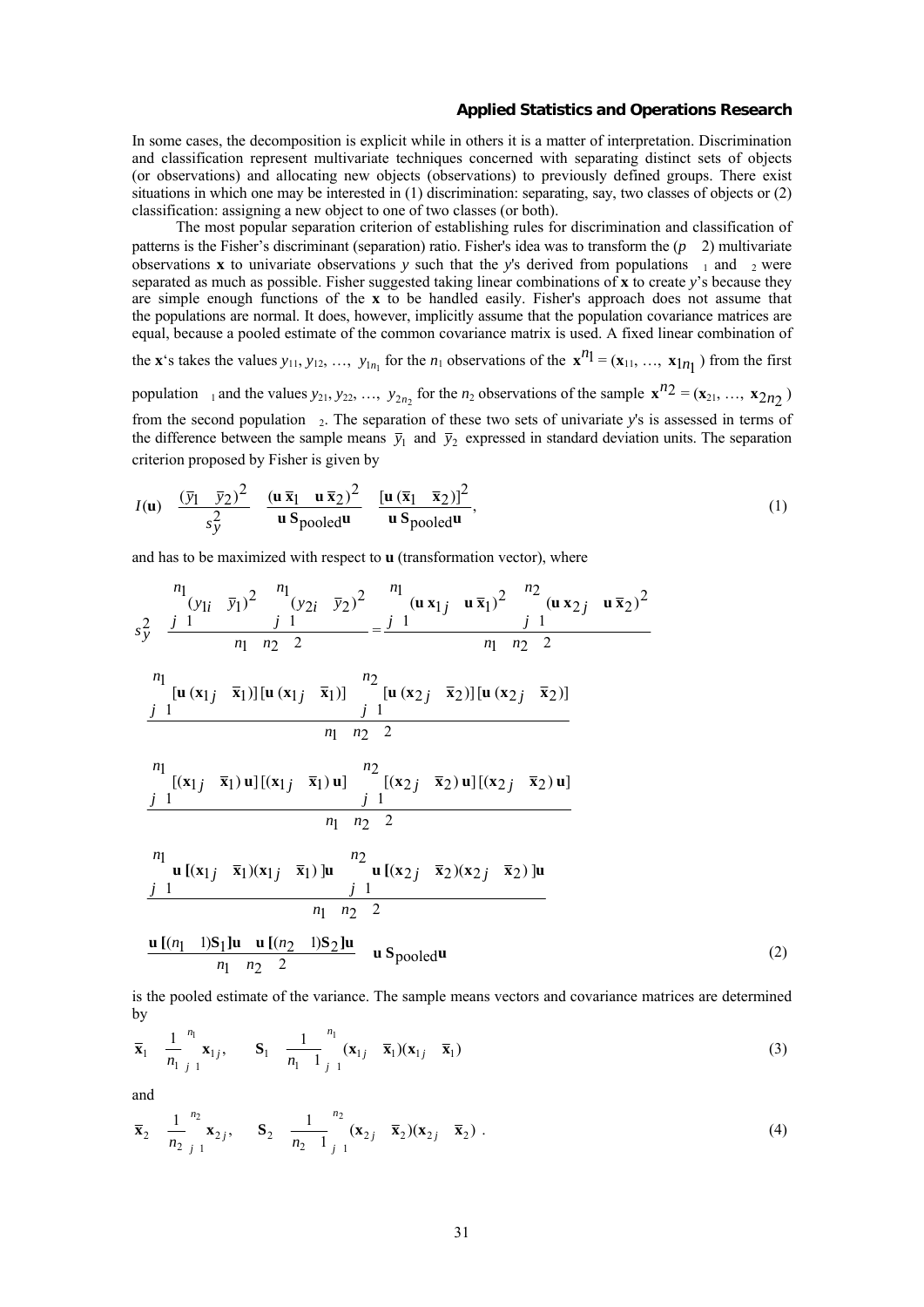In some cases, the decomposition is explicit while in others it is a matter of interpretation. Discrimination and classification represent multivariate techniques concerned with separating distinct sets of objects (or observations) and allocating new objects (observations) to previously defined groups. There exist situations in which one may be interested in (1) discrimination: separating, say, two classes of objects or (2) classification: assigning a new object to one of two classes (or both).

The most popular separation criterion of establishing rules for discrimination and classification of patterns is the Fisher's discriminant (separation) ratio. Fisher's idea was to transform the ($p \geq 2$) multivariate observations **x** to univariate observations $y$ such that the $y$'s derived from populations $\Pi_1$ and $\Pi_2$ were separated as much as possible. Fisher suggested taking linear combinations of **x** to create $y$'s because they are simple enough functions of the **x** to be handled easily. Fisher's approach does not assume that the populations are normal. It does, however, implicitly assume that the population covariance matrices are equal, because a pooled estimate of the common covariance matrix is used. A fixed linear combination of the **x**'s takes the values $y_{11}, y_{12}, \ldots, y_{1n_1}$ for the $n_1$ observations of the $\mathbf{x}^{n_1} = (\mathbf{x}_{11}, \ldots, \mathbf{x}_{1n_1})$ from the first population $\Pi_1$ and the values $y_{21}, y_{22}, \ldots, y_{2n_2}$ for the $n_2$ observations of the sample $\mathbf{x}^{n_2} = (\mathbf{x}_{21}, \ldots, \mathbf{x}_{2n_2})$ from the second population $\Pi_2$. The separation of these two sets of univariate $y$'s is assessed in terms of the difference between the sample means $\bar{y}_1$ and $\bar{y}_2$ expressed in standard deviation units. The separation criterion proposed by Fisher is given by

$$I(\mathbf{u}) = \frac{(\bar{y}_1 - \bar{y}_2)^2}{s_y^2} = \frac{(\mathbf{u}'\bar{\mathbf{x}}_1 - \mathbf{u}'\bar{\mathbf{x}}_2)^2}{\mathbf{u}'\mathbf{S}_{\text{pooled}}\mathbf{u}} = \frac{[\mathbf{u}'(\bar{\mathbf{x}}_1 - \bar{\mathbf{x}}_2)]^2}{\mathbf{u}'\mathbf{S}_{\text{pooled}}\mathbf{u}}, \tag{1}$$

and has to be maximized with respect to **u** (transformation vector), where

$$s_y^2 = \frac{\sum_{j=1}^{n_1}(y_{1i} - \bar{y}_1)^2 + \sum_{j=1}^{n_1}(y_{2i} - \bar{y}_2)^2}{n_1 + n_2 - 2} = \frac{\sum_{j=1}^{n_1}(\mathbf{u}'\mathbf{x}_{1j} - \mathbf{u}'\bar{\mathbf{x}}_1)^2 + \sum_{j=1}^{n_2}(\mathbf{u}'\mathbf{x}_{2j} - \mathbf{u}'\bar{\mathbf{x}}_2)^2}{n_1 + n_2 - 2}$$

$$= \frac{\sum_{j=1}^{n_1}[\mathbf{u}'(\mathbf{x}_{1j} - \bar{\mathbf{x}}_1)][\mathbf{u}'(\mathbf{x}_{1j} - \bar{\mathbf{x}}_1)] + \sum_{j=1}^{n_2}[\mathbf{u}'(\mathbf{x}_{2j} - \bar{\mathbf{x}}_2)][\mathbf{u}'(\mathbf{x}_{2j} - \bar{\mathbf{x}}_2)]}{n_1 + n_2 - 2}$$

$$= \frac{\sum_{j=1}^{n_1}[(\mathbf{x}_{1j} - \bar{\mathbf{x}}_1)'\mathbf{u}]'[(\mathbf{x}_{1j} - \bar{\mathbf{x}}_1)'\mathbf{u}] + \sum_{j=1}^{n_2}[(\mathbf{x}_{2j} - \bar{\mathbf{x}}_2)'\mathbf{u}]'[(\mathbf{x}_{2j} - \bar{\mathbf{x}}_2)'\mathbf{u}]}{n_1 + n_2 - 2}$$

$$= \frac{\sum_{j=1}^{n_1}\mathbf{u}'[(\mathbf{x}_{1j} - \bar{\mathbf{x}}_1)(\mathbf{x}_{1j} - \bar{\mathbf{x}}_1)']\mathbf{u} + \sum_{j=1}^{n_2}\mathbf{u}'[(\mathbf{x}_{2j} - \bar{\mathbf{x}}_2)(\mathbf{x}_{2j} - \bar{\mathbf{x}}_2)']\mathbf{u}}{n_1 + n_2 - 2}$$

$$= \frac{\mathbf{u}'[(n_1 - 1)\mathbf{S}_1]\mathbf{u} + \mathbf{u}'[(n_2 - 1)\mathbf{S}_2]\mathbf{u}}{n_1 + n_2 - 2} = \mathbf{u}'\mathbf{S}_{\text{pooled}}\mathbf{u} \tag{2}$$

is the pooled estimate of the variance. The sample means vectors and covariance matrices are determined by

$$\bar{\mathbf{x}}_1 = \frac{1}{n_1}\sum_{j=1}^{n_1}\mathbf{x}_{1j}, \qquad \mathbf{S}_1 = \frac{1}{n_1 - 1}\sum_{j=1}^{n_1}(\mathbf{x}_{1j} - \bar{\mathbf{x}}_1)(\mathbf{x}_{1j} - \bar{\mathbf{x}}_1)' \tag{3}$$

and

$$\bar{\mathbf{x}}_2 = \frac{1}{n_2}\sum_{j=1}^{n_2}\mathbf{x}_{2j}, \qquad \mathbf{S}_2 = \frac{1}{n_2 - 1}\sum_{j=1}^{n_2}(\mathbf{x}_{2j} - \bar{\mathbf{x}}_2)(\mathbf{x}_{2j} - \bar{\mathbf{x}}_2)'. \tag{4}$$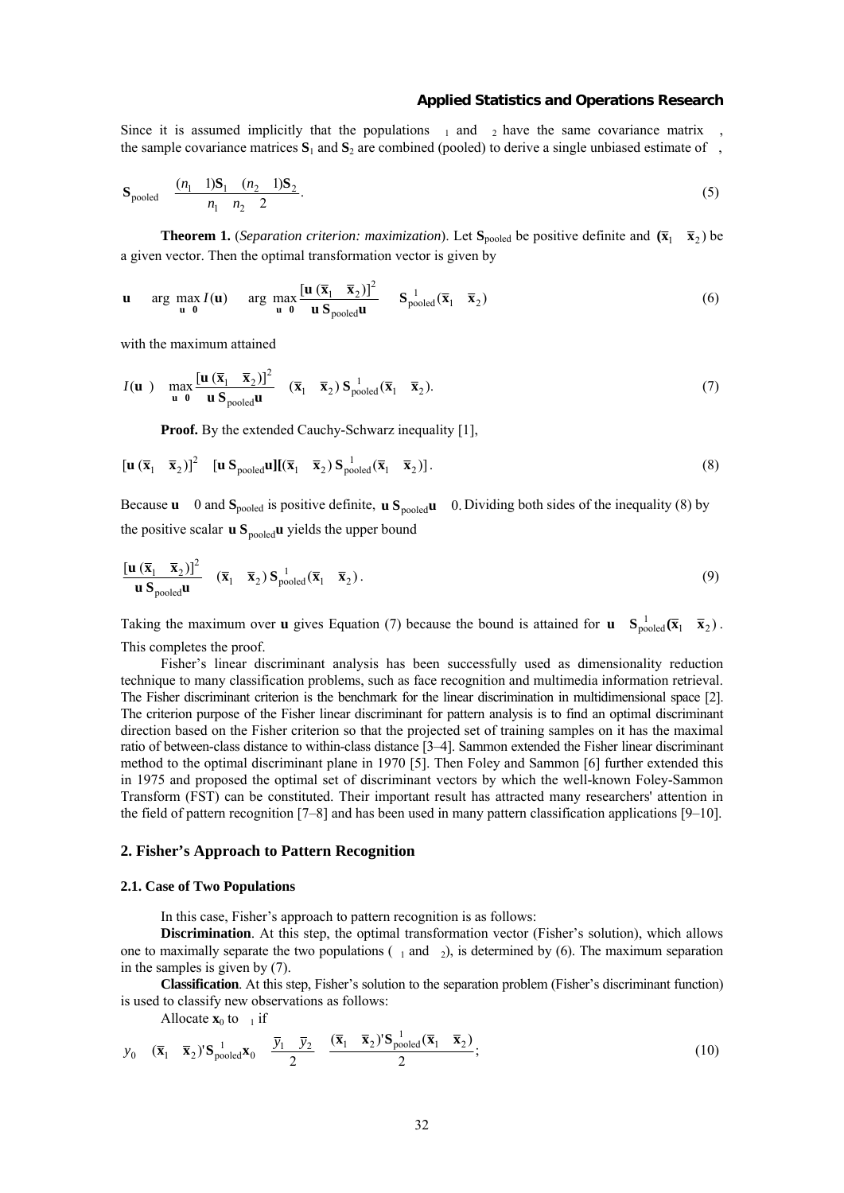Since it is assumed implicitly that the populations $\Pi_1$ and $\Pi_2$ have the same covariance matrix $\Sigma$, the sample covariance matrices $\mathbf{S}_1$ and $\mathbf{S}_2$ are combined (pooled) to derive a single unbiased estimate of $\Sigma$,

$$\mathbf{S}_{\text{pooled}} = \frac{(n_1 - 1)\mathbf{S}_1 + (n_2 - 1)\mathbf{S}_2}{n_1 + n_2 - 2}. \tag{5}$$

**Theorem 1.** (*Separation criterion: maximization*). Let $\mathbf{S}_{\text{pooled}}$ be positive definite and $(\overline{\mathbf{x}}_1 - \overline{\mathbf{x}}_2)$ be a given vector. Then the optimal transformation vector is given by

$$\mathbf{u}^* = \arg\max_{\mathbf{u} \neq \mathbf{0}} I(\mathbf{u}) = \arg\max_{\mathbf{u} \neq \mathbf{0}} \frac{[\mathbf{u}'(\overline{\mathbf{x}}_1 - \overline{\mathbf{x}}_2)]^2}{\mathbf{u}'\mathbf{S}_{\text{pooled}}\mathbf{u}} = \mathbf{S}_{\text{pooled}}^{-1}(\overline{\mathbf{x}}_1 - \overline{\mathbf{x}}_2) \tag{6}$$

with the maximum attained

$$I(\mathbf{u}^*) = \max_{\mathbf{u} \neq \mathbf{0}} \frac{[\mathbf{u}'(\overline{\mathbf{x}}_1 - \overline{\mathbf{x}}_2)]^2}{\mathbf{u}'\mathbf{S}_{\text{pooled}}\mathbf{u}} = (\overline{\mathbf{x}}_1 - \overline{\mathbf{x}}_2)'\mathbf{S}_{\text{pooled}}^{-1}(\overline{\mathbf{x}}_1 - \overline{\mathbf{x}}_2). \tag{7}$$

**Proof.** By the extended Cauchy-Schwarz inequality [1],

$$[\mathbf{u}'(\overline{\mathbf{x}}_1 - \overline{\mathbf{x}}_2)]^2 \leq [\mathbf{u}'\mathbf{S}_{\text{pooled}}\mathbf{u}][(\overline{\mathbf{x}}_1 - \overline{\mathbf{x}}_2)'\mathbf{S}_{\text{pooled}}^{-1}(\overline{\mathbf{x}}_1 - \overline{\mathbf{x}}_2)]. \tag{8}$$

Because $\mathbf{u} \neq 0$ and $\mathbf{S}_{\text{pooled}}$ is positive definite, $\mathbf{u}'\mathbf{S}_{\text{pooled}}\mathbf{u} > 0$. Dividing both sides of the inequality (8) by the positive scalar $\mathbf{u}'\mathbf{S}_{\text{pooled}}\mathbf{u}$ yields the upper bound

$$\frac{[\mathbf{u}'(\overline{\mathbf{x}}_1 - \overline{\mathbf{x}}_2)]^2}{\mathbf{u}'\mathbf{S}_{\text{pooled}}\mathbf{u}} \leq (\overline{\mathbf{x}}_1 - \overline{\mathbf{x}}_2)'\mathbf{S}_{\text{pooled}}^{-1}(\overline{\mathbf{x}}_1 - \overline{\mathbf{x}}_2). \tag{9}$$

Taking the maximum over $\mathbf{u}$ gives Equation (7) because the bound is attained for $\mathbf{u}^* = \mathbf{S}_{\text{pooled}}^{-1}(\overline{\mathbf{x}}_1 - \overline{\mathbf{x}}_2)$. This completes the proof.

Fisher's linear discriminant analysis has been successfully used as dimensionality reduction technique to many classification problems, such as face recognition and multimedia information retrieval. The Fisher discriminant criterion is the benchmark for the linear discrimination in multidimensional space [2]. The criterion purpose of the Fisher linear discriminant for pattern analysis is to find an optimal discriminant direction based on the Fisher criterion so that the projected set of training samples on it has the maximal ratio of between-class distance to within-class distance [3–4]. Sammon extended the Fisher linear discriminant method to the optimal discriminant plane in 1970 [5]. Then Foley and Sammon [6] further extended this in 1975 and proposed the optimal set of discriminant vectors by which the well-known Foley-Sammon Transform (FST) can be constituted. Their important result has attracted many researchers' attention in the field of pattern recognition [7–8] and has been used in many pattern classification applications [9–10].

## 2. Fisher's Approach to Pattern Recognition

### 2.1. Case of Two Populations

In this case, Fisher's approach to pattern recognition is as follows:

**Discrimination**. At this step, the optimal transformation vector (Fisher's solution), which allows one to maximally separate the two populations ($\Pi_1$ and $\Pi_2$), is determined by (6). The maximum separation in the samples is given by (7).

**Classification**. At this step, Fisher's solution to the separation problem (Fisher's discriminant function) is used to classify new observations as follows:

Allocate $\mathbf{x}_0$ to $\Pi_1$ if

$$y_0 = (\overline{\mathbf{x}}_1 - \overline{\mathbf{x}}_2)'\mathbf{S}_{\text{pooled}}^{-1}\mathbf{x}_0 \geq \frac{\overline{y}_1 + \overline{y}_2}{2} = \frac{(\overline{\mathbf{x}}_1 - \overline{\mathbf{x}}_2)'\mathbf{S}_{\text{pooled}}^{-1}(\overline{\mathbf{x}}_1 + \overline{\mathbf{x}}_2)}{2}; \tag{10}$$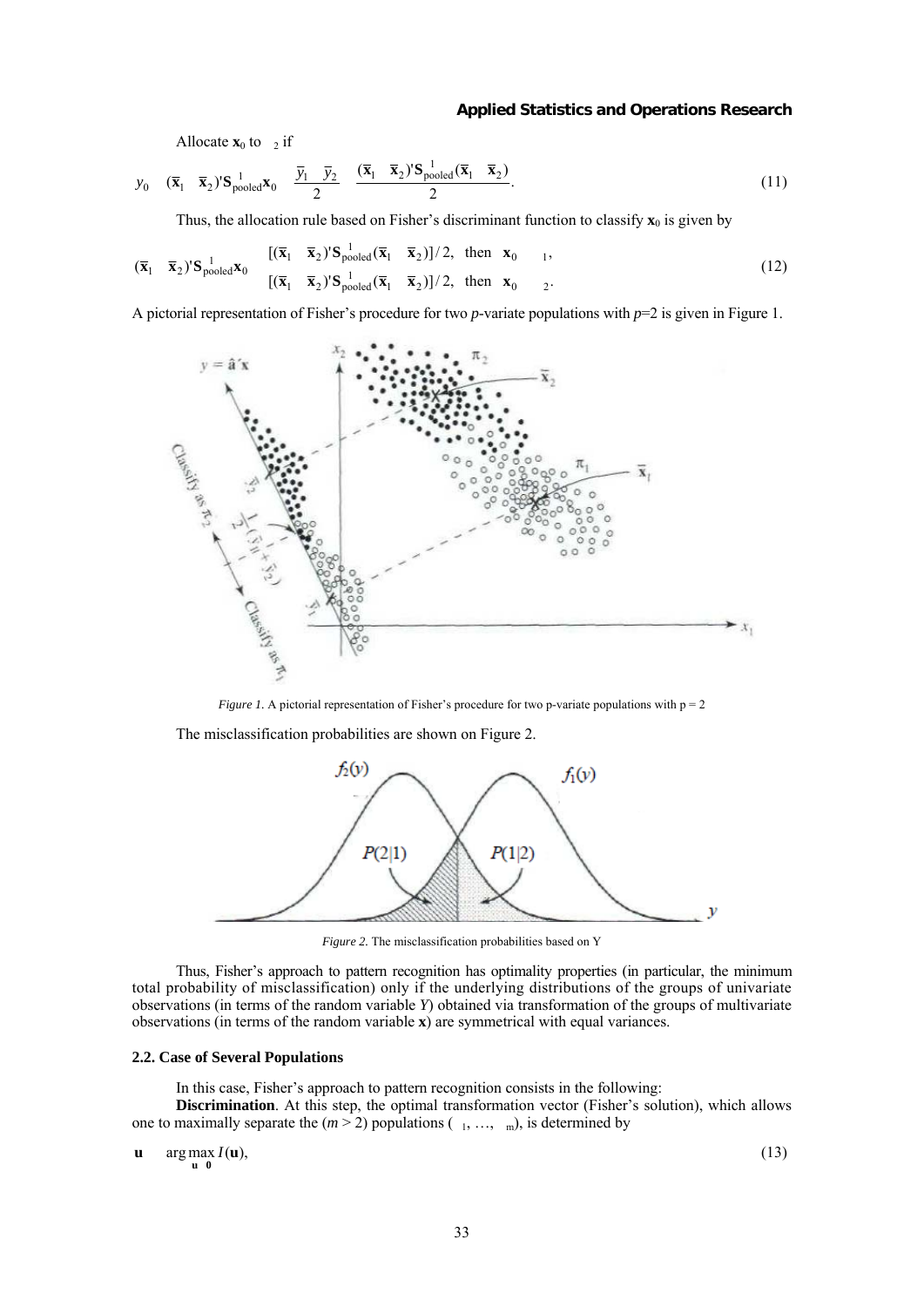Allocate $\mathbf{x}_0$ to $\pi_2$ if

$$y_0 = (\bar{\mathbf{x}}_1 - \bar{\mathbf{x}}_2)'\mathbf{S}_{\text{pooled}}^{-1}\mathbf{x}_0 < \frac{\bar{y}_1 + \bar{y}_2}{2} = \frac{(\bar{\mathbf{x}}_1 - \bar{\mathbf{x}}_2)'\mathbf{S}_{\text{pooled}}^{-1}(\bar{\mathbf{x}}_1 + \bar{\mathbf{x}}_2)}{2}. \tag{11}$$

Thus, the allocation rule based on Fisher's discriminant function to classify $\mathbf{x}_0$ is given by

$$(\bar{\mathbf{x}}_1 - \bar{\mathbf{x}}_2)'\mathbf{S}_{\text{pooled}}^{-1}\mathbf{x}_0 \begin{cases} \geq [(\bar{\mathbf{x}}_1 - \bar{\mathbf{x}}_2)'\mathbf{S}_{\text{pooled}}^{-1}(\bar{\mathbf{x}}_1 + \bar{\mathbf{x}}_2)]/2, & \text{then } \mathbf{x}_0 \in \pi_1, \\ < [(\bar{\mathbf{x}}_1 - \bar{\mathbf{x}}_2)'\mathbf{S}_{\text{pooled}}^{-1}(\bar{\mathbf{x}}_1 + \bar{\mathbf{x}}_2)]/2, & \text{then } \mathbf{x}_0 \in \pi_2. \end{cases} \tag{12}$$

A pictorial representation of Fisher's procedure for two *p*-variate populations with *p*=2 is given in Figure 1.

*Figure 1.* A pictorial representation of Fisher's procedure for two p-variate populations with p = 2

The misclassification probabilities are shown on Figure 2.

*Figure 2.* The misclassification probabilities based on Y

Thus, Fisher's approach to pattern recognition has optimality properties (in particular, the minimum total probability of misclassification) only if the underlying distributions of the groups of univariate observations (in terms of the random variable *Y*) obtained via transformation of the groups of multivariate observations (in terms of the random variable **x**) are symmetrical with equal variances.

### 2.2. Case of Several Populations

In this case, Fisher's approach to pattern recognition consists in the following:

**Discrimination**. At this step, the optimal transformation vector (Fisher's solution), which allows one to maximally separate the ($m > 2$) populations ($\pi_1, \ldots, \pi_m$), is determined by

$$\mathbf{u}^* = \arg\max_{\mathbf{u} \neq \mathbf{0}} I(\mathbf{u}), \tag{13}$$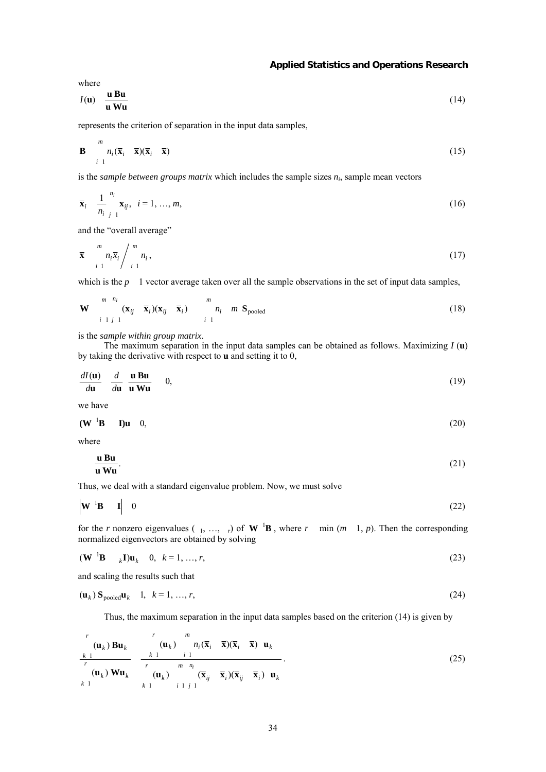where

$$I(\mathbf{u}) = \frac{\mathbf{u}'\mathbf{B}\mathbf{u}}{\mathbf{u}'\mathbf{W}\mathbf{u}} \tag{14}$$

represents the criterion of separation in the input data samples,

$$\mathbf{B} = \sum_{i=1}^{m} n_i(\overline{\mathbf{x}}_i - \overline{\mathbf{x}})(\overline{\mathbf{x}}_i - \overline{\mathbf{x}})' \tag{15}$$

is the *sample between groups matrix* which includes the sample sizes $n_i$, sample mean vectors

$$\overline{\mathbf{x}}_i = \frac{1}{n_i}\sum_{j=1}^{n_i}\mathbf{x}_{ij}, \quad i = 1, \ldots, m, \tag{16}$$

and the "overall average"

$$\overline{\mathbf{x}} = \sum_{i=1}^{m} n_i \overline{x}_i \Big/ \sum_{i=1}^{m} n_i, \tag{17}$$

which is the $p \times 1$ vector average taken over all the sample observations in the set of input data samples,

$$\mathbf{W} = \sum_{i=1}^{m}\sum_{j=1}^{n_i}(\mathbf{x}_{ij} - \overline{\mathbf{x}}_i)(\mathbf{x}_{ij} - \overline{\mathbf{x}}_i)' = \left(\sum_{i=1}^{m} n_i - m\right)\mathbf{S}_{\text{pooled}} \tag{18}$$

is the *sample within group matrix*.

The maximum separation in the input data samples can be obtained as follows. Maximizing $I(\mathbf{u})$ by taking the derivative with respect to $\mathbf{u}$ and setting it to 0,

$$\frac{dI(\mathbf{u})}{d\mathbf{u}} = \frac{d}{d\mathbf{u}}\left(\frac{\mathbf{u}'\mathbf{B}\mathbf{u}}{\mathbf{u}'\mathbf{W}\mathbf{u}}\right) = 0, \tag{19}$$

we have

$$(\mathbf{W}^{-1}\mathbf{B} - \lambda\mathbf{I})\mathbf{u} = 0, \tag{20}$$

where

$$\lambda = \frac{\mathbf{u}'\mathbf{B}\mathbf{u}}{\mathbf{u}'\mathbf{W}\mathbf{u}}. \tag{21}$$

Thus, we deal with a standard eigenvalue problem. Now, we must solve

$$\left|\mathbf{W}^{-1}\mathbf{B} - \lambda\mathbf{I}\right| = 0 \tag{22}$$

for the $r$ nonzero eigenvalues ($\lambda_1, \ldots, \lambda_r$) of $\mathbf{W}^{-1}\mathbf{B}$, where $r \le \min(m - 1, p)$. Then the corresponding normalized eigenvectors are obtained by solving

$$(\mathbf{W}^{-1}\mathbf{B} - \lambda_k\mathbf{I})\mathbf{u}_k = 0, \quad k = 1, \ldots, r, \tag{23}$$

and scaling the results such that

$$(\mathbf{u}_k)'\mathbf{S}_{\text{pooled}}\mathbf{u}_k = 1, \quad k = 1, \ldots, r, \tag{24}$$

Thus, the maximum separation in the input data samples based on the criterion (14) is given by

$$\frac{\sum_{k=1}^{r}(\mathbf{u}_k)'\mathbf{B}\mathbf{u}_k}{\sum_{k=1}^{r}(\mathbf{u}_k)'\mathbf{W}\mathbf{u}_k} = \frac{\sum_{k=1}^{r}(\mathbf{u}_k)'\left(\sum_{i=1}^{m} n_i(\overline{\mathbf{x}}_i - \overline{\mathbf{x}})(\overline{\mathbf{x}}_i - \overline{\mathbf{x}})'\right)\mathbf{u}_k}{\sum_{k=1}^{r}(\mathbf{u}_k)'\left(\sum_{i=1}^{m}\sum_{j=1}^{n_i}(\overline{\mathbf{x}}_{ij} - \overline{\mathbf{x}}_i)(\overline{\mathbf{x}}_{ij} - \overline{\mathbf{x}}_i)'\right)\mathbf{u}_k}. \tag{25}$$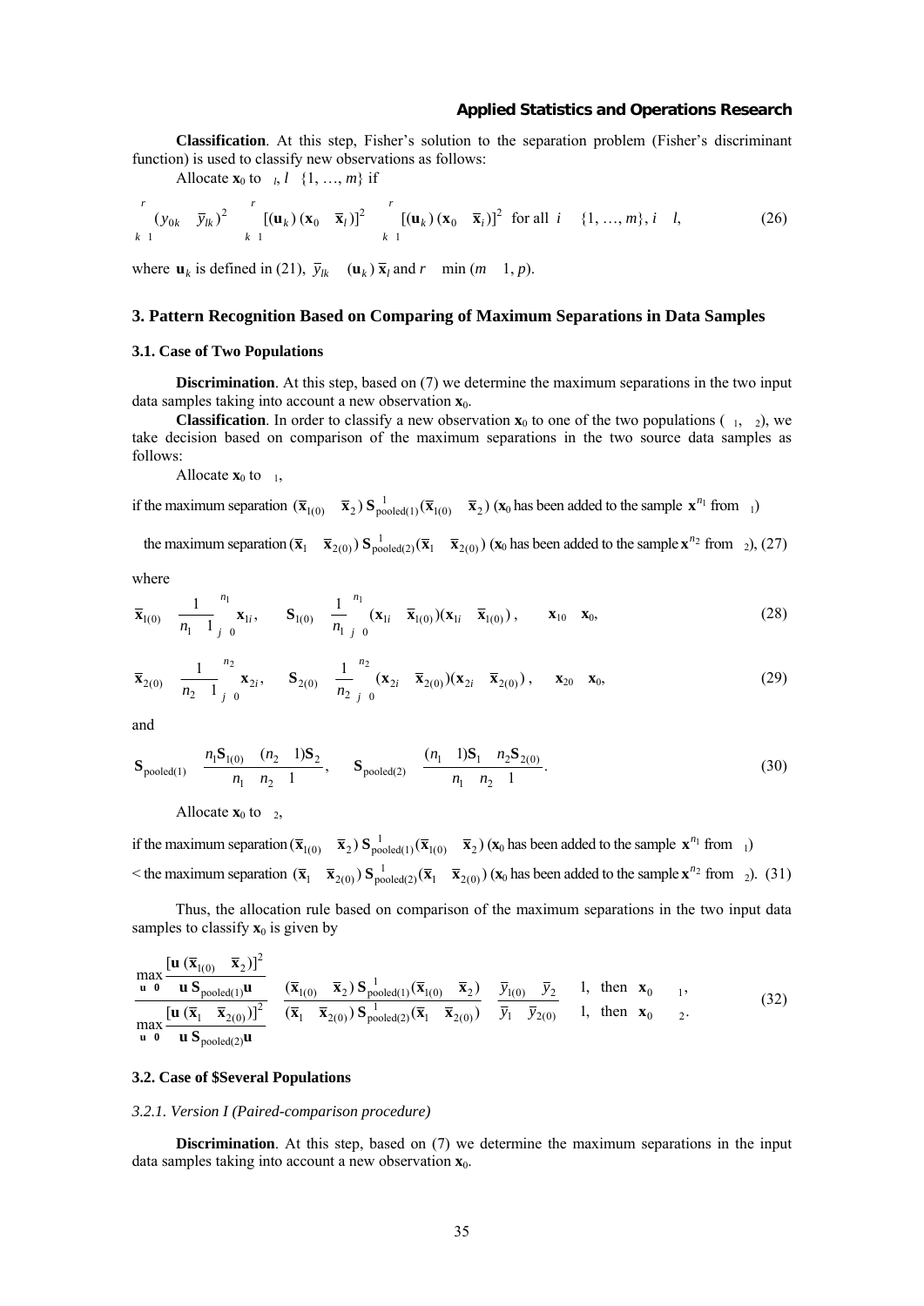**Classification**. At this step, Fisher's solution to the separation problem (Fisher's discriminant function) is used to classify new observations as follows:

Allocate $\mathbf{x}_0$ to $\pi_l$, $l \in \{1, \ldots, m\}$ if

$$\sum_{k=1}^{r} (y_{0k} - \bar{y}_{lk})^2 = \sum_{k=1}^{r} [(\mathbf{u}_k)'(\mathbf{x}_0 - \bar{\mathbf{x}}_l)]^2 \le \sum_{k=1}^{r} [(\mathbf{u}_k)'(\mathbf{x}_0 - \bar{\mathbf{x}}_i)]^2 \text{ for all } i \in \{1, \ldots, m\}, i \ne l, \tag{26}$$

where $\mathbf{u}_k$ is defined in (21), $\bar{y}_{lk} = (\mathbf{u}_k)'\bar{\mathbf{x}}_l$ and $r \le \min(m-1, p)$.

## 3. Pattern Recognition Based on Comparing of Maximum Separations in Data Samples

### 3.1. Case of Two Populations

**Discrimination**. At this step, based on (7) we determine the maximum separations in the two input data samples taking into account a new observation $\mathbf{x}_0$.

**Classification**. In order to classify a new observation $\mathbf{x}_0$ to one of the two populations ($\pi_1$, $\pi_2$), we take decision based on comparison of the maximum separations in the two source data samples as follows:

Allocate $\mathbf{x}_0$ to $\pi_1$,

if the maximum separation $(\bar{\mathbf{x}}_{1(0)} - \bar{\mathbf{x}}_2)'\mathbf{S}^{-1}_{\text{pooled}(1)}(\bar{\mathbf{x}}_{1(0)} - \bar{\mathbf{x}}_2)$ ($\mathbf{x}_0$ has been added to the sample $\mathbf{x}^{n_1}$ from $\pi_1$)

$\ge$ the maximum separation $(\bar{\mathbf{x}}_1 - \bar{\mathbf{x}}_{2(0)})'\mathbf{S}^{-1}_{\text{pooled}(2)}(\bar{\mathbf{x}}_1 - \bar{\mathbf{x}}_{2(0)})$ ($\mathbf{x}_0$ has been added to the sample $\mathbf{x}^{n_2}$ from $\pi_2$), (27)

where

$$\bar{\mathbf{x}}_{1(0)} = \frac{1}{n_1+1}\sum_{j=0}^{n_1}\mathbf{x}_{1i}, \qquad \mathbf{S}_{1(0)} = \frac{1}{n_1}\sum_{j=0}^{n_1}(\mathbf{x}_{1i} - \bar{\mathbf{x}}_{1(0)})(\mathbf{x}_{1i} - \bar{\mathbf{x}}_{1(0)})', \qquad \mathbf{x}_{10} = \mathbf{x}_0, \tag{28}$$

$$\bar{\mathbf{x}}_{2(0)} = \frac{1}{n_2+1}\sum_{j=0}^{n_2}\mathbf{x}_{2i}, \qquad \mathbf{S}_{2(0)} = \frac{1}{n_2}\sum_{j=0}^{n_2}(\mathbf{x}_{2i} - \bar{\mathbf{x}}_{2(0)})(\mathbf{x}_{2i} - \bar{\mathbf{x}}_{2(0)})', \qquad \mathbf{x}_{20} = \mathbf{x}_0, \tag{29}$$

and

$$\mathbf{S}_{\text{pooled}(1)} = \frac{n_1\mathbf{S}_{1(0)} + (n_2-1)\mathbf{S}_2}{n_1+n_2-1}, \qquad \mathbf{S}_{\text{pooled}(2)} = \frac{(n_1-1)\mathbf{S}_1 + n_2\mathbf{S}_{2(0)}}{n_1+n_2-1}. \tag{30}$$

Allocate $\mathbf{x}_0$ to $\pi_2$,

if the maximum separation $(\bar{\mathbf{x}}_{1(0)} - \bar{\mathbf{x}}_2)'\mathbf{S}^{-1}_{\text{pooled}(1)}(\bar{\mathbf{x}}_{1(0)} - \bar{\mathbf{x}}_2)$ ($\mathbf{x}_0$ has been added to the sample $\mathbf{x}^{n_1}$ from $\pi_1$)

< the maximum separation $(\bar{\mathbf{x}}_1 - \bar{\mathbf{x}}_{2(0)})'\mathbf{S}^{-1}_{\text{pooled}(2)}(\bar{\mathbf{x}}_1 - \bar{\mathbf{x}}_{2(0)})$ ($\mathbf{x}_0$ has been added to the sample $\mathbf{x}^{n_2}$ from $\pi_2$). (31)

Thus, the allocation rule based on comparison of the maximum separations in the two input data samples to classify $\mathbf{x}_0$ is given by

$$\frac{\max\limits_{\mathbf{u}\neq\mathbf{0}} \dfrac{[\mathbf{u}'(\bar{\mathbf{x}}_{1(0)} - \bar{\mathbf{x}}_2)]^2}{\mathbf{u}'\mathbf{S}_{\text{pooled}(1)}\mathbf{u}}}{\max\limits_{\mathbf{u}\neq\mathbf{0}} \dfrac{[\mathbf{u}'(\bar{\mathbf{x}}_1 - \bar{\mathbf{x}}_{2(0)})]^2}{\mathbf{u}'\mathbf{S}_{\text{pooled}(2)}\mathbf{u}}} = \frac{(\bar{\mathbf{x}}_{1(0)} - \bar{\mathbf{x}}_2)'\mathbf{S}^{-1}_{\text{pooled}(1)}(\bar{\mathbf{x}}_{1(0)} - \bar{\mathbf{x}}_2)}{(\bar{\mathbf{x}}_1 - \bar{\mathbf{x}}_{2(0)})'\mathbf{S}^{-1}_{\text{pooled}(2)}(\bar{\mathbf{x}}_1 - \bar{\mathbf{x}}_{2(0)})} = \frac{\bar{y}_{1(0)} - \bar{y}_2}{\bar{y}_1 - \bar{y}_{2(0)}} \begin{cases} \ge 1, & \text{then } \mathbf{x}_0 \in \pi_1, \\ < 1, & \text{then } \mathbf{x}_0 \in \pi_2. \end{cases} \tag{32}$$

### 3.2. Case of $Several Populations

#### 3.2.1. Version I (Paired-comparison procedure)

**Discrimination**. At this step, based on (7) we determine the maximum separations in the input data samples taking into account a new observation $\mathbf{x}_0$.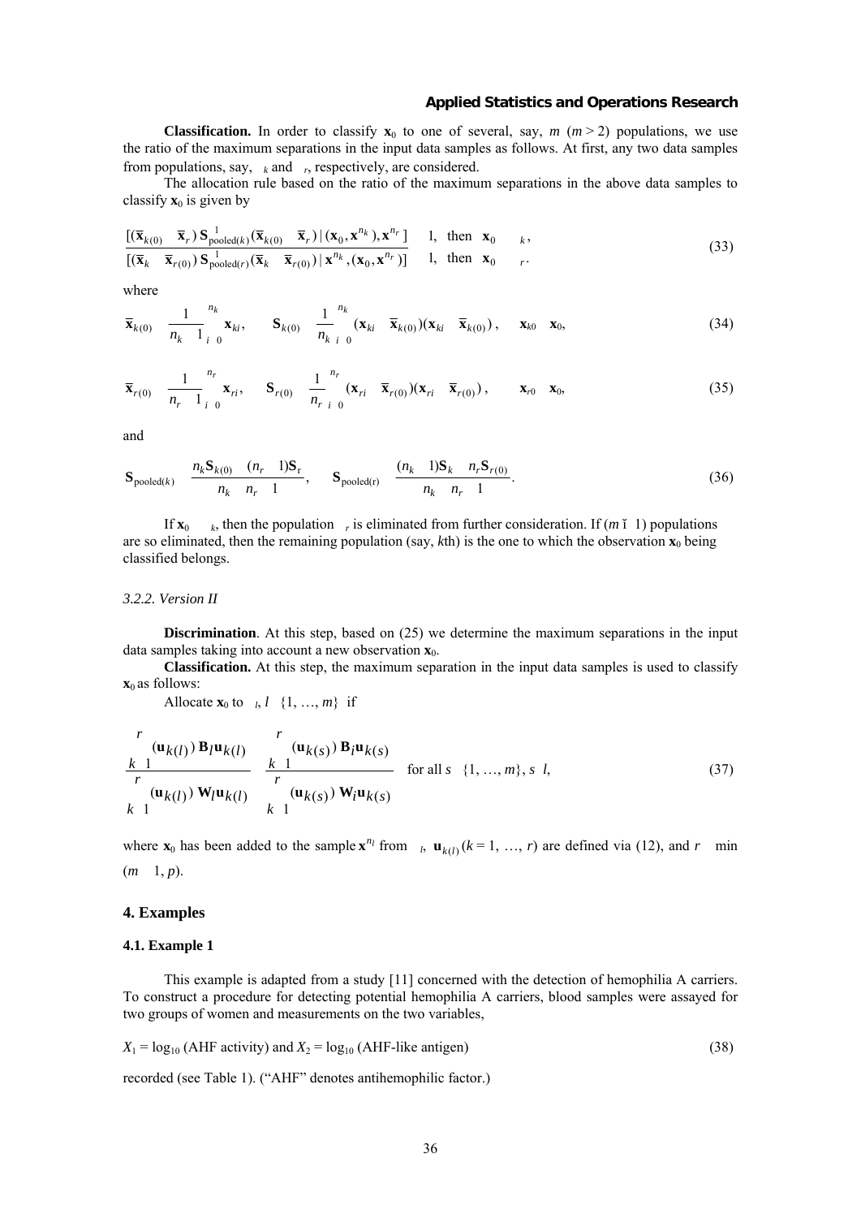**Classification.** In order to classify $\mathbf{x}_0$ to one of several, say, $m$ ($m > 2$) populations, we use the ratio of the maximum separations in the input data samples as follows. At first, any two data samples from populations, say, $\Pi_k$ and $\Pi_r$, respectively, are considered.

The allocation rule based on the ratio of the maximum separations in the above data samples to classify $\mathbf{x}_0$ is given by

$$\frac{[(\overline{\mathbf{x}}_{k(0)} - \overline{\mathbf{x}}_r)' \, \mathbf{S}^{-1}_{\text{pooled}(k)} (\overline{\mathbf{x}}_{k(0)} - \overline{\mathbf{x}}_r) \,|\, (\mathbf{x}_0, \mathbf{x}^{n_k}), \mathbf{x}^{n_r}]}{[(\overline{\mathbf{x}}_k - \overline{\mathbf{x}}_{r(0)})' \, \mathbf{S}^{-1}_{\text{pooled}(r)} (\overline{\mathbf{x}}_k - \overline{\mathbf{x}}_{r(0)}) \,|\, \mathbf{x}^{n_k}, (\mathbf{x}_0, \mathbf{x}^{n_r})]} \begin{cases} \geq 1, & \text{then } \mathbf{x}_0 \in \Pi_k, \\ < 1, & \text{then } \mathbf{x}_0 \in \Pi_r. \end{cases} \tag{33}$$

where

$$\overline{\mathbf{x}}_{k(0)} = \frac{1}{n_k + 1} \sum_{i=0}^{n_k} \mathbf{x}_{ki}, \qquad \mathbf{S}_{k(0)} = \frac{1}{n_k} \sum_{i=0}^{n_k} (\mathbf{x}_{ki} - \overline{\mathbf{x}}_{k(0)})(\mathbf{x}_{ki} - \overline{\mathbf{x}}_{k(0)})', \qquad \mathbf{x}_{k0} = \mathbf{x}_0, \tag{34}$$

$$\overline{\mathbf{x}}_{r(0)} = \frac{1}{n_r + 1} \sum_{i=0}^{n_r} \mathbf{x}_{ri}, \qquad \mathbf{S}_{r(0)} = \frac{1}{n_r} \sum_{i=0}^{n_r} (\mathbf{x}_{ri} - \overline{\mathbf{x}}_{r(0)})(\mathbf{x}_{ri} - \overline{\mathbf{x}}_{r(0)})', \qquad \mathbf{x}_{r0} = \mathbf{x}_0, \tag{35}$$

and

$$\mathbf{S}_{\text{pooled}(k)} = \frac{n_k \mathbf{S}_{k(0)} + (n_r - 1)\mathbf{S}_r}{n_k + n_r - 1}, \qquad \mathbf{S}_{\text{pooled(r)}} = \frac{(n_k - 1)\mathbf{S}_k + n_r \mathbf{S}_{r(0)}}{n_k + n_r - 1}. \tag{36}$$

If $\mathbf{x}_0 \in \Pi_k$, then the population $\Pi_r$ is eliminated from further consideration. If ($m - 1$) populations are so eliminated, then the remaining population (say, $k$th) is the one to which the observation $\mathbf{x}_0$ being classified belongs.

### *3.2.2. Version II*

**Discrimination**. At this step, based on (25) we determine the maximum separations in the input data samples taking into account a new observation $\mathbf{x}_0$.

**Classification.** At this step, the maximum separation in the input data samples is used to classify $\mathbf{x}_0$ as follows:

Allocate $\mathbf{x}_0$ to $\Pi_l$, $l \in \{1, \ldots, m\}$ if

$$\frac{\sum_{k=1}^{r} (\mathbf{u}_{k(l)})' \, \mathbf{B}_l \mathbf{u}_{k(l)}}{\sum_{k=1}^{r} (\mathbf{u}_{k(l)})' \, \mathbf{W}_l \mathbf{u}_{k(l)}} \geq \frac{\sum_{k=1}^{r} (\mathbf{u}_{k(s)})' \, \mathbf{B}_l \mathbf{u}_{k(s)}}{\sum_{k=1}^{r} (\mathbf{u}_{k(s)})' \, \mathbf{W}_l \mathbf{u}_{k(s)}} \quad \text{for all } s \in \{1, \ldots, m\}, s \neq l, \tag{37}$$

where $\mathbf{x}_0$ has been added to the sample $\mathbf{x}^{n_l}$ from $\Pi_l$, $\mathbf{u}_{k(l)}$ ($k = 1, \ldots, r$) are defined via (12), and $r = \min(m - 1, p)$.

## 4. Examples

### 4.1. Example 1

This example is adapted from a study [11] concerned with the detection of hemophilia A carriers. To construct a procedure for detecting potential hemophilia A carriers, blood samples were assayed for two groups of women and measurements on the two variables,

$$X_1 = \log_{10} \text{(AHF activity) and } X_2 = \log_{10} \text{(AHF-like antigen)} \tag{38}$$

recorded (see Table 1). ("AHF" denotes antihemophilic factor.)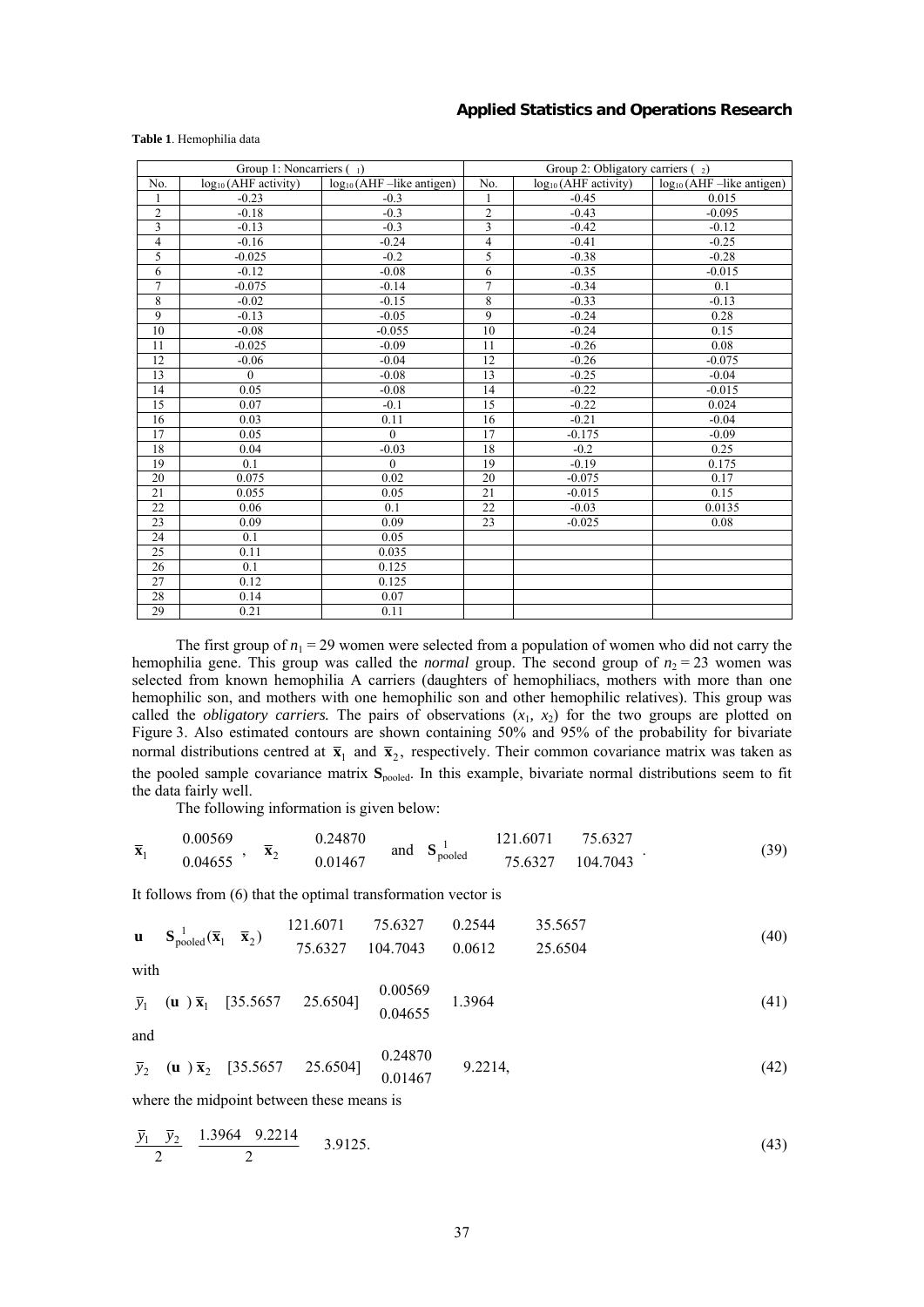**Table 1**. Hemophilia data

| Group 1: Noncarriers ($\pi_1$) | | | Group 2: Obligatory carriers ($\pi_2$) | | |
|---|---|---|---|---|---|
| No. | $\log_{10}$(AHF activity) | $\log_{10}$(AHF –like antigen) | No. | $\log_{10}$(AHF activity) | $\log_{10}$(AHF –like antigen) |
| 1 | -0.23 | -0.3 | 1 | -0.45 | 0.015 |
| 2 | -0.18 | -0.3 | 2 | -0.43 | -0.095 |
| 3 | -0.13 | -0.3 | 3 | -0.42 | -0.12 |
| 4 | -0.16 | -0.24 | 4 | -0.41 | -0.25 |
| 5 | -0.025 | -0.2 | 5 | -0.38 | -0.28 |
| 6 | -0.12 | -0.08 | 6 | -0.35 | -0.015 |
| 7 | -0.075 | -0.14 | 7 | -0.34 | 0.1 |
| 8 | -0.02 | -0.15 | 8 | -0.33 | -0.13 |
| 9 | -0.13 | -0.05 | 9 | -0.24 | 0.28 |
| 10 | -0.08 | -0.055 | 10 | -0.24 | 0.15 |
| 11 | -0.025 | -0.09 | 11 | -0.26 | 0.08 |
| 12 | -0.06 | -0.04 | 12 | -0.26 | -0.075 |
| 13 | 0 | -0.08 | 13 | -0.25 | -0.04 |
| 14 | 0.05 | -0.08 | 14 | -0.22 | -0.015 |
| 15 | 0.07 | -0.1 | 15 | -0.22 | 0.024 |
| 16 | 0.03 | 0.11 | 16 | -0.21 | -0.04 |
| 17 | 0.05 | 0 | 17 | -0.175 | -0.09 |
| 18 | 0.04 | -0.03 | 18 | -0.2 | 0.25 |
| 19 | 0.1 | 0 | 19 | -0.19 | 0.175 |
| 20 | 0.075 | 0.02 | 20 | -0.075 | 0.17 |
| 21 | 0.055 | 0.05 | 21 | -0.015 | 0.15 |
| 22 | 0.06 | 0.1 | 22 | -0.03 | 0.0135 |
| 23 | 0.09 | 0.09 | 23 | -0.025 | 0.08 |
| 24 | 0.1 | 0.05 | | | |
| 25 | 0.11 | 0.035 | | | |
| 26 | 0.1 | 0.125 | | | |
| 27 | 0.12 | 0.125 | | | |
| 28 | 0.14 | 0.07 | | | |
| 29 | 0.21 | 0.11 | | | |

The first group of $n_1 = 29$ women were selected from a population of women who did not carry the hemophilia gene. This group was called the *normal* group. The second group of $n_2 = 23$ women was selected from known hemophilia A carriers (daughters of hemophiliacs, mothers with more than one hemophilic son, and mothers with one hemophilic son and other hemophilic relatives). This group was called the *obligatory carriers.* The pairs of observations $(x_1, x_2)$ for the two groups are plotted on Figure 3. Also estimated contours are shown containing 50% and 95% of the probability for bivariate normal distributions centred at $\bar{\mathbf{x}}_1$ and $\bar{\mathbf{x}}_2$, respectively. Their common covariance matrix was taken as the pooled sample covariance matrix $\mathbf{S}_{\text{pooled}}$. In this example, bivariate normal distributions seem to fit the data fairly well.

The following information is given below:

$$\bar{\mathbf{x}}_1 = \begin{bmatrix} -0.00569 \\ -0.04655 \end{bmatrix}, \quad \bar{\mathbf{x}}_2 = \begin{bmatrix} -0.24870 \\ 0.01467 \end{bmatrix} \quad \text{and} \quad \mathbf{S}_{\text{pooled}}^{-1} = \begin{bmatrix} 121.6071 & -75.6327 \\ -75.6327 & 104.7043 \end{bmatrix}. \tag{39}$$

It follows from (6) that the optimal transformation vector is

$$\mathbf{u} = \mathbf{S}_{\text{pooled}}^{-1}(\bar{\mathbf{x}}_1 - \bar{\mathbf{x}}_2) = \begin{bmatrix} 121.6071 & -75.6327 \\ -75.6327 & 104.7043 \end{bmatrix} \begin{bmatrix} 0.2544 \\ -0.0612 \end{bmatrix} = \begin{bmatrix} 35.5657 \\ -25.6504 \end{bmatrix} \tag{40}$$

with

$$\bar{y}_1 = (\mathbf{u}')\bar{\mathbf{x}}_1 = [35.5657 \quad -25.6504] \begin{bmatrix} -0.00569 \\ -0.04655 \end{bmatrix} = 1.3964 \tag{41}$$

and

$$\bar{y}_2 = (\mathbf{u}')\bar{\mathbf{x}}_2 = [35.5657 \quad -25.6504] \begin{bmatrix} -0.24870 \\ 0.01467 \end{bmatrix} = -9.2214, \tag{42}$$

where the midpoint between these means is

$$\frac{\bar{y}_1 + \bar{y}_2}{2} = \frac{1.3964 - 9.2214}{2} = -3.9125. \tag{43}$$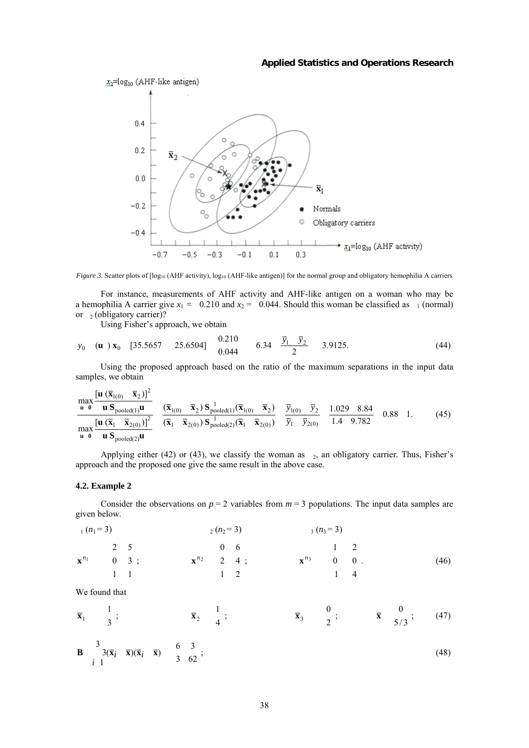*Figure 3.* Scatter plots of [log₁₀ (AHF activity), log₁₀ (AHF-like antigen)] for the normal group and obligatory hemophilia A carriers

For instance, measurements of AHF activity and AHF-like antigen on a woman who may be a hemophilia A carrier give $x_1 = -0.210$ and $x_2 = -0.044$. Should this woman be classified as $\pi_1$ (normal) or $\pi_2$ (obligatory carrier)?

Using Fisher's approach, we obtain

$$y_0 = (\mathbf{u}^*)'\mathbf{x}_0 = [35.5657 \quad -25.6504]\begin{bmatrix} -0.210 \\ -0.044 \end{bmatrix} = -6.34 < \frac{\bar{y}_1 + \bar{y}_2}{2} = -3.9125. \qquad (44)$$

Using the proposed approach based on the ratio of the maximum separations in the input data samples, we obtain

$$\frac{\max\limits_{\mathbf{u}\neq\mathbf{0}} \dfrac{[\mathbf{u}'(\bar{\mathbf{x}}_{1(0)} - \bar{\mathbf{x}}_2)]^2}{\mathbf{u}'\mathbf{S}_{\text{pooled}(1)}\mathbf{u}}}{\max\limits_{\mathbf{u}\neq\mathbf{0}} \dfrac{[\mathbf{u}'(\bar{\mathbf{x}}_1 - \bar{\mathbf{x}}_{2(0)})]^2}{\mathbf{u}'\mathbf{S}_{\text{pooled}(2)}\mathbf{u}}} = \frac{(\bar{\mathbf{x}}_{1(0)} - \bar{\mathbf{x}}_2)'\mathbf{S}_{\text{pooled}(1)}^{-1}(\bar{\mathbf{x}}_{1(0)} - \bar{\mathbf{x}}_2)}{(\bar{\mathbf{x}}_1 - \bar{\mathbf{x}}_{2(0)})'\mathbf{S}_{\text{pooled}(2)}^{-1}(\bar{\mathbf{x}}_1 - \bar{\mathbf{x}}_{2(0)})} = \frac{\bar{y}_{1(0)} - \bar{y}_2}{\bar{y}_1 - \bar{y}_{2(0)}} = \frac{1.029 + 8.84}{1.4 + 9.782} = 0.88 < 1. \qquad (45)$$

Applying either (42) or (43), we classify the woman as $\pi_2$, an obligatory carrier. Thus, Fisher's approach and the proposed one give the same result in the above case.

### 4.2. Example 2

Consider the observations on $p = 2$ variables from $m = 3$ populations. The input data samples are given below.

$$\pi_1\ (n_1 = 3) \qquad\qquad \pi_2\ (n_2 = 3) \qquad\qquad \pi_3\ (n_3 = 3)$$

$$\mathbf{x}^{n_1} = \begin{pmatrix} -2 & 5 \\ 0 & 3 \\ -1 & 1 \end{pmatrix}; \qquad \mathbf{x}^{n_2} = \begin{pmatrix} 0 & 6 \\ 2 & 4 \\ 1 & 2 \end{pmatrix}; \qquad \mathbf{x}^{n_3} = \begin{pmatrix} 1 & -2 \\ 0 & 0 \\ -1 & -4 \end{pmatrix}. \qquad (46)$$

We found that

$$\bar{\mathbf{x}}_1 = \begin{pmatrix} -1 \\ 3 \end{pmatrix}; \qquad \bar{\mathbf{x}}_2 = \begin{pmatrix} 1 \\ 4 \end{pmatrix}; \qquad \bar{\mathbf{x}}_3 = \begin{pmatrix} 0 \\ -2 \end{pmatrix}; \qquad \bar{\mathbf{x}} = \begin{pmatrix} 0 \\ 5/3 \end{pmatrix}; \qquad (47)$$

$$\mathbf{B} = \sum_{i=1}^{3} 3(\bar{\mathbf{x}}_i - \bar{\mathbf{x}})(\bar{\mathbf{x}}_i - \bar{\mathbf{x}})' = \begin{pmatrix} 6 & 3 \\ 3 & 62 \end{pmatrix}; \qquad (48)$$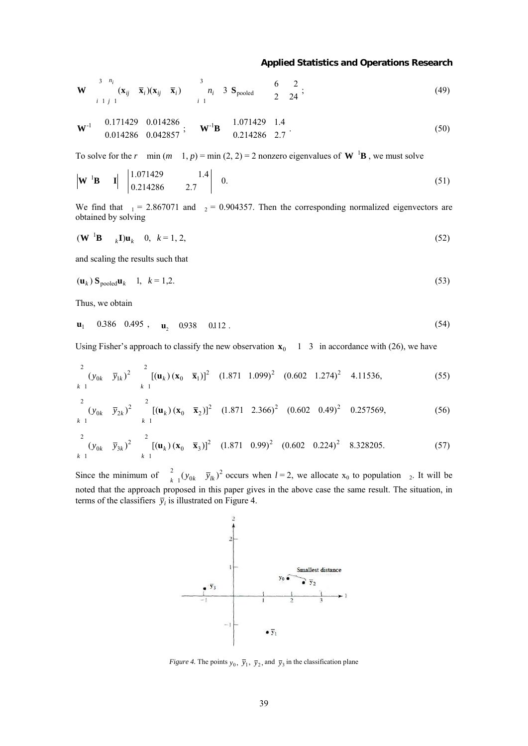$$\mathbf{W} = \sum_{i=1}^{3}\sum_{j=1}^{n_i}(\mathbf{x}_{ij}-\overline{\mathbf{x}}_i)(\mathbf{x}_{ij}-\overline{\mathbf{x}}_i)' = \left(\sum_{i=1}^{3} n_i - 3\right)\mathbf{S}_{\text{pooled}} = \begin{bmatrix} 6 & -2 \\ -2 & 24 \end{bmatrix}; \tag{49}$$

$$\mathbf{W}^{-1} = \begin{bmatrix} 0.171429 & 0.014286 \\ 0.014286 & 0.042857 \end{bmatrix}; \quad \mathbf{W}^{-1}\mathbf{B} = \begin{bmatrix} 1.071429 & 1.4 \\ 0.214286 & 2.7 \end{bmatrix}. \tag{50}$$

To solve for the $r = \min(m-1, p) = \min(2, 2) = 2$ nonzero eigenvalues of $\mathbf{W}^{-1}\mathbf{B}$, we must solve

$$\left|\mathbf{W}^{-1}\mathbf{B} - \lambda\mathbf{I}\right| = \begin{vmatrix} 1.071429-\lambda & 1.4 \\ 0.214286 & 2.7-\lambda \end{vmatrix} = 0. \tag{51}$$

We find that $\lambda_1 = 2.867071$ and $\lambda_2 = 0.904357$. Then the corresponding normalized eigenvectors are obtained by solving

$$(\mathbf{W}^{-1}\mathbf{B} - \lambda_k\mathbf{I})\mathbf{u}_k = 0, \quad k = 1, 2, \tag{52}$$

and scaling the results such that

$$(\mathbf{u}_k)'\,\mathbf{S}_{\text{pooled}}\mathbf{u}_k = 1, \quad k = 1,2. \tag{53}$$

Thus, we obtain

$$\mathbf{u}_1' = [0.386 \quad 0.495], \quad \mathbf{u}_2' = [0.938 \quad -0.112]. \tag{54}$$

Using Fisher's approach to classify the new observation $\mathbf{x}_0' = [1 \quad 3]$ in accordance with (26), we have

$$\sum_{k=1}^{2}(y_{0k} - \overline{y}_{1k})^2 = \sum_{k=1}^{2}[(\mathbf{u}_k)'(\mathbf{x}_0 - \overline{\mathbf{x}}_1)]^2 = (1.871 - 1.099)^2 + (0.602 + 1.274)^2 = 4.11536, \tag{55}$$

$$\sum_{k=1}^{2}(y_{0k} - \overline{y}_{2k})^2 = \sum_{k=1}^{2}[(\mathbf{u}_k)'(\mathbf{x}_0 - \overline{\mathbf{x}}_2)]^2 = (1.871 - 2.366)^2 + (0.602 - 0.49)^2 = 0.257569, \tag{56}$$

$$\sum_{k=1}^{2}(y_{0k} - \overline{y}_{3k})^2 = \sum_{k=1}^{2}[(\mathbf{u}_k)'(\mathbf{x}_0 - \overline{\mathbf{x}}_3)]^2 = (1.871 + 0.99)^2 + (0.602 - 0.224)^2 = 8.328205. \tag{57}$$

Since the minimum of $\sum_{k=1}^{2}(y_{0k} - \overline{y}_{lk})^2$ occurs when $l = 2$, we allocate $x_0$ to population $\pi_2$. It will be noted that the approach proposed in this paper gives in the above case the same result. The situation, in terms of the classifiers $\overline{y}_i$ is illustrated on Figure 4.

*Figure 4.* The points $y_0$, $\overline{y}_1$, $\overline{y}_2$, and $\overline{y}_3$ in the classification plane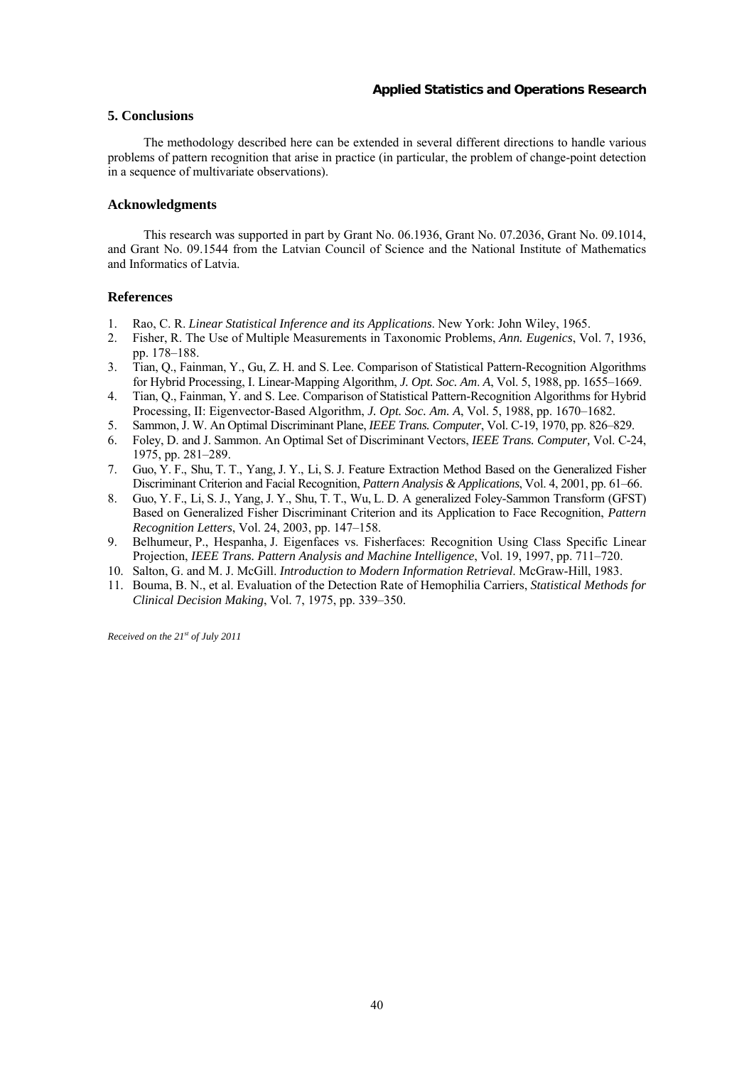## 5. Conclusions

The methodology described here can be extended in several different directions to handle various problems of pattern recognition that arise in practice (in particular, the problem of change-point detection in a sequence of multivariate observations).

## Acknowledgments

This research was supported in part by Grant No. 06.1936, Grant No. 07.2036, Grant No. 09.1014, and Grant No. 09.1544 from the Latvian Council of Science and the National Institute of Mathematics and Informatics of Latvia.

## References

1. Rao, C. R. *Linear Statistical Inference and its Applications*. New York: John Wiley, 1965.
2. Fisher, R. The Use of Multiple Measurements in Taxonomic Problems, *Ann. Eugenics*, Vol. 7, 1936, pp. 178–188.
3. Tian, Q., Fainman, Y., Gu, Z. H. and S. Lee. Comparison of Statistical Pattern-Recognition Algorithms for Hybrid Processing, I. Linear-Mapping Algorithm, *J. Opt. Soc. Am. A*, Vol. 5, 1988, pp. 1655–1669.
4. Tian, Q., Fainman, Y. and S. Lee. Comparison of Statistical Pattern-Recognition Algorithms for Hybrid Processing, II: Eigenvector-Based Algorithm, *J. Opt. Soc. Am. A*, Vol. 5, 1988, pp. 1670–1682.
5. Sammon, J. W. An Optimal Discriminant Plane, *IEEE Trans. Computer*, Vol. C-19, 1970, pp. 826–829.
6. Foley, D. and J. Sammon. An Optimal Set of Discriminant Vectors, *IEEE Trans. Computer,* Vol. C-24, 1975, pp. 281–289.
7. Guo, Y. F., Shu, T. T., Yang, J. Y., Li, S. J. Feature Extraction Method Based on the Generalized Fisher Discriminant Criterion and Facial Recognition, *Pattern Analysis & Applications*, Vol. 4, 2001, pp. 61–66.
8. Guo, Y. F., Li, S. J., Yang, J. Y., Shu, T. T., Wu, L. D. A generalized Foley-Sammon Transform (GFST) Based on Generalized Fisher Discriminant Criterion and its Application to Face Recognition, *Pattern Recognition Letters*, Vol. 24, 2003, pp. 147–158.
9. Belhumeur, P., Hespanha, J. Eigenfaces vs. Fisherfaces: Recognition Using Class Specific Linear Projection, *IEEE Trans. Pattern Analysis and Machine Intelligence*, Vol. 19, 1997, pp. 711–720.
10. Salton, G. and M. J. McGill. *Introduction to Modern Information Retrieval*. McGraw-Hill, 1983.
11. Bouma, B. N., et al. Evaluation of the Detection Rate of Hemophilia Carriers, *Statistical Methods for Clinical Decision Making*, Vol. 7, 1975, pp. 339–350.

*Received on the 21st of July 2011*